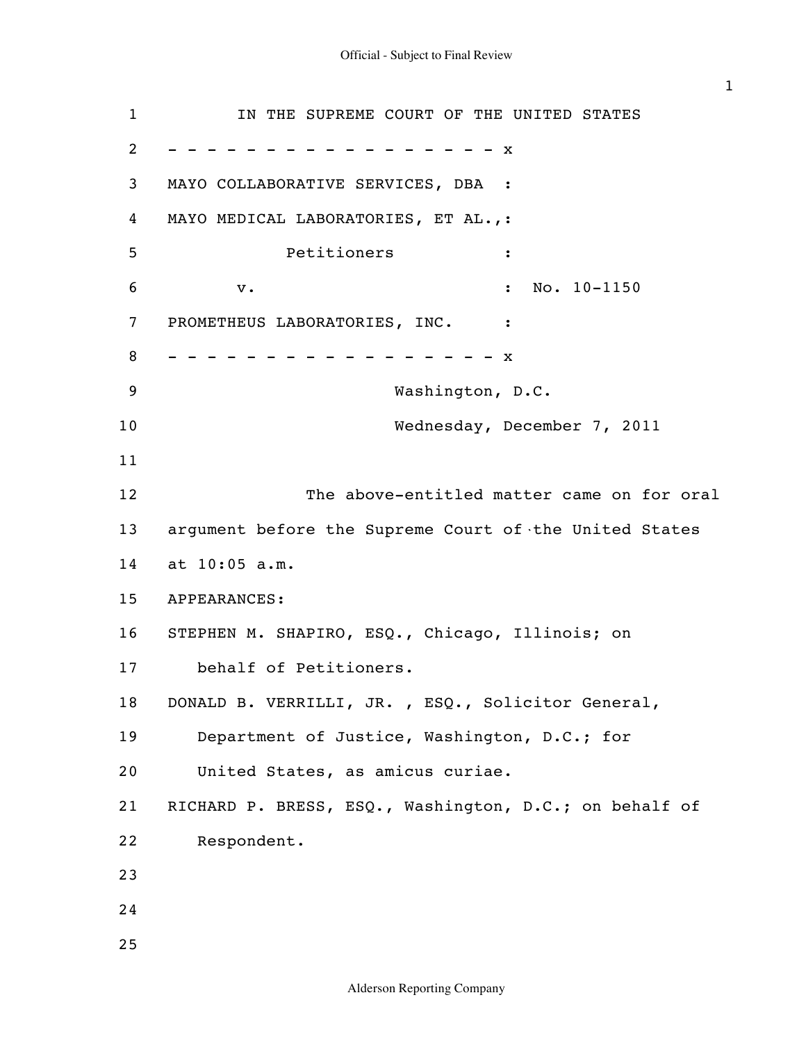IN THE SUPREME COURT OF THE UNITED STATES

- - - - - - - - - - - - - - - - - - x

MAYO COLLABORATIVE SERVICES, DBA :

MAYO MEDICAL LABORATORIES, ET AL.,:

Petitioners :

v. : No. 10-1150

PROMETHEUS LABORATORIES, INC. :

- - - - - - - - - - - - - - - - - - x

Washington, D.C.

Wednesday, December 7, 2011

The above-entitled matter came on for oral argument before the Supreme Court of the United States at 10:05 a.m.

APPEARANCES:

STEPHEN M. SHAPIRO, ESQ., Chicago, Illinois; on behalf of Petitioners.

DONALD B. VERRILLI, JR. , ESQ., Solicitor General, Department of Justice, Washington, D.C.; for United States, as amicus curiae.

RICHARD P. BRESS, ESQ., Washington, D.C.; on behalf of Respondent.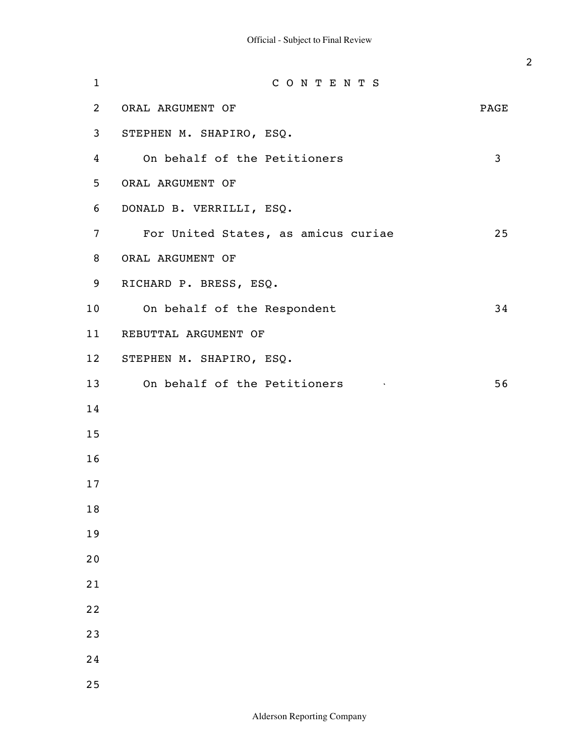# C O N T E N T S

| ORAL ARGUMENT OF | PAGE |
|---|---|
| STEPHEN M. SHAPIRO, ESQ. | |
| On behalf of the Petitioners | 3 |
| ORAL ARGUMENT OF | |
| DONALD B. VERRILLI, ESQ. | |
| For United States, as amicus curiae | 25 |
| ORAL ARGUMENT OF | |
| RICHARD P. BRESS, ESQ. | |
| On behalf of the Respondent | 34 |
| REBUTTAL ARGUMENT OF | |
| STEPHEN M. SHAPIRO, ESQ. | |
| On behalf of the Petitioners | 56 |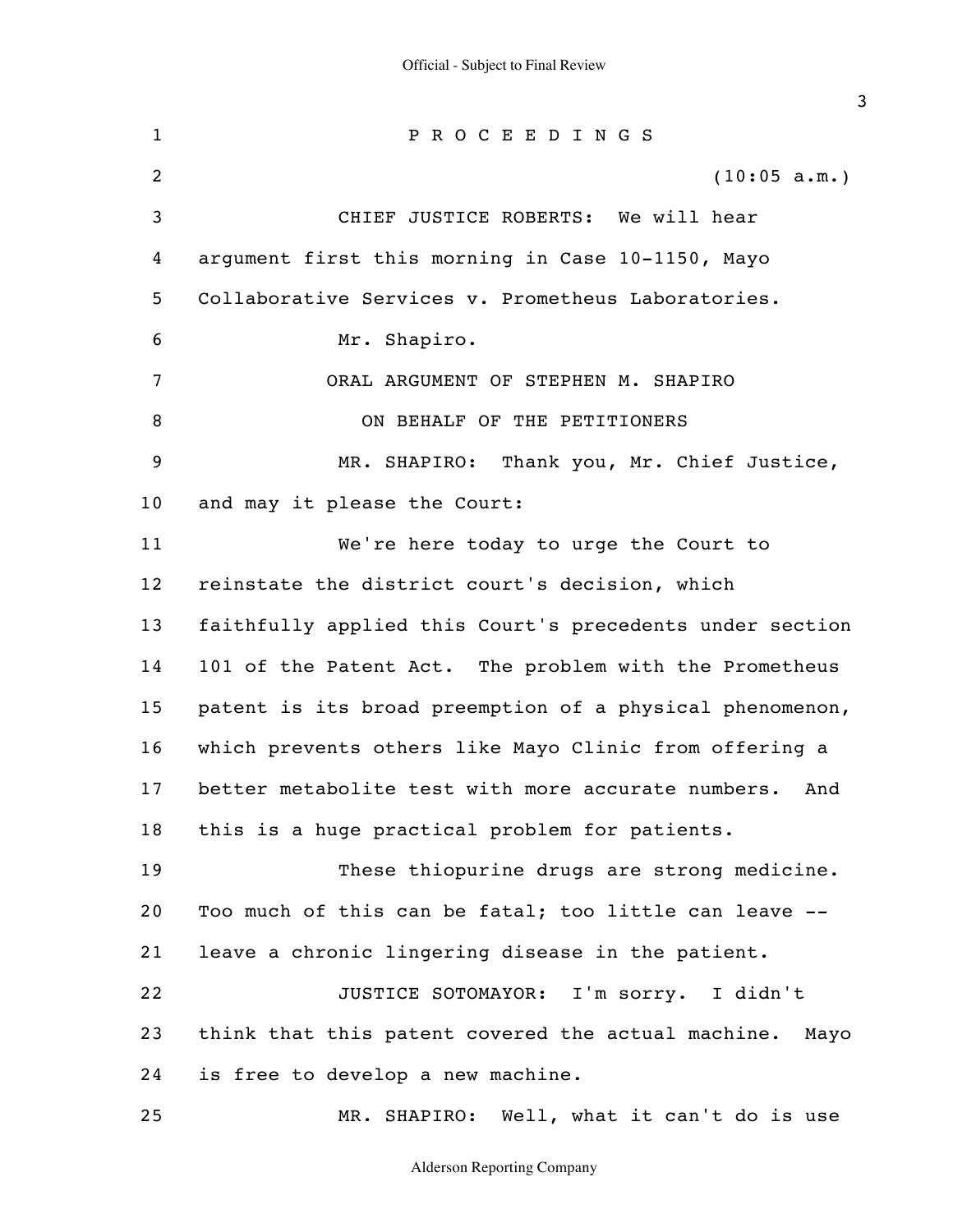P R O C E E D I N G S

(10:05 a.m.)

CHIEF JUSTICE ROBERTS: We will hear argument first this morning in Case 10-1150, Mayo Collaborative Services v. Prometheus Laboratories.

Mr. Shapiro.

ORAL ARGUMENT OF STEPHEN M. SHAPIRO

ON BEHALF OF THE PETITIONERS

MR. SHAPIRO: Thank you, Mr. Chief Justice, and may it please the Court:

We're here today to urge the Court to reinstate the district court's decision, which faithfully applied this Court's precedents under section 101 of the Patent Act. The problem with the Prometheus patent is its broad preemption of a physical phenomenon, which prevents others like Mayo Clinic from offering a better metabolite test with more accurate numbers. And this is a huge practical problem for patients.

These thiopurine drugs are strong medicine. Too much of this can be fatal; too little can leave -- leave a chronic lingering disease in the patient.

JUSTICE SOTOMAYOR: I'm sorry. I didn't think that this patent covered the actual machine. Mayo is free to develop a new machine.

MR. SHAPIRO: Well, what it can't do is use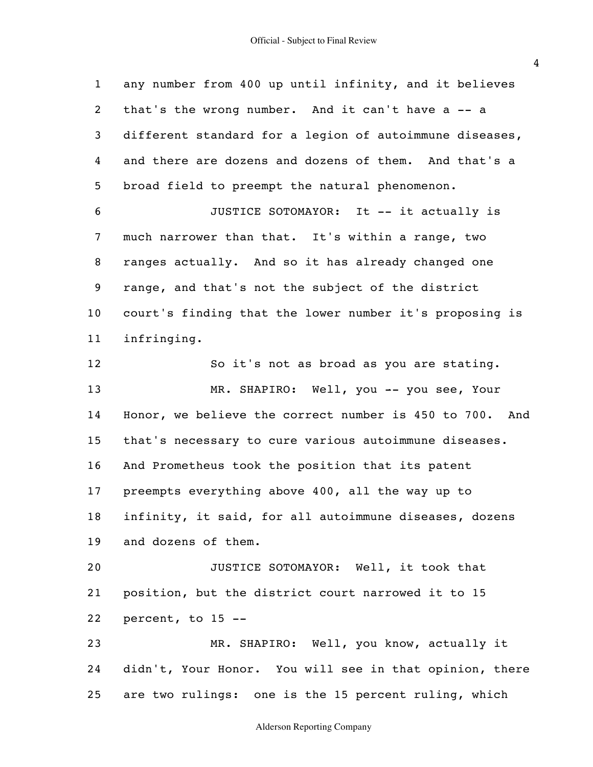any number from 400 up until infinity, and it believes that's the wrong number. And it can't have a -- a different standard for a legion of autoimmune diseases, and there are dozens and dozens of them. And that's a broad field to preempt the natural phenomenon.

JUSTICE SOTOMAYOR: It -- it actually is much narrower than that. It's within a range, two ranges actually. And so it has already changed one range, and that's not the subject of the district court's finding that the lower number it's proposing is infringing.

So it's not as broad as you are stating.

MR. SHAPIRO: Well, you -- you see, Your Honor, we believe the correct number is 450 to 700. And that's necessary to cure various autoimmune diseases. And Prometheus took the position that its patent preempts everything above 400, all the way up to infinity, it said, for all autoimmune diseases, dozens and dozens of them.

JUSTICE SOTOMAYOR: Well, it took that position, but the district court narrowed it to 15 percent, to 15 --

MR. SHAPIRO: Well, you know, actually it didn't, Your Honor. You will see in that opinion, there are two rulings: one is the 15 percent ruling, which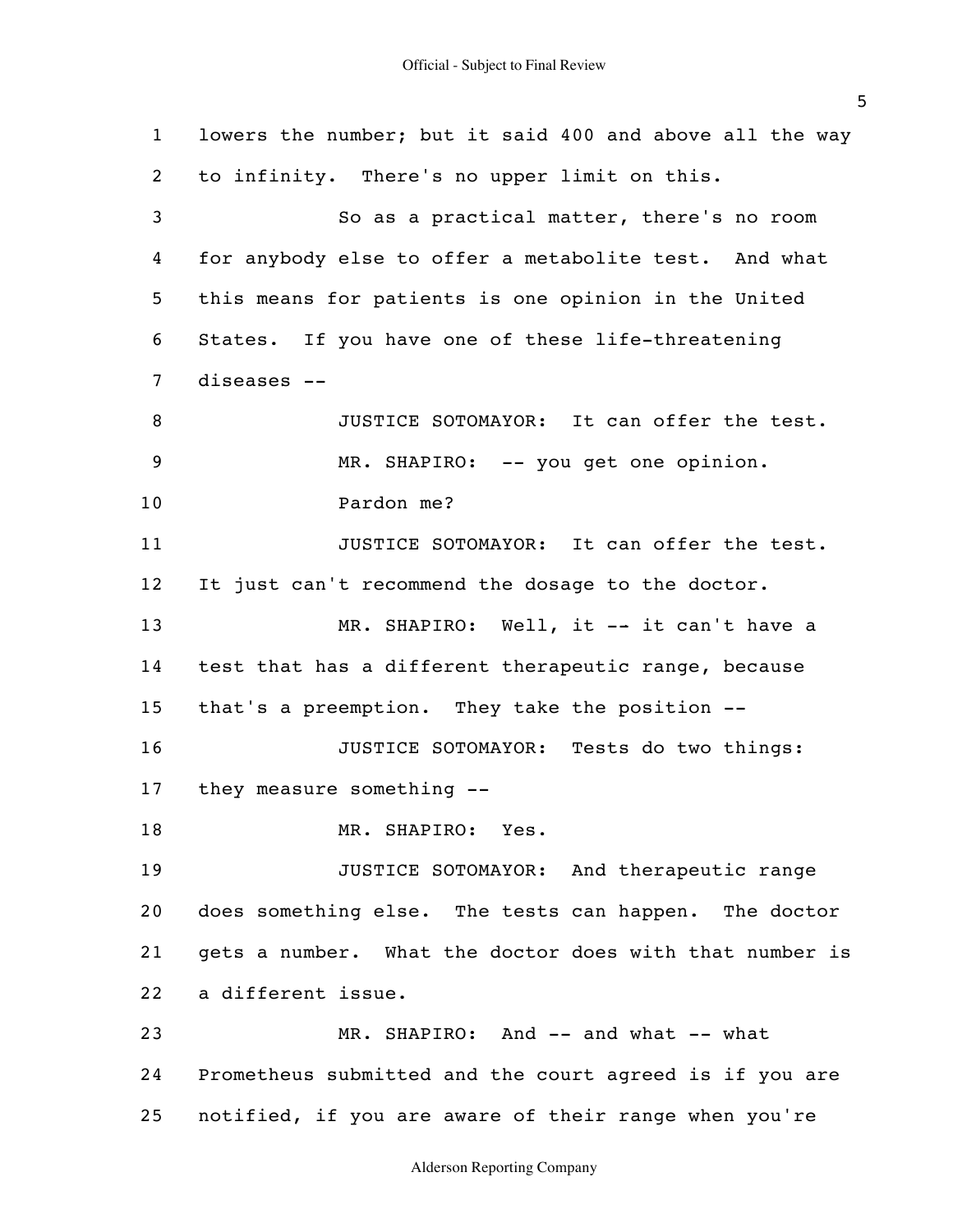lowers the number; but it said 400 and above all the way to infinity. There's no upper limit on this.

So as a practical matter, there's no room for anybody else to offer a metabolite test. And what this means for patients is one opinion in the United States. If you have one of these life-threatening diseases --

JUSTICE SOTOMAYOR: It can offer the test.

MR. SHAPIRO: -- you get one opinion.

Pardon me?

JUSTICE SOTOMAYOR: It can offer the test. It just can't recommend the dosage to the doctor.

MR. SHAPIRO: Well, it -- it can't have a test that has a different therapeutic range, because that's a preemption. They take the position --

JUSTICE SOTOMAYOR: Tests do two things: they measure something --

MR. SHAPIRO: Yes.

JUSTICE SOTOMAYOR: And therapeutic range does something else. The tests can happen. The doctor gets a number. What the doctor does with that number is a different issue.

MR. SHAPIRO: And -- and what -- what Prometheus submitted and the court agreed is if you are notified, if you are aware of their range when you're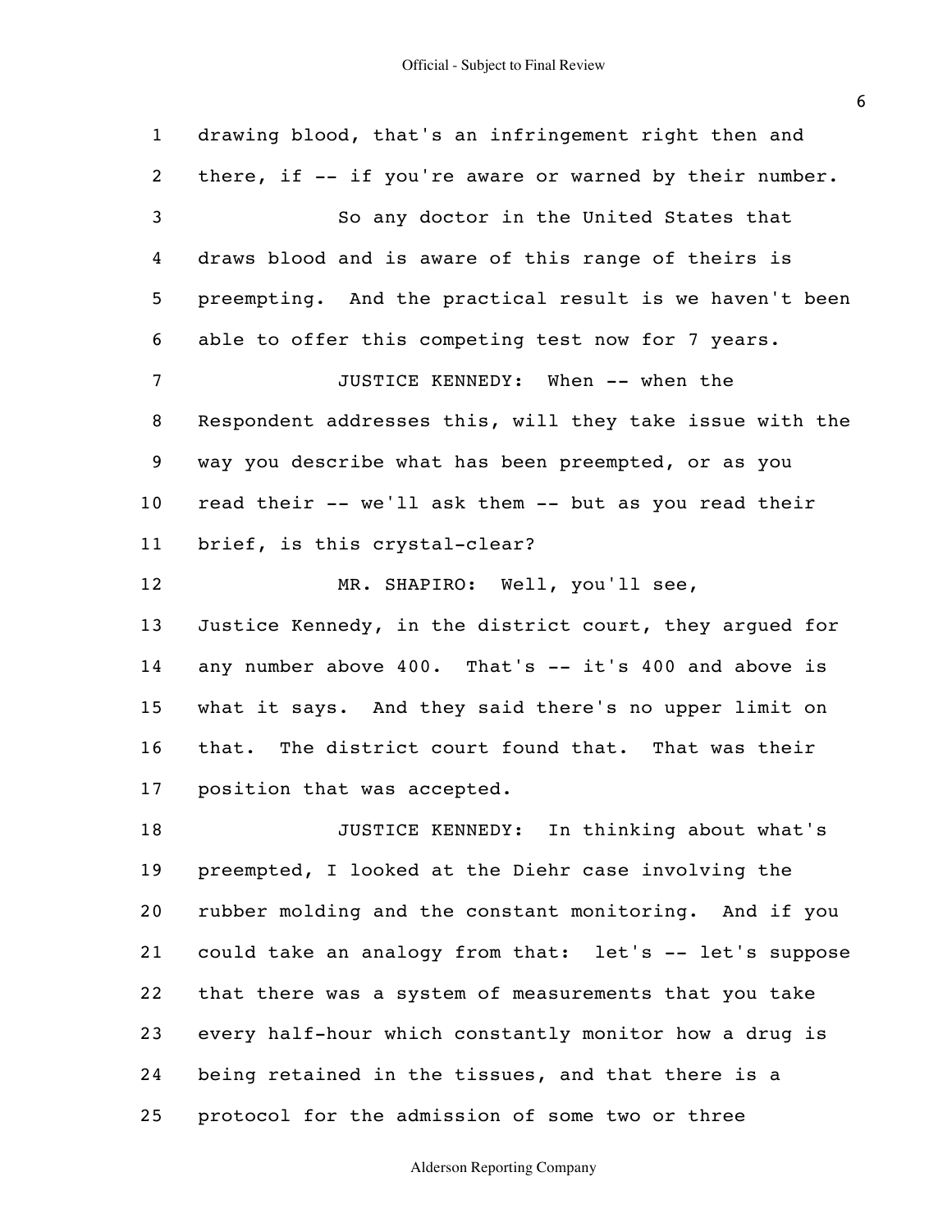drawing blood, that's an infringement right then and there, if -- if you're aware or warned by their number.

So any doctor in the United States that draws blood and is aware of this range of theirs is preempting. And the practical result is we haven't been able to offer this competing test now for 7 years.

JUSTICE KENNEDY: When -- when the Respondent addresses this, will they take issue with the way you describe what has been preempted, or as you read their -- we'll ask them -- but as you read their brief, is this crystal-clear?

MR. SHAPIRO: Well, you'll see, Justice Kennedy, in the district court, they argued for any number above 400. That's -- it's 400 and above is what it says. And they said there's no upper limit on that. The district court found that. That was their position that was accepted.

JUSTICE KENNEDY: In thinking about what's preempted, I looked at the Diehr case involving the rubber molding and the constant monitoring. And if you could take an analogy from that: let's -- let's suppose that there was a system of measurements that you take every half-hour which constantly monitor how a drug is being retained in the tissues, and that there is a protocol for the admission of some two or three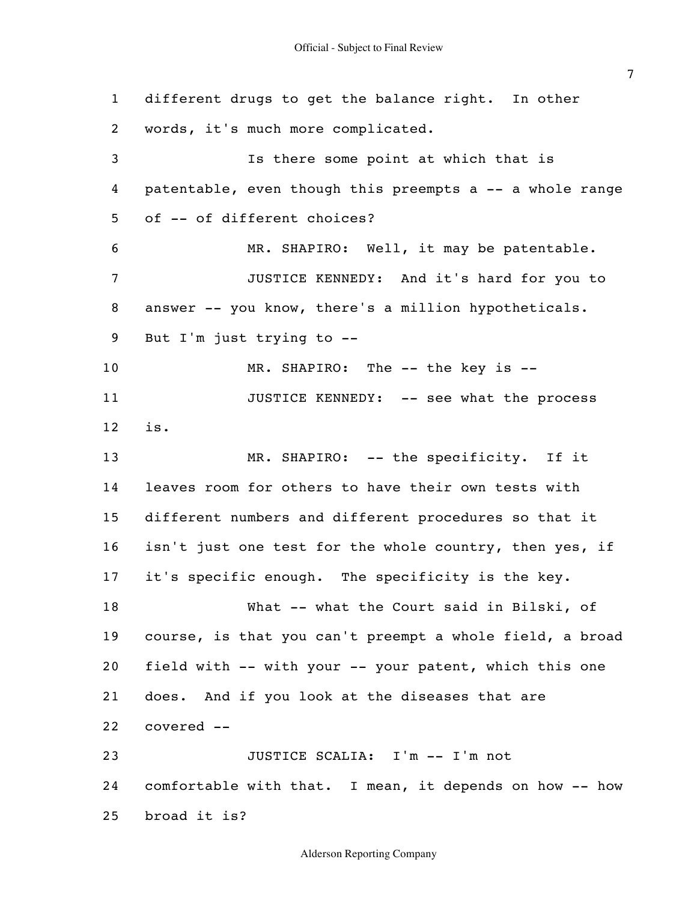1 different drugs to get the balance right. In other
2 words, it's much more complicated.
3 Is there some point at which that is
4 patentable, even though this preempts a -- a whole range
5 of -- of different choices?
6 MR. SHAPIRO: Well, it may be patentable.
7 JUSTICE KENNEDY: And it's hard for you to
8 answer -- you know, there's a million hypotheticals.
9 But I'm just trying to --
10 MR. SHAPIRO: The -- the key is --
11 JUSTICE KENNEDY: -- see what the process
12 is.
13 MR. SHAPIRO: -- the specificity. If it
14 leaves room for others to have their own tests with
15 different numbers and different procedures so that it
16 isn't just one test for the whole country, then yes, if
17 it's specific enough. The specificity is the key.
18 What -- what the Court said in Bilski, of
19 course, is that you can't preempt a whole field, a broad
20 field with -- with your -- your patent, which this one
21 does. And if you look at the diseases that are
22 covered --
23 JUSTICE SCALIA: I'm -- I'm not
24 comfortable with that. I mean, it depends on how -- how
25 broad it is?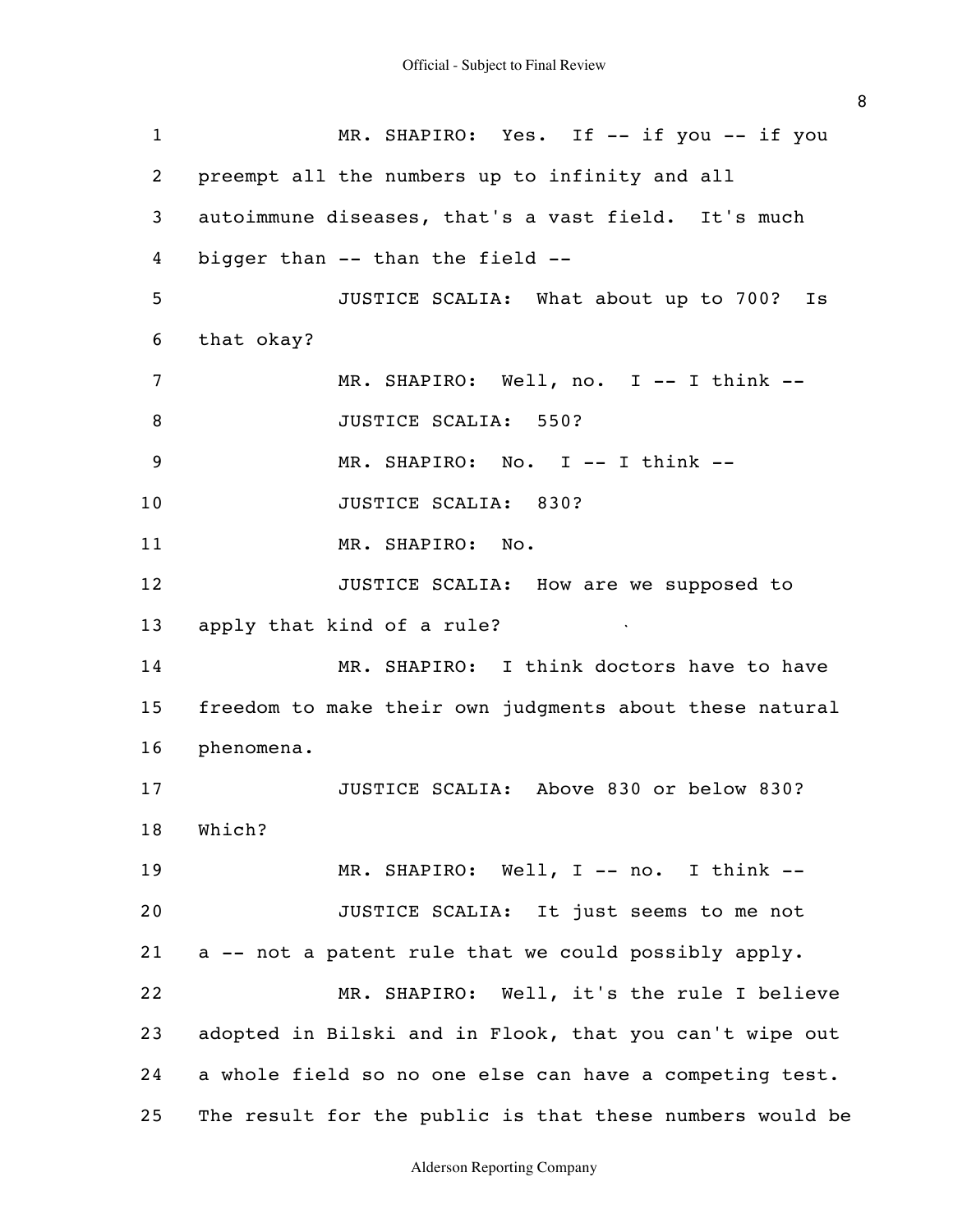MR. SHAPIRO: Yes. If -- if you -- if you preempt all the numbers up to infinity and all autoimmune diseases, that's a vast field. It's much bigger than -- than the field --

JUSTICE SCALIA: What about up to 700? Is that okay?

MR. SHAPIRO: Well, no. I -- I think --

JUSTICE SCALIA: 550?

MR. SHAPIRO: No. I -- I think --

JUSTICE SCALIA: 830?

MR. SHAPIRO: No.

JUSTICE SCALIA: How are we supposed to apply that kind of a rule?

MR. SHAPIRO: I think doctors have to have freedom to make their own judgments about these natural phenomena.

JUSTICE SCALIA: Above 830 or below 830? Which?

MR. SHAPIRO: Well, I -- no. I think --

JUSTICE SCALIA: It just seems to me not a -- not a patent rule that we could possibly apply.

MR. SHAPIRO: Well, it's the rule I believe adopted in Bilski and in Flook, that you can't wipe out a whole field so no one else can have a competing test. The result for the public is that these numbers would be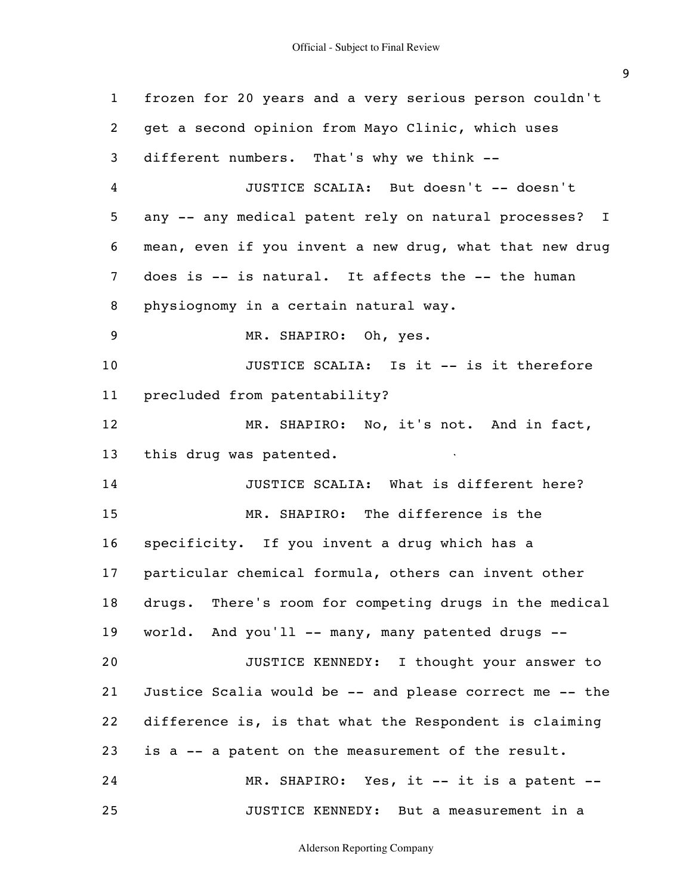1 frozen for 20 years and a very serious person couldn't
2 get a second opinion from Mayo Clinic, which uses
3 different numbers. That's why we think --
4 JUSTICE SCALIA: But doesn't -- doesn't
5 any -- any medical patent rely on natural processes? I
6 mean, even if you invent a new drug, what that new drug
7 does is -- is natural. It affects the -- the human
8 physiognomy in a certain natural way.
9 MR. SHAPIRO: Oh, yes.
10 JUSTICE SCALIA: Is it -- is it therefore
11 precluded from patentability?
12 MR. SHAPIRO: No, it's not. And in fact,
13 this drug was patented.
14 JUSTICE SCALIA: What is different here?
15 MR. SHAPIRO: The difference is the
16 specificity. If you invent a drug which has a
17 particular chemical formula, others can invent other
18 drugs. There's room for competing drugs in the medical
19 world. And you'll -- many, many patented drugs --
20 JUSTICE KENNEDY: I thought your answer to
21 Justice Scalia would be -- and please correct me -- the
22 difference is, is that what the Respondent is claiming
23 is a -- a patent on the measurement of the result.
24 MR. SHAPIRO: Yes, it -- it is a patent --
25 JUSTICE KENNEDY: But a measurement in a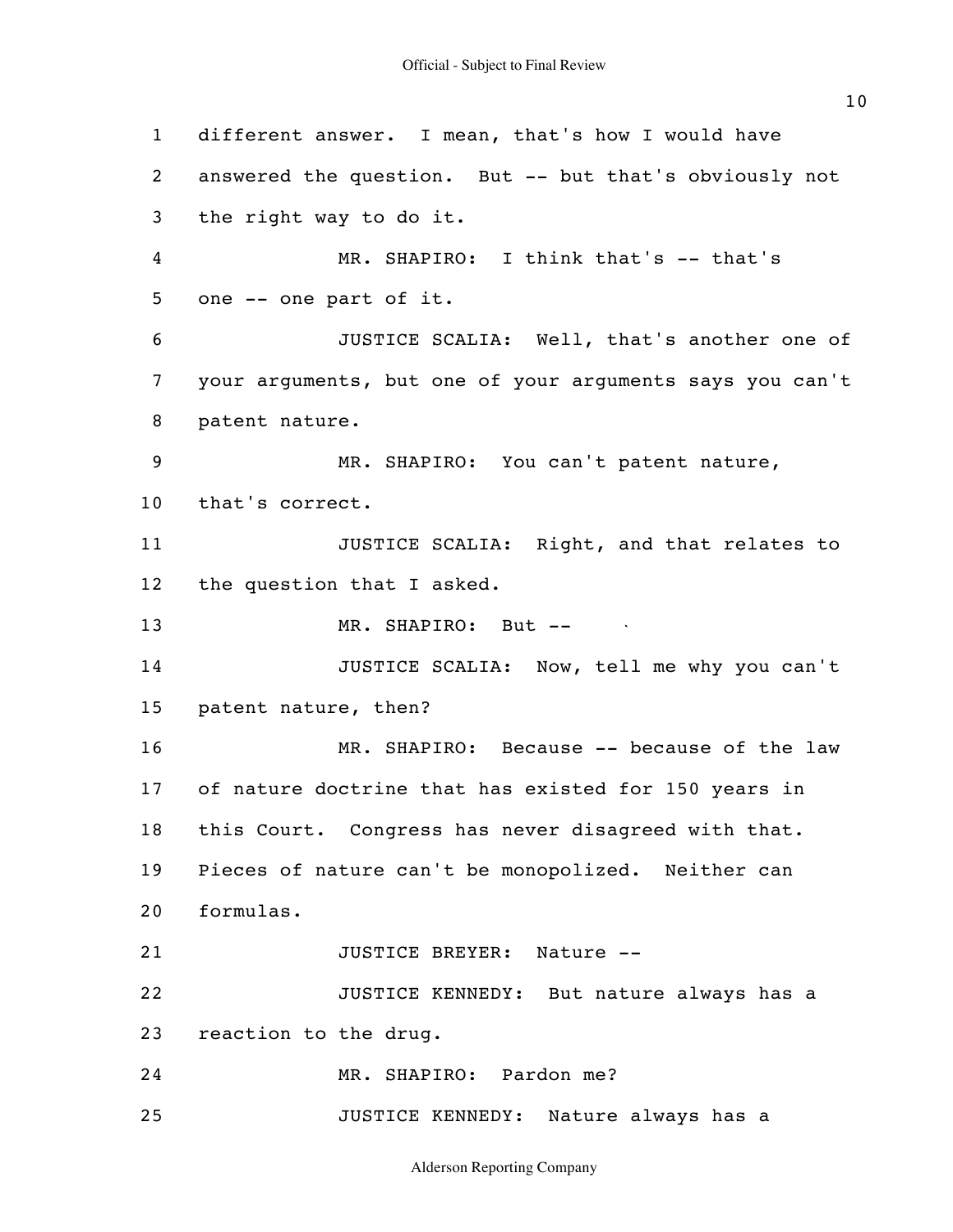different answer. I mean, that's how I would have answered the question. But -- but that's obviously not the right way to do it.

MR. SHAPIRO: I think that's -- that's one -- one part of it.

JUSTICE SCALIA: Well, that's another one of your arguments, but one of your arguments says you can't patent nature.

MR. SHAPIRO: You can't patent nature, that's correct.

JUSTICE SCALIA: Right, and that relates to the question that I asked.

MR. SHAPIRO: But --

JUSTICE SCALIA: Now, tell me why you can't patent nature, then?

MR. SHAPIRO: Because -- because of the law of nature doctrine that has existed for 150 years in this Court. Congress has never disagreed with that. Pieces of nature can't be monopolized. Neither can formulas.

JUSTICE BREYER: Nature --

JUSTICE KENNEDY: But nature always has a reaction to the drug.

MR. SHAPIRO: Pardon me?

JUSTICE KENNEDY: Nature always has a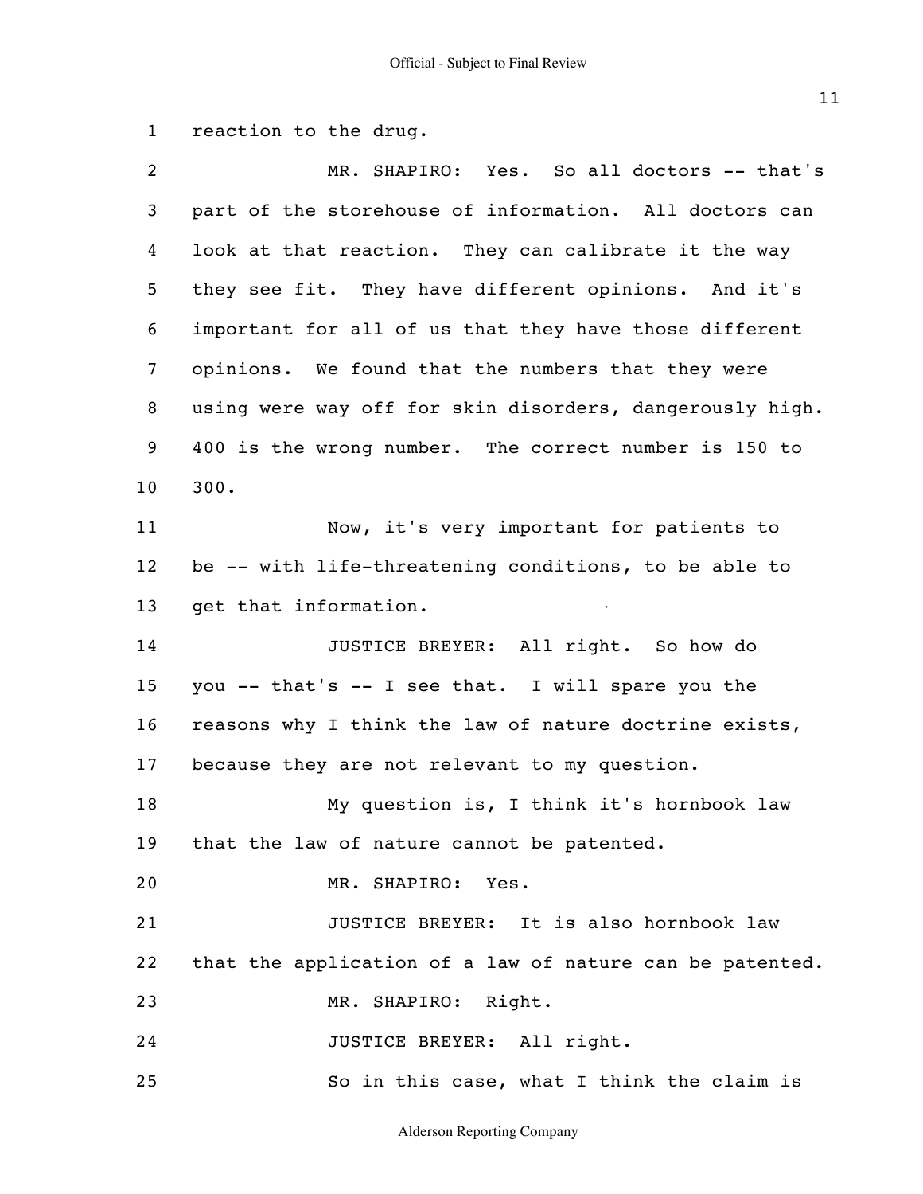reaction to the drug.

MR. SHAPIRO: Yes. So all doctors -- that's part of the storehouse of information. All doctors can look at that reaction. They can calibrate it the way they see fit. They have different opinions. And it's important for all of us that they have those different opinions. We found that the numbers that they were using were way off for skin disorders, dangerously high. 400 is the wrong number. The correct number is 150 to 300.

Now, it's very important for patients to be -- with life-threatening conditions, to be able to get that information.

JUSTICE BREYER: All right. So how do you -- that's -- I see that. I will spare you the reasons why I think the law of nature doctrine exists, because they are not relevant to my question.

My question is, I think it's hornbook law that the law of nature cannot be patented.

MR. SHAPIRO: Yes.

JUSTICE BREYER: It is also hornbook law that the application of a law of nature can be patented.

MR. SHAPIRO: Right.

JUSTICE BREYER: All right.

So in this case, what I think the claim is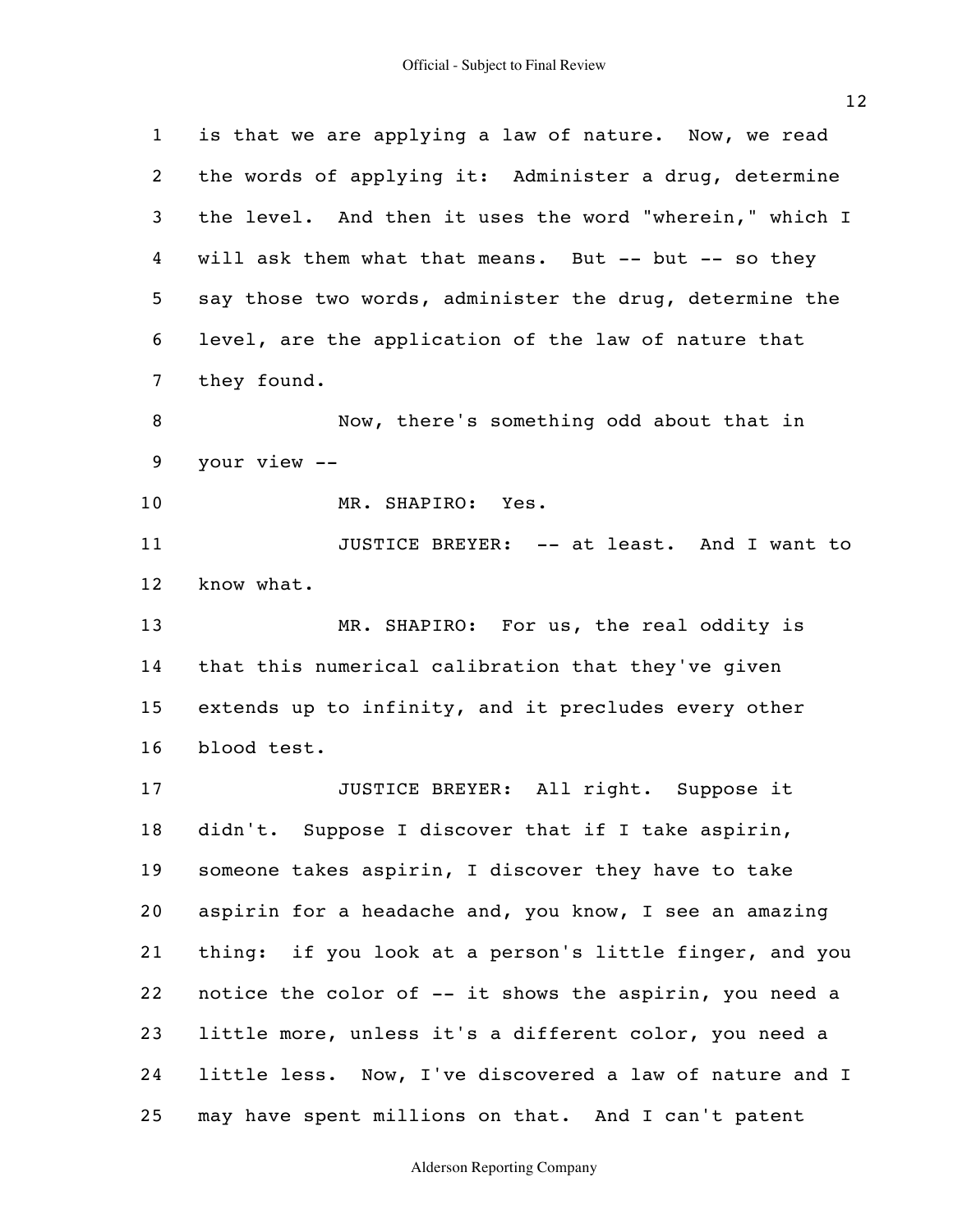is that we are applying a law of nature. Now, we read the words of applying it: Administer a drug, determine the level. And then it uses the word "wherein," which I will ask them what that means. But -- but -- so they say those two words, administer the drug, determine the level, are the application of the law of nature that they found.

Now, there's something odd about that in your view --

MR. SHAPIRO: Yes.

JUSTICE BREYER: -- at least. And I want to know what.

MR. SHAPIRO: For us, the real oddity is that this numerical calibration that they've given extends up to infinity, and it precludes every other blood test.

JUSTICE BREYER: All right. Suppose it didn't. Suppose I discover that if I take aspirin, someone takes aspirin, I discover they have to take aspirin for a headache and, you know, I see an amazing thing: if you look at a person's little finger, and you notice the color of -- it shows the aspirin, you need a little more, unless it's a different color, you need a little less. Now, I've discovered a law of nature and I may have spent millions on that. And I can't patent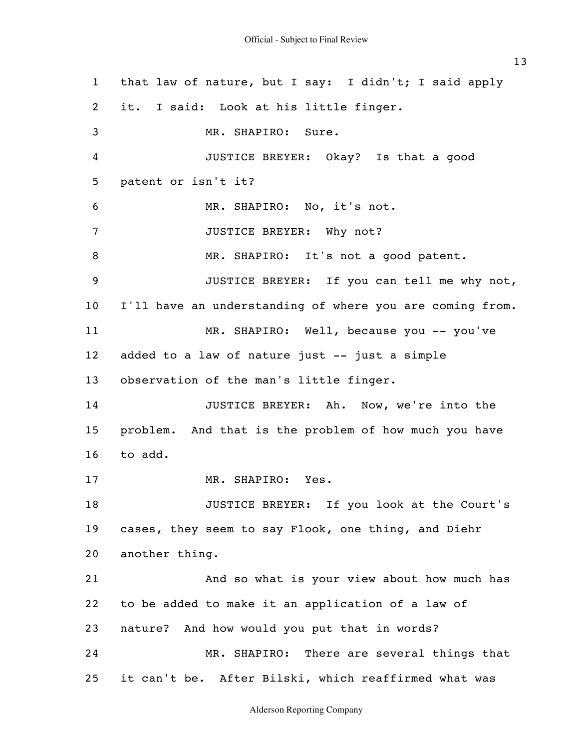that law of nature, but I say: I didn't; I said apply it. I said: Look at his little finger.

MR. SHAPIRO: Sure.

JUSTICE BREYER: Okay? Is that a good patent or isn't it?

MR. SHAPIRO: No, it's not.

JUSTICE BREYER: Why not?

MR. SHAPIRO: It's not a good patent.

JUSTICE BREYER: If you can tell me why not, I'll have an understanding of where you are coming from.

MR. SHAPIRO: Well, because you -- you've added to a law of nature just -- just a simple observation of the man's little finger.

JUSTICE BREYER: Ah. Now, we're into the problem. And that is the problem of how much you have to add.

MR. SHAPIRO: Yes.

JUSTICE BREYER: If you look at the Court's cases, they seem to say Flook, one thing, and Diehr another thing.

And so what is your view about how much has to be added to make it an application of a law of nature? And how would you put that in words?

MR. SHAPIRO: There are several things that it can't be. After Bilski, which reaffirmed what was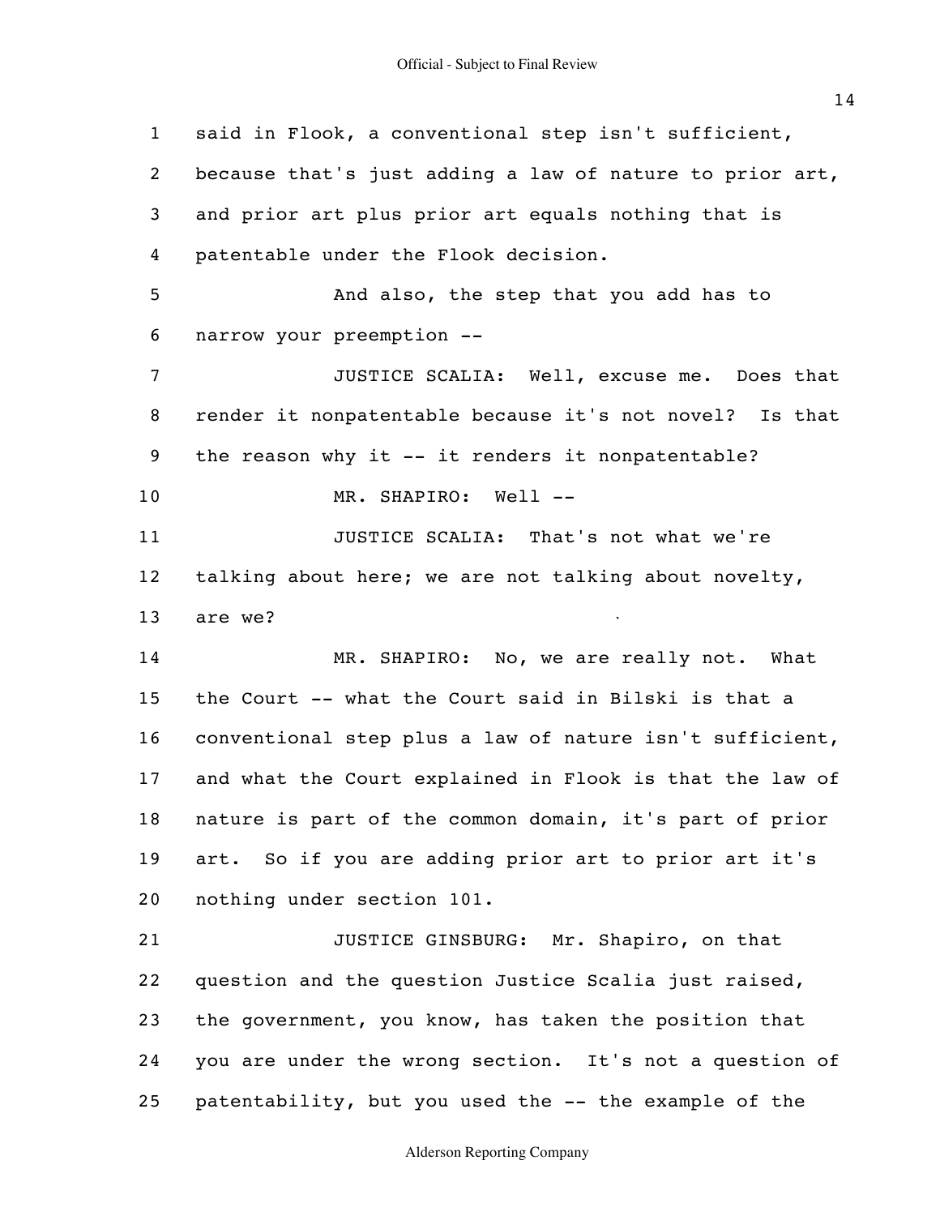said in Flook, a conventional step isn't sufficient, because that's just adding a law of nature to prior art, and prior art plus prior art equals nothing that is patentable under the Flook decision.

And also, the step that you add has to narrow your preemption --

JUSTICE SCALIA: Well, excuse me. Does that render it nonpatentable because it's not novel? Is that the reason why it -- it renders it nonpatentable?

MR. SHAPIRO: Well --

JUSTICE SCALIA: That's not what we're talking about here; we are not talking about novelty, are we?

MR. SHAPIRO: No, we are really not. What the Court -- what the Court said in Bilski is that a conventional step plus a law of nature isn't sufficient, and what the Court explained in Flook is that the law of nature is part of the common domain, it's part of prior art. So if you are adding prior art to prior art it's nothing under section 101.

JUSTICE GINSBURG: Mr. Shapiro, on that question and the question Justice Scalia just raised, the government, you know, has taken the position that you are under the wrong section. It's not a question of patentability, but you used the -- the example of the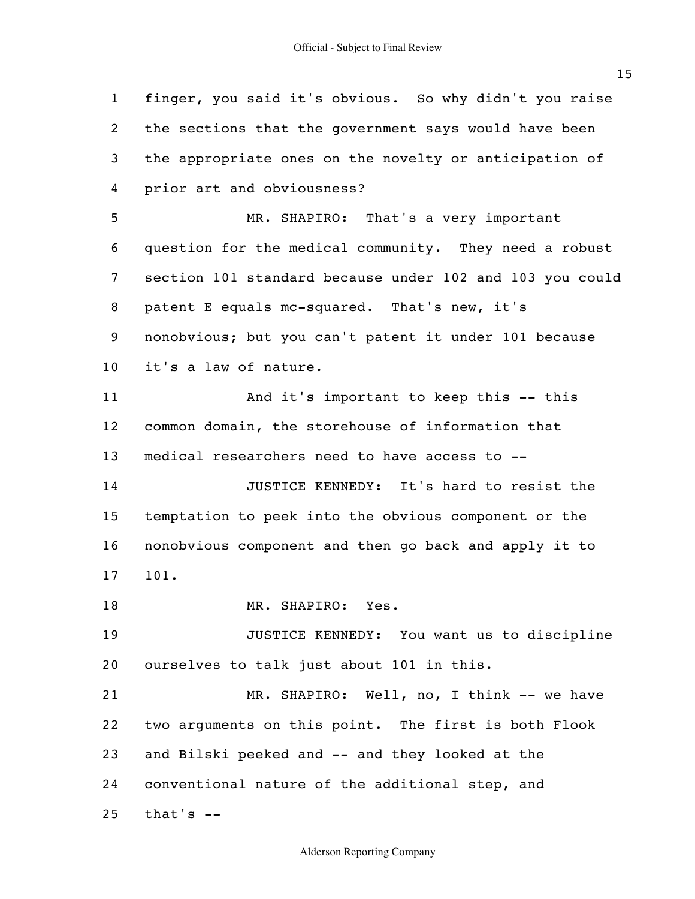finger, you said it's obvious. So why didn't you raise the sections that the government says would have been the appropriate ones on the novelty or anticipation of prior art and obviousness?

MR. SHAPIRO: That's a very important question for the medical community. They need a robust section 101 standard because under 102 and 103 you could patent E equals mc-squared. That's new, it's nonobvious; but you can't patent it under 101 because it's a law of nature.

And it's important to keep this -- this common domain, the storehouse of information that medical researchers need to have access to --

JUSTICE KENNEDY: It's hard to resist the temptation to peek into the obvious component or the nonobvious component and then go back and apply it to 101.

MR. SHAPIRO: Yes.

JUSTICE KENNEDY: You want us to discipline ourselves to talk just about 101 in this.

MR. SHAPIRO: Well, no, I think -- we have two arguments on this point. The first is both Flook and Bilski peeked and -- and they looked at the conventional nature of the additional step, and that's --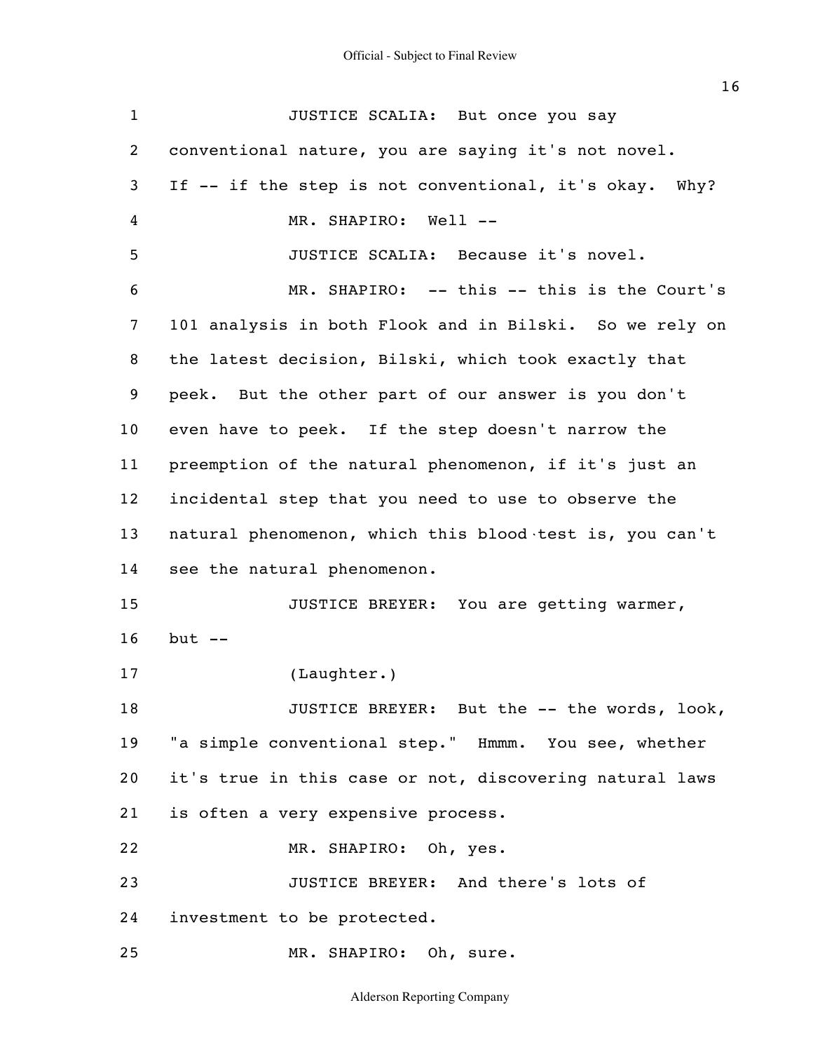JUSTICE SCALIA: But once you say conventional nature, you are saying it's not novel. If -- if the step is not conventional, it's okay. Why?

MR. SHAPIRO: Well --

JUSTICE SCALIA: Because it's novel.

MR. SHAPIRO: -- this -- this is the Court's 101 analysis in both Flook and in Bilski. So we rely on the latest decision, Bilski, which took exactly that peek. But the other part of our answer is you don't even have to peek. If the step doesn't narrow the preemption of the natural phenomenon, if it's just an incidental step that you need to use to observe the natural phenomenon, which this blood test is, you can't see the natural phenomenon.

JUSTICE BREYER: You are getting warmer, but --

(Laughter.)

JUSTICE BREYER: But the -- the words, look, "a simple conventional step." Hmmm. You see, whether it's true in this case or not, discovering natural laws is often a very expensive process.

MR. SHAPIRO: Oh, yes.

JUSTICE BREYER: And there's lots of investment to be protected.

MR. SHAPIRO: Oh, sure.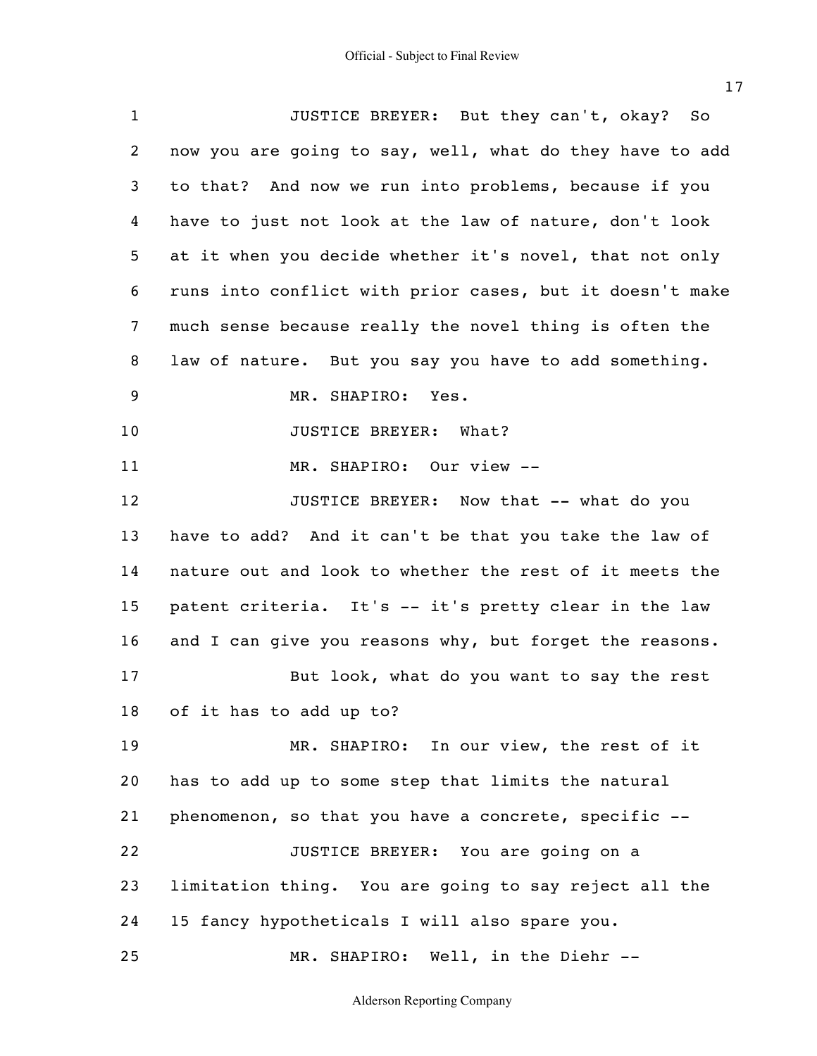JUSTICE BREYER: But they can't, okay? So now you are going to say, well, what do they have to add to that? And now we run into problems, because if you have to just not look at the law of nature, don't look at it when you decide whether it's novel, that not only runs into conflict with prior cases, but it doesn't make much sense because really the novel thing is often the law of nature. But you say you have to add something.

MR. SHAPIRO: Yes.

JUSTICE BREYER: What?

MR. SHAPIRO: Our view --

JUSTICE BREYER: Now that -- what do you have to add? And it can't be that you take the law of nature out and look to whether the rest of it meets the patent criteria. It's -- it's pretty clear in the law and I can give you reasons why, but forget the reasons.

But look, what do you want to say the rest of it has to add up to?

MR. SHAPIRO: In our view, the rest of it has to add up to some step that limits the natural phenomenon, so that you have a concrete, specific --

JUSTICE BREYER: You are going on a limitation thing. You are going to say reject all the 15 fancy hypotheticals I will also spare you.

MR. SHAPIRO: Well, in the Diehr --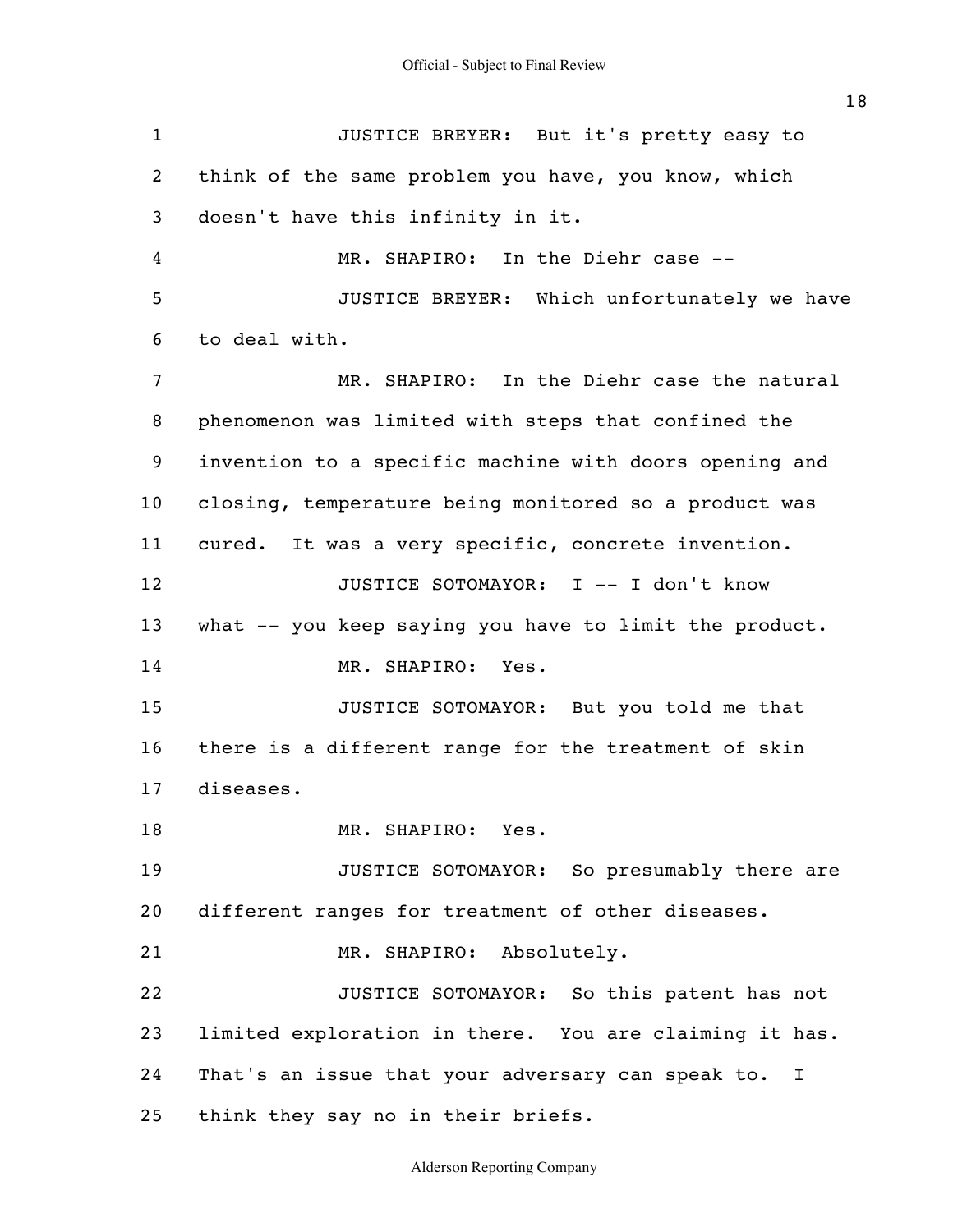JUSTICE BREYER: But it's pretty easy to think of the same problem you have, you know, which doesn't have this infinity in it.

MR. SHAPIRO: In the Diehr case --

JUSTICE BREYER: Which unfortunately we have to deal with.

MR. SHAPIRO: In the Diehr case the natural phenomenon was limited with steps that confined the invention to a specific machine with doors opening and closing, temperature being monitored so a product was cured. It was a very specific, concrete invention.

JUSTICE SOTOMAYOR: I -- I don't know what -- you keep saying you have to limit the product.

MR. SHAPIRO: Yes.

JUSTICE SOTOMAYOR: But you told me that there is a different range for the treatment of skin diseases.

MR. SHAPIRO: Yes.

JUSTICE SOTOMAYOR: So presumably there are different ranges for treatment of other diseases.

MR. SHAPIRO: Absolutely.

JUSTICE SOTOMAYOR: So this patent has not limited exploration in there. You are claiming it has. That's an issue that your adversary can speak to. I think they say no in their briefs.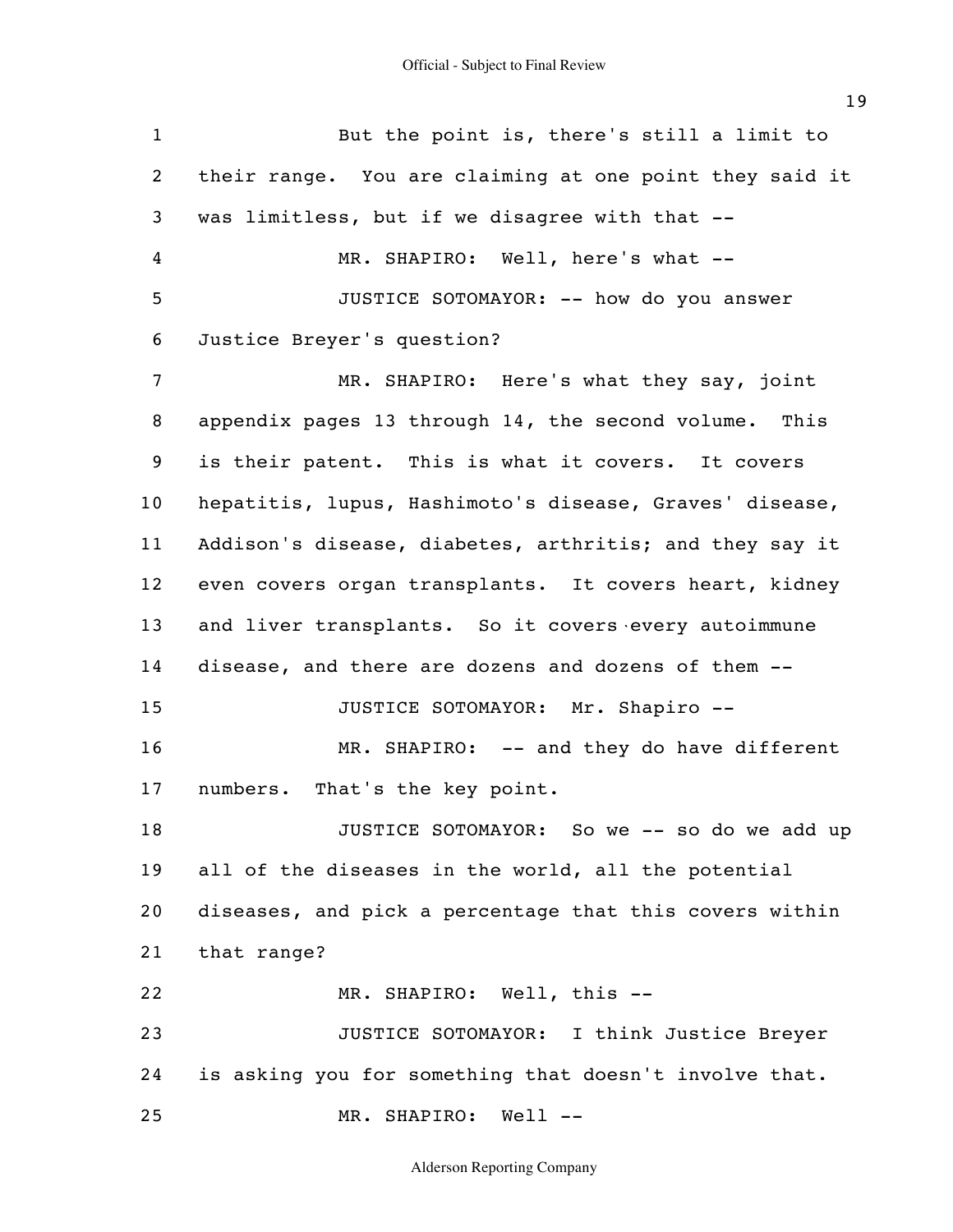But the point is, there's still a limit to their range. You are claiming at one point they said it was limitless, but if we disagree with that --

MR. SHAPIRO: Well, here's what --

JUSTICE SOTOMAYOR: -- how do you answer Justice Breyer's question?

MR. SHAPIRO: Here's what they say, joint appendix pages 13 through 14, the second volume. This is their patent. This is what it covers. It covers hepatitis, lupus, Hashimoto's disease, Graves' disease, Addison's disease, diabetes, arthritis; and they say it even covers organ transplants. It covers heart, kidney and liver transplants. So it covers every autoimmune disease, and there are dozens and dozens of them --

JUSTICE SOTOMAYOR: Mr. Shapiro --

MR. SHAPIRO: -- and they do have different numbers. That's the key point.

JUSTICE SOTOMAYOR: So we -- so do we add up all of the diseases in the world, all the potential diseases, and pick a percentage that this covers within that range?

MR. SHAPIRO: Well, this --

JUSTICE SOTOMAYOR: I think Justice Breyer is asking you for something that doesn't involve that.

MR. SHAPIRO: Well --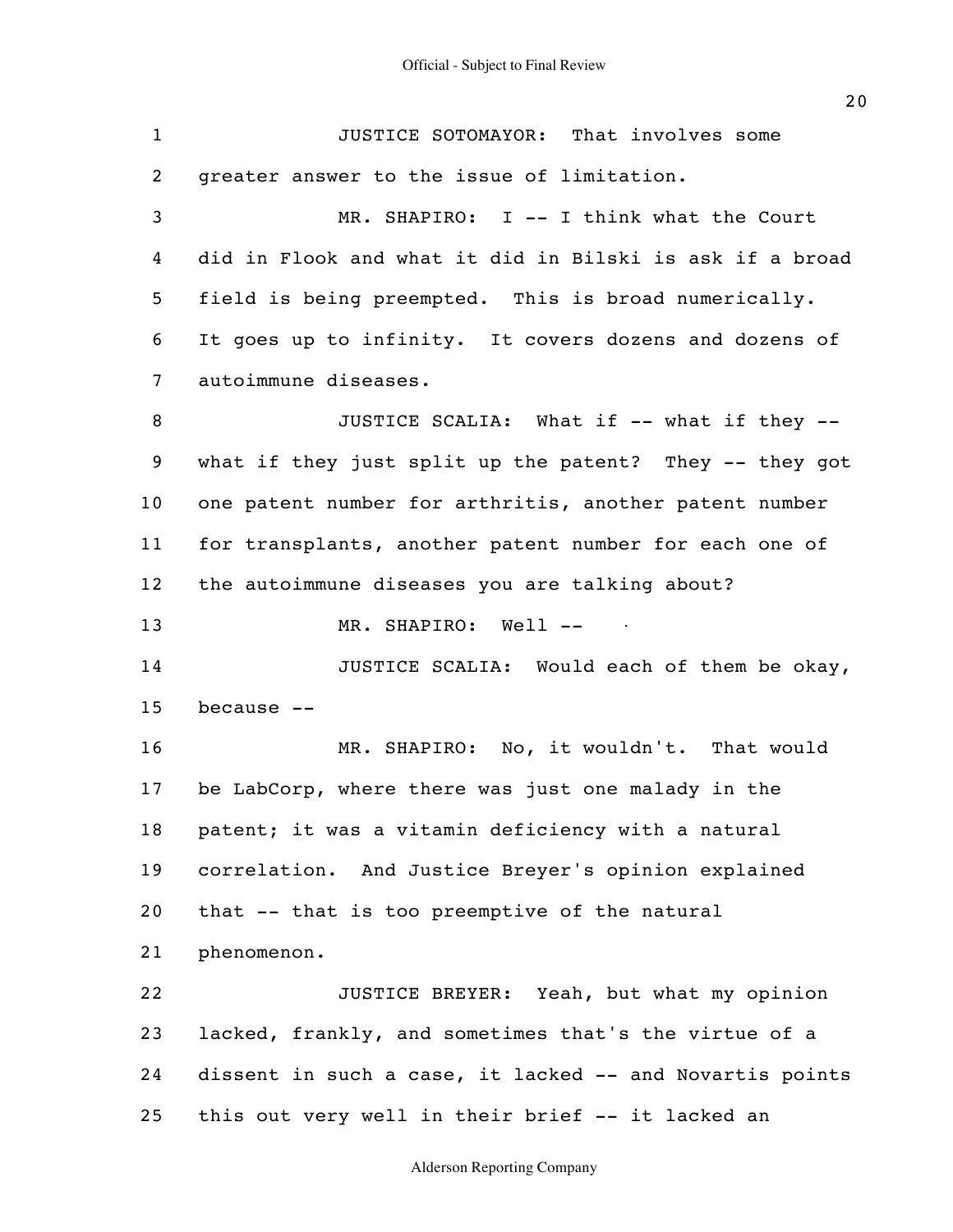JUSTICE SOTOMAYOR: That involves some greater answer to the issue of limitation.

MR. SHAPIRO: I -- I think what the Court did in Flook and what it did in Bilski is ask if a broad field is being preempted. This is broad numerically. It goes up to infinity. It covers dozens and dozens of autoimmune diseases.

JUSTICE SCALIA: What if -- what if they -- what if they just split up the patent? They -- they got one patent number for arthritis, another patent number for transplants, another patent number for each one of the autoimmune diseases you are talking about?

MR. SHAPIRO: Well --

JUSTICE SCALIA: Would each of them be okay, because --

MR. SHAPIRO: No, it wouldn't. That would be LabCorp, where there was just one malady in the patent; it was a vitamin deficiency with a natural correlation. And Justice Breyer's opinion explained that -- that is too preemptive of the natural phenomenon.

JUSTICE BREYER: Yeah, but what my opinion lacked, frankly, and sometimes that's the virtue of a dissent in such a case, it lacked -- and Novartis points this out very well in their brief -- it lacked an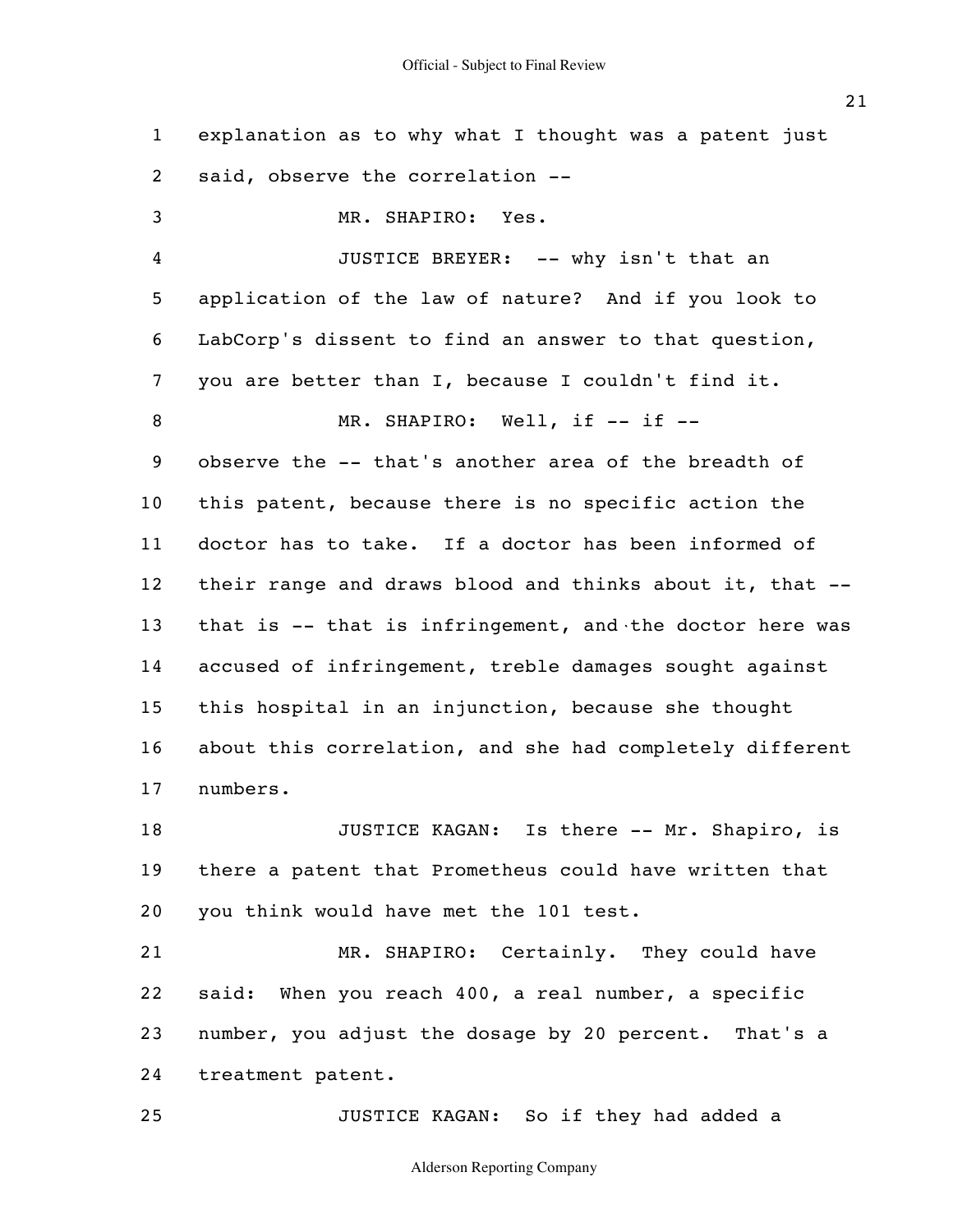explanation as to why what I thought was a patent just said, observe the correlation --

MR. SHAPIRO: Yes.

JUSTICE BREYER: -- why isn't that an application of the law of nature? And if you look to LabCorp's dissent to find an answer to that question, you are better than I, because I couldn't find it.

MR. SHAPIRO: Well, if -- if -- observe the -- that's another area of the breadth of this patent, because there is no specific action the doctor has to take. If a doctor has been informed of their range and draws blood and thinks about it, that -- that is -- that is infringement, and the doctor here was accused of infringement, treble damages sought against this hospital in an injunction, because she thought about this correlation, and she had completely different numbers.

JUSTICE KAGAN: Is there -- Mr. Shapiro, is there a patent that Prometheus could have written that you think would have met the 101 test.

MR. SHAPIRO: Certainly. They could have said: When you reach 400, a real number, a specific number, you adjust the dosage by 20 percent. That's a treatment patent.

JUSTICE KAGAN: So if they had added a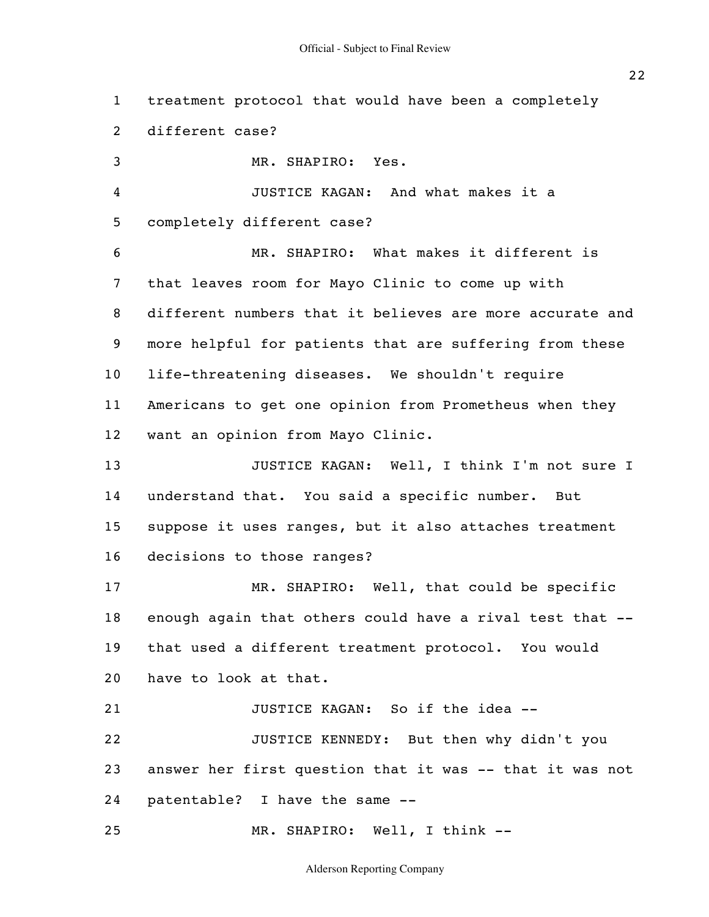1 treatment protocol that would have been a completely
2 different case?

3 MR. SHAPIRO: Yes.

4 JUSTICE KAGAN: And what makes it a
5 completely different case?

6 MR. SHAPIRO: What makes it different is
7 that leaves room for Mayo Clinic to come up with
8 different numbers that it believes are more accurate and
9 more helpful for patients that are suffering from these
10 life-threatening diseases. We shouldn't require
11 Americans to get one opinion from Prometheus when they
12 want an opinion from Mayo Clinic.

13 JUSTICE KAGAN: Well, I think I'm not sure I
14 understand that. You said a specific number. But
15 suppose it uses ranges, but it also attaches treatment
16 decisions to those ranges?

17 MR. SHAPIRO: Well, that could be specific
18 enough again that others could have a rival test that --
19 that used a different treatment protocol. You would
20 have to look at that.

21 JUSTICE KAGAN: So if the idea --

22 JUSTICE KENNEDY: But then why didn't you
23 answer her first question that it was -- that it was not
24 patentable? I have the same --

25 MR. SHAPIRO: Well, I think --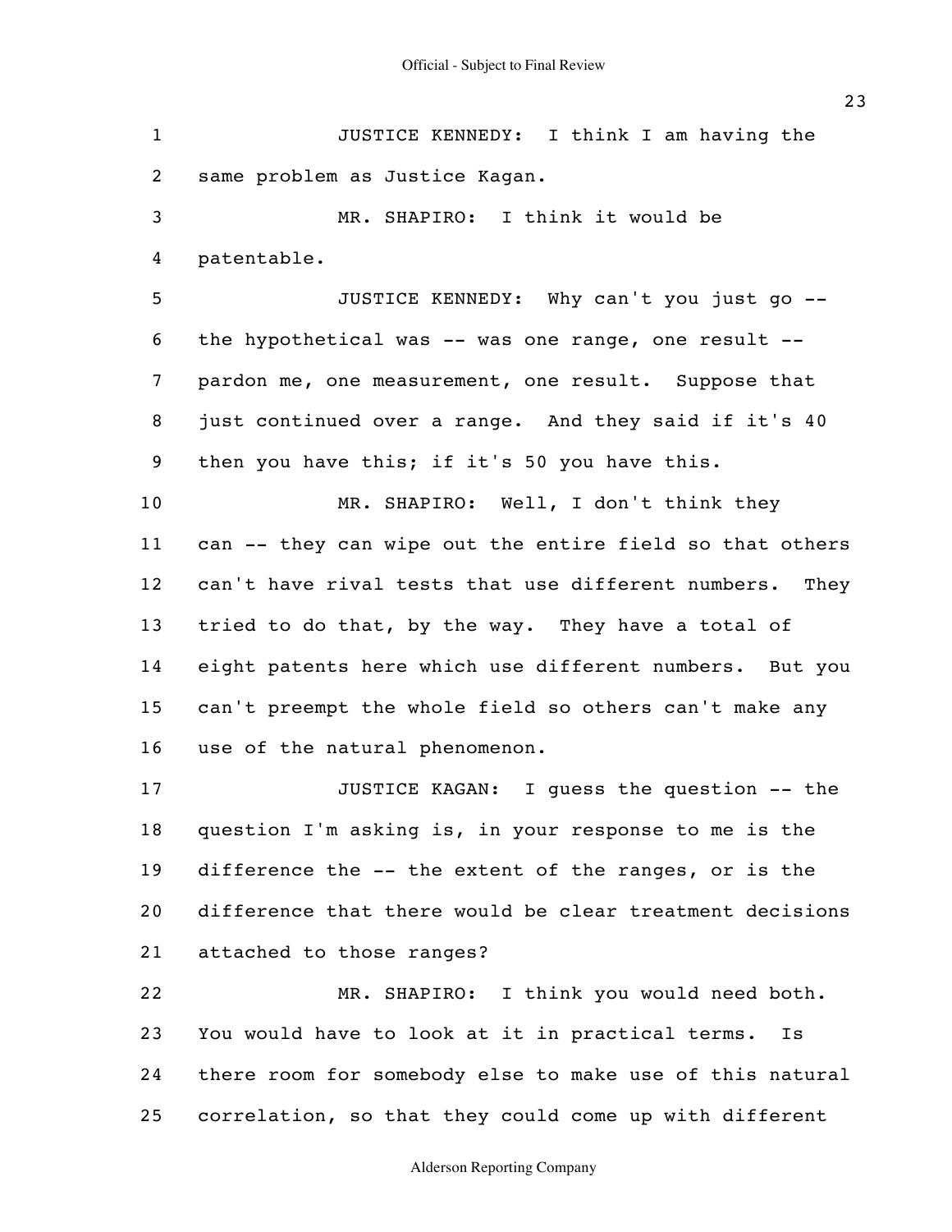JUSTICE KENNEDY: I think I am having the same problem as Justice Kagan.

MR. SHAPIRO: I think it would be patentable.

JUSTICE KENNEDY: Why can't you just go -- the hypothetical was -- was one range, one result -- pardon me, one measurement, one result. Suppose that just continued over a range. And they said if it's 40 then you have this; if it's 50 you have this.

MR. SHAPIRO: Well, I don't think they can -- they can wipe out the entire field so that others can't have rival tests that use different numbers. They tried to do that, by the way. They have a total of eight patents here which use different numbers. But you can't preempt the whole field so others can't make any use of the natural phenomenon.

JUSTICE KAGAN: I guess the question -- the question I'm asking is, in your response to me is the difference the -- the extent of the ranges, or is the difference that there would be clear treatment decisions attached to those ranges?

MR. SHAPIRO: I think you would need both. You would have to look at it in practical terms. Is there room for somebody else to make use of this natural correlation, so that they could come up with different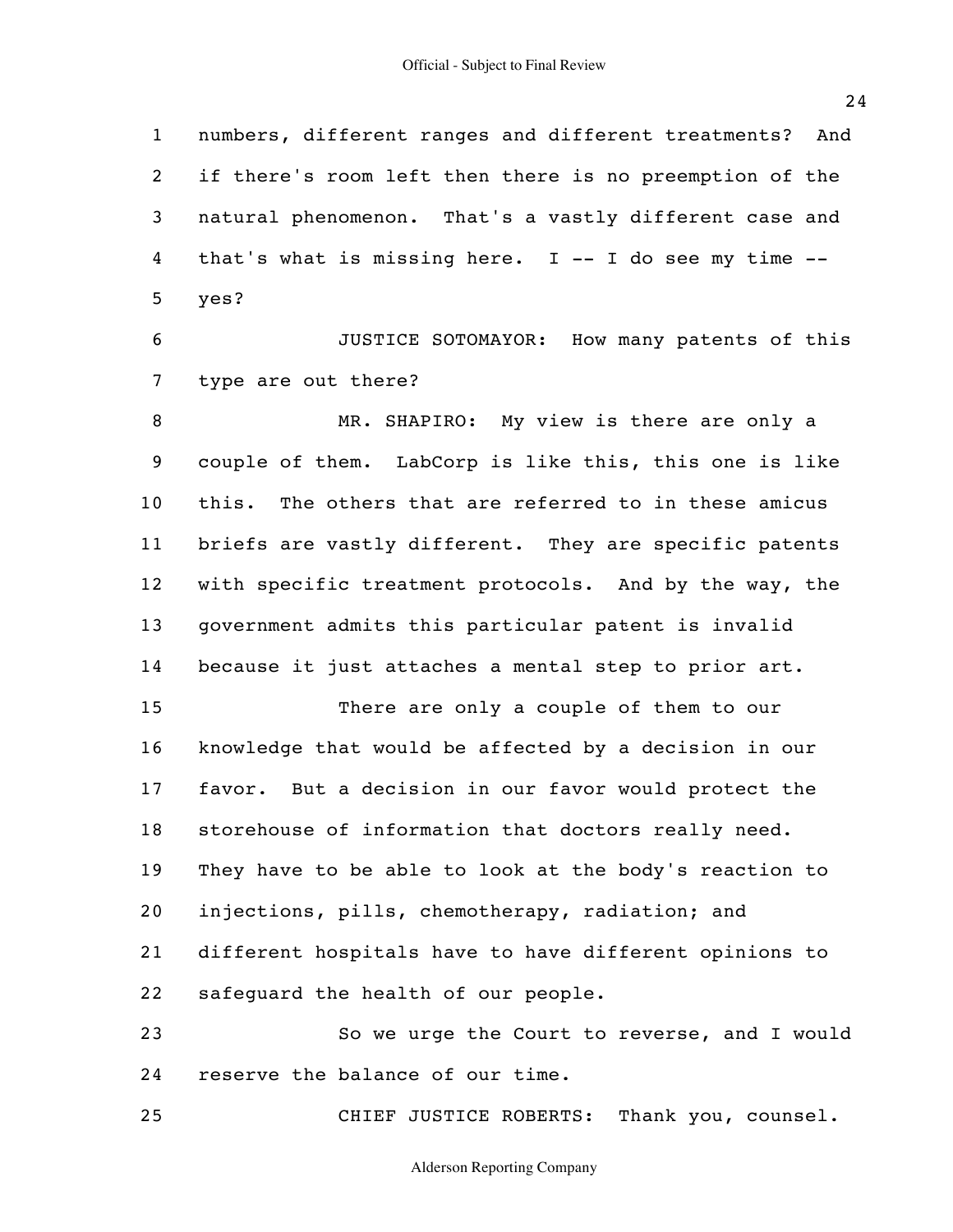numbers, different ranges and different treatments? And if there's room left then there is no preemption of the natural phenomenon. That's a vastly different case and that's what is missing here. I -- I do see my time -- yes?

JUSTICE SOTOMAYOR: How many patents of this type are out there?

MR. SHAPIRO: My view is there are only a couple of them. LabCorp is like this, this one is like this. The others that are referred to in these amicus briefs are vastly different. They are specific patents with specific treatment protocols. And by the way, the government admits this particular patent is invalid because it just attaches a mental step to prior art.

There are only a couple of them to our knowledge that would be affected by a decision in our favor. But a decision in our favor would protect the storehouse of information that doctors really need. They have to be able to look at the body's reaction to injections, pills, chemotherapy, radiation; and different hospitals have to have different opinions to safeguard the health of our people.

So we urge the Court to reverse, and I would reserve the balance of our time.

CHIEF JUSTICE ROBERTS: Thank you, counsel.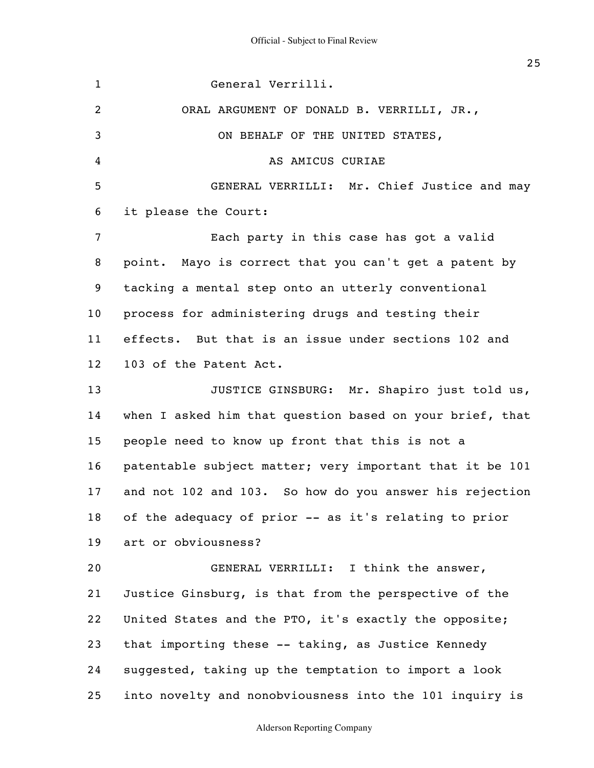General Verrilli.

ORAL ARGUMENT OF DONALD B. VERRILLI, JR.,

ON BEHALF OF THE UNITED STATES,

AS AMICUS CURIAE

GENERAL VERRILLI: Mr. Chief Justice and may it please the Court:

Each party in this case has got a valid point. Mayo is correct that you can't get a patent by tacking a mental step onto an utterly conventional process for administering drugs and testing their effects. But that is an issue under sections 102 and 103 of the Patent Act.

JUSTICE GINSBURG: Mr. Shapiro just told us, when I asked him that question based on your brief, that people need to know up front that this is not a patentable subject matter; very important that it be 101 and not 102 and 103. So how do you answer his rejection of the adequacy of prior -- as it's relating to prior art or obviousness?

GENERAL VERRILLI: I think the answer, Justice Ginsburg, is that from the perspective of the United States and the PTO, it's exactly the opposite; that importing these -- taking, as Justice Kennedy suggested, taking up the temptation to import a look into novelty and nonobviousness into the 101 inquiry is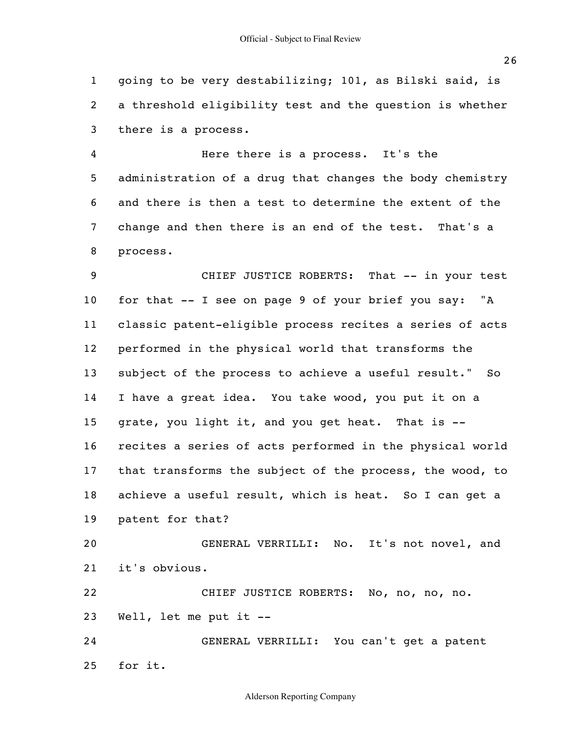going to be very destabilizing; 101, as Bilski said, is a threshold eligibility test and the question is whether there is a process.

Here there is a process. It's the administration of a drug that changes the body chemistry and there is then a test to determine the extent of the change and then there is an end of the test. That's a process.

CHIEF JUSTICE ROBERTS: That -- in your test for that -- I see on page 9 of your brief you say: "A classic patent-eligible process recites a series of acts performed in the physical world that transforms the subject of the process to achieve a useful result." So I have a great idea. You take wood, you put it on a grate, you light it, and you get heat. That is -- recites a series of acts performed in the physical world that transforms the subject of the process, the wood, to achieve a useful result, which is heat. So I can get a patent for that?

GENERAL VERRILLI: No. It's not novel, and it's obvious.

CHIEF JUSTICE ROBERTS: No, no, no, no. Well, let me put it --

GENERAL VERRILLI: You can't get a patent for it.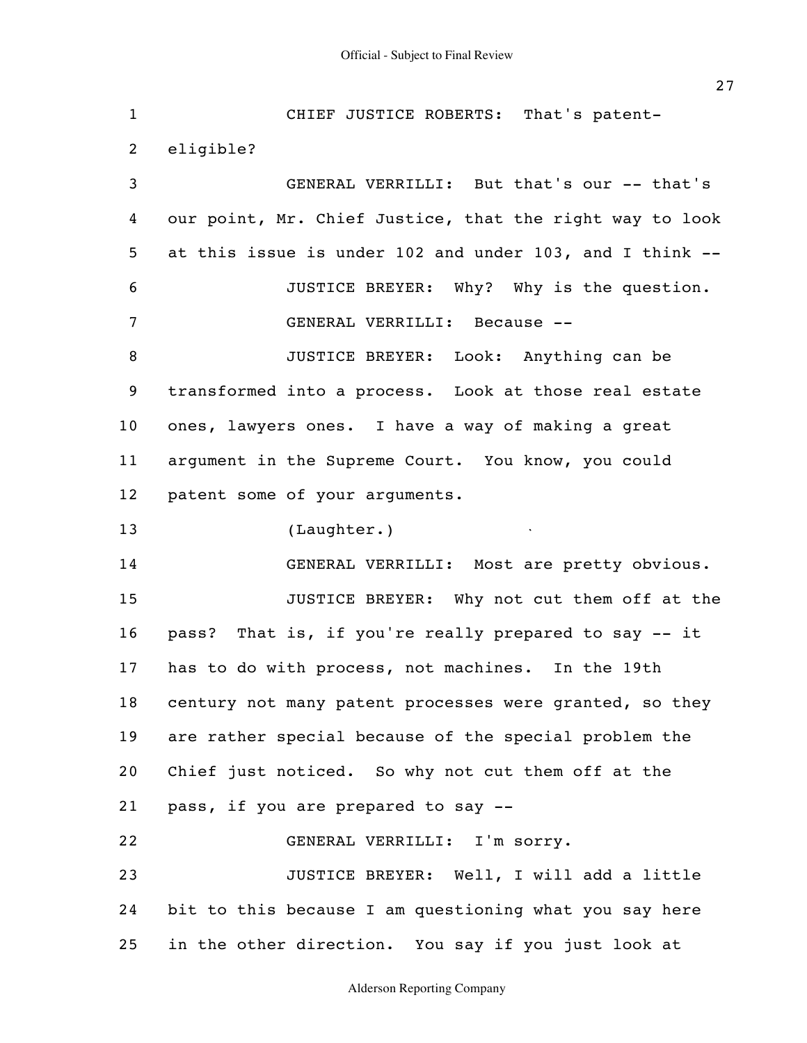CHIEF JUSTICE ROBERTS: That's patent-eligible?

GENERAL VERRILLI: But that's our -- that's our point, Mr. Chief Justice, that the right way to look at this issue is under 102 and under 103, and I think --

JUSTICE BREYER: Why? Why is the question.

GENERAL VERRILLI: Because --

JUSTICE BREYER: Look: Anything can be transformed into a process. Look at those real estate ones, lawyers ones. I have a way of making a great argument in the Supreme Court. You know, you could patent some of your arguments.

(Laughter.)

GENERAL VERRILLI: Most are pretty obvious.

JUSTICE BREYER: Why not cut them off at the pass? That is, if you're really prepared to say -- it has to do with process, not machines. In the 19th century not many patent processes were granted, so they are rather special because of the special problem the Chief just noticed. So why not cut them off at the pass, if you are prepared to say --

GENERAL VERRILLI: I'm sorry.

JUSTICE BREYER: Well, I will add a little bit to this because I am questioning what you say here in the other direction. You say if you just look at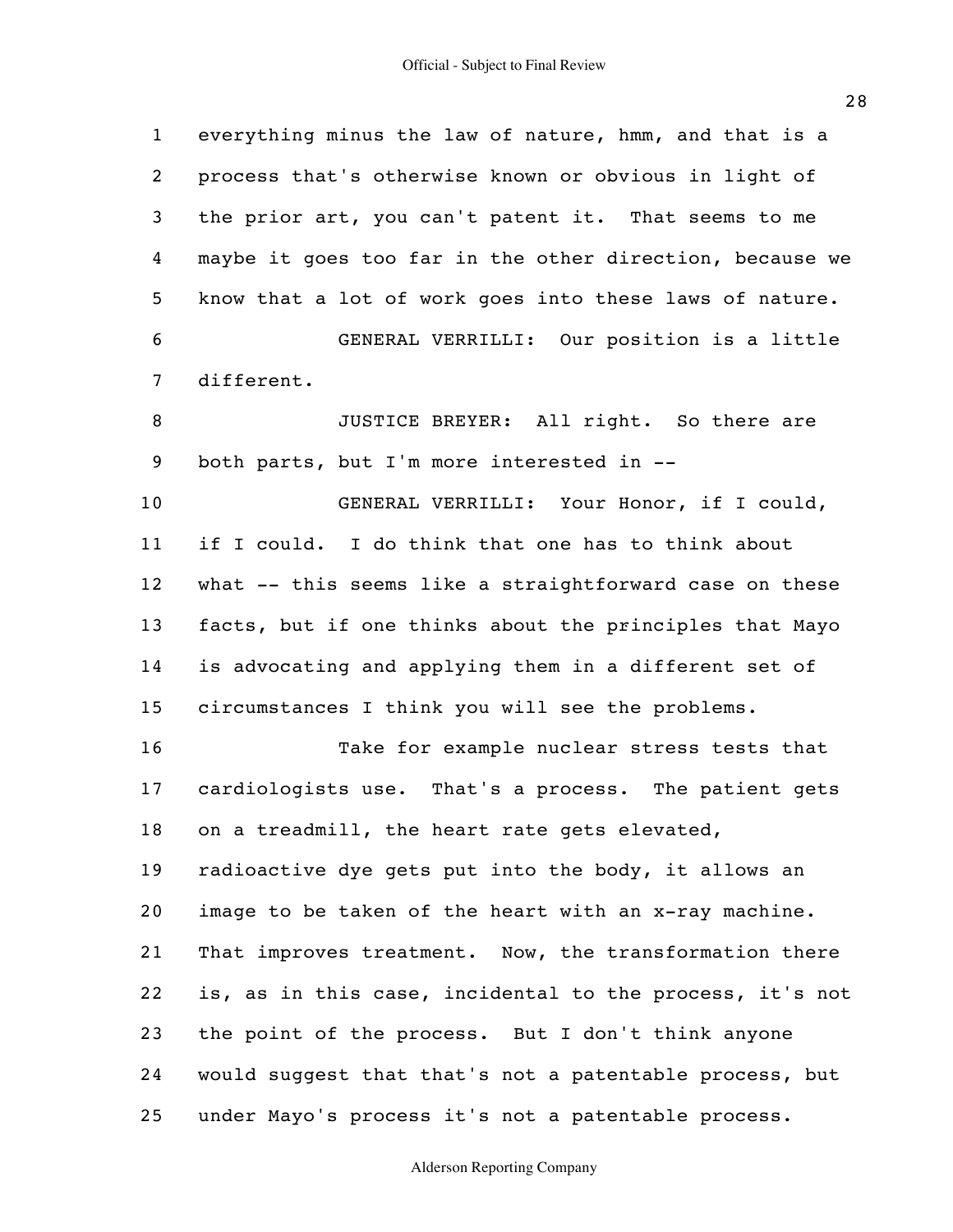everything minus the law of nature, hmm, and that is a process that's otherwise known or obvious in light of the prior art, you can't patent it. That seems to me maybe it goes too far in the other direction, because we know that a lot of work goes into these laws of nature.

GENERAL VERRILLI: Our position is a little different.

JUSTICE BREYER: All right. So there are both parts, but I'm more interested in --

GENERAL VERRILLI: Your Honor, if I could, if I could. I do think that one has to think about what -- this seems like a straightforward case on these facts, but if one thinks about the principles that Mayo is advocating and applying them in a different set of circumstances I think you will see the problems.

Take for example nuclear stress tests that cardiologists use. That's a process. The patient gets on a treadmill, the heart rate gets elevated, radioactive dye gets put into the body, it allows an image to be taken of the heart with an x-ray machine. That improves treatment. Now, the transformation there is, as in this case, incidental to the process, it's not the point of the process. But I don't think anyone would suggest that that's not a patentable process, but under Mayo's process it's not a patentable process.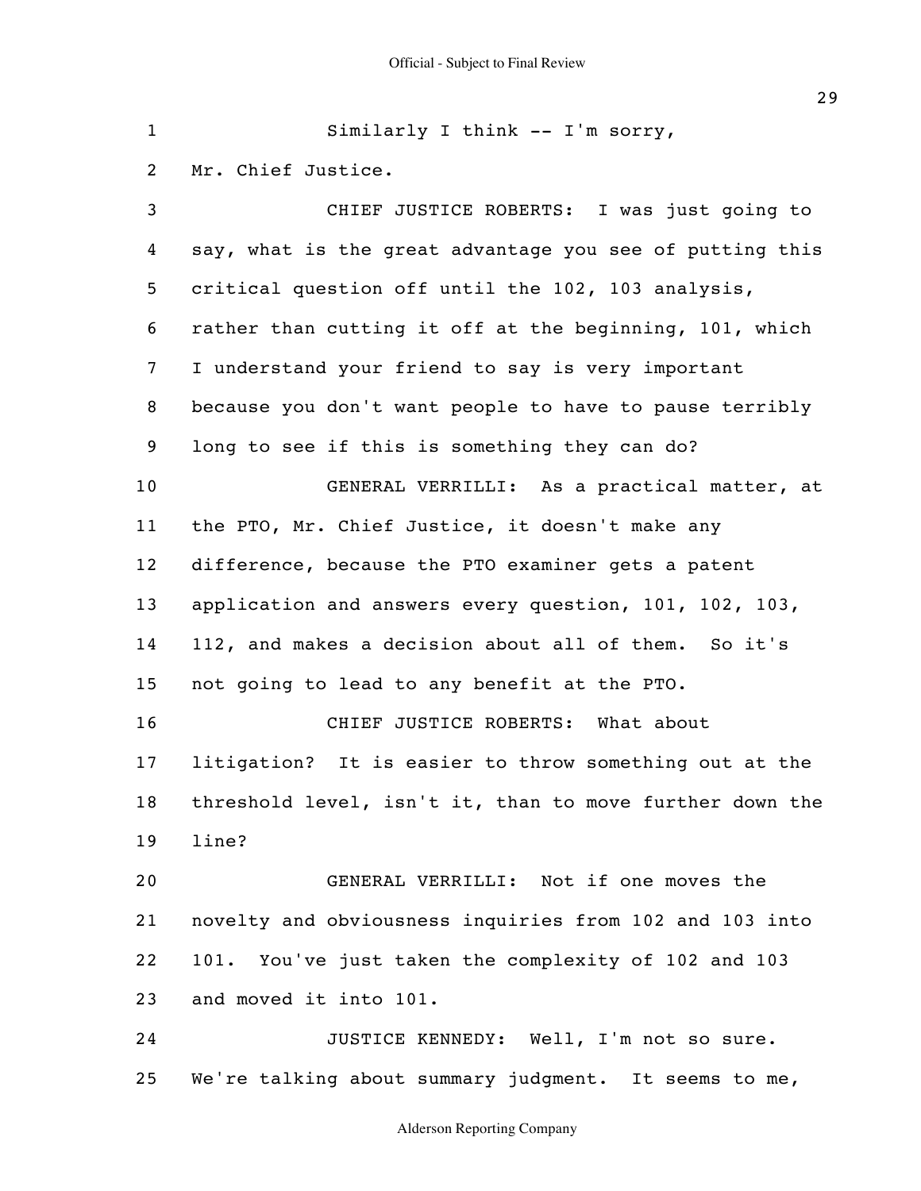Similarly I think -- I'm sorry, Mr. Chief Justice.

CHIEF JUSTICE ROBERTS: I was just going to say, what is the great advantage you see of putting this critical question off until the 102, 103 analysis, rather than cutting it off at the beginning, 101, which I understand your friend to say is very important because you don't want people to have to pause terribly long to see if this is something they can do?

GENERAL VERRILLI: As a practical matter, at the PTO, Mr. Chief Justice, it doesn't make any difference, because the PTO examiner gets a patent application and answers every question, 101, 102, 103, 112, and makes a decision about all of them. So it's not going to lead to any benefit at the PTO.

CHIEF JUSTICE ROBERTS: What about litigation? It is easier to throw something out at the threshold level, isn't it, than to move further down the line?

GENERAL VERRILLI: Not if one moves the novelty and obviousness inquiries from 102 and 103 into 101. You've just taken the complexity of 102 and 103 and moved it into 101.

JUSTICE KENNEDY: Well, I'm not so sure. We're talking about summary judgment. It seems to me,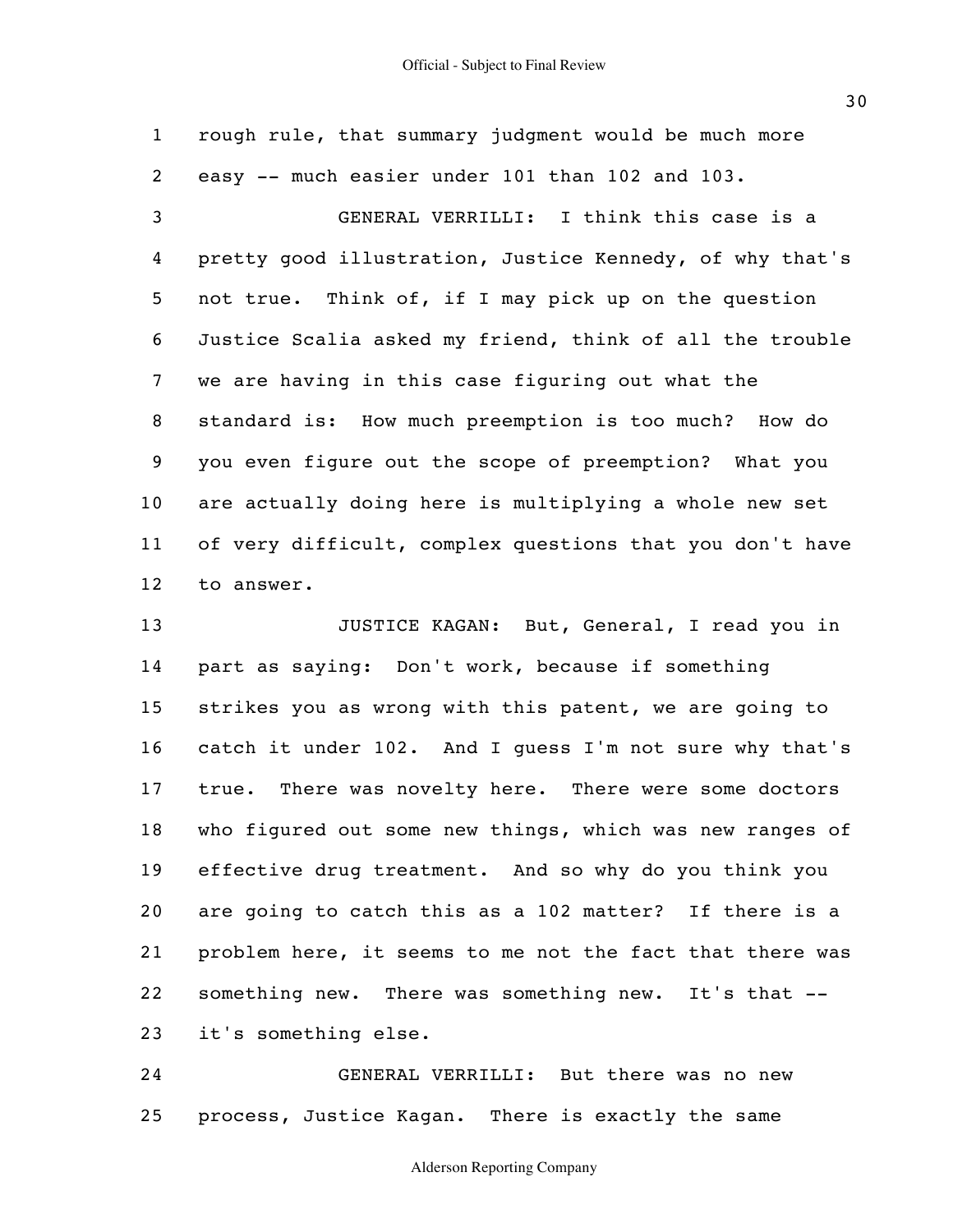rough rule, that summary judgment would be much more easy -- much easier under 101 than 102 and 103.

GENERAL VERRILLI: I think this case is a pretty good illustration, Justice Kennedy, of why that's not true. Think of, if I may pick up on the question Justice Scalia asked my friend, think of all the trouble we are having in this case figuring out what the standard is: How much preemption is too much? How do you even figure out the scope of preemption? What you are actually doing here is multiplying a whole new set of very difficult, complex questions that you don't have to answer.

JUSTICE KAGAN: But, General, I read you in part as saying: Don't work, because if something strikes you as wrong with this patent, we are going to catch it under 102. And I guess I'm not sure why that's true. There was novelty here. There were some doctors who figured out some new things, which was new ranges of effective drug treatment. And so why do you think you are going to catch this as a 102 matter? If there is a problem here, it seems to me not the fact that there was something new. There was something new. It's that -- it's something else.

GENERAL VERRILLI: But there was no new process, Justice Kagan. There is exactly the same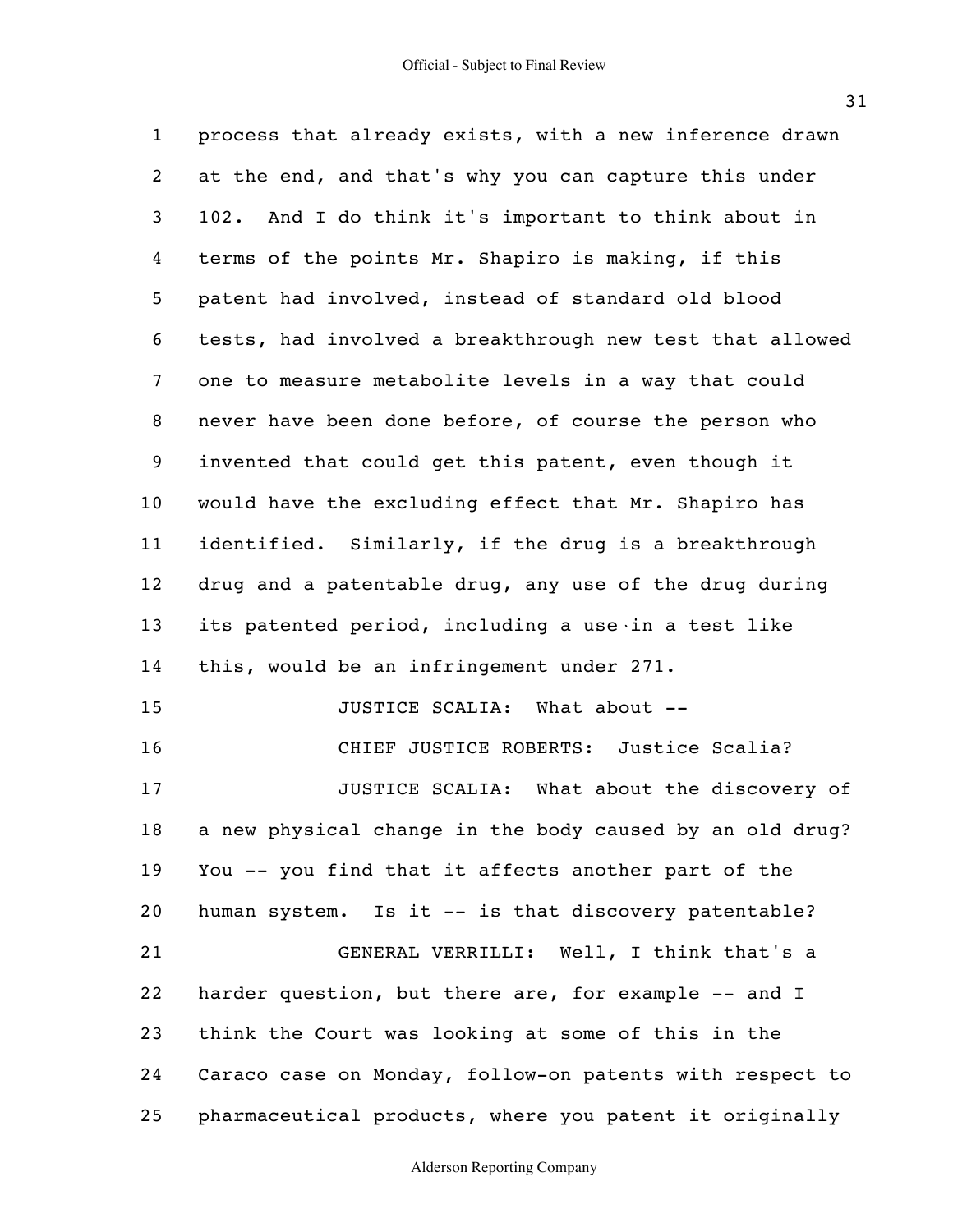process that already exists, with a new inference drawn at the end, and that's why you can capture this under 102. And I do think it's important to think about in terms of the points Mr. Shapiro is making, if this patent had involved, instead of standard old blood tests, had involved a breakthrough new test that allowed one to measure metabolite levels in a way that could never have been done before, of course the person who invented that could get this patent, even though it would have the excluding effect that Mr. Shapiro has identified. Similarly, if the drug is a breakthrough drug and a patentable drug, any use of the drug during its patented period, including a use in a test like this, would be an infringement under 271.

JUSTICE SCALIA: What about --

CHIEF JUSTICE ROBERTS: Justice Scalia?

JUSTICE SCALIA: What about the discovery of a new physical change in the body caused by an old drug? You -- you find that it affects another part of the human system. Is it -- is that discovery patentable?

GENERAL VERRILLI: Well, I think that's a harder question, but there are, for example -- and I think the Court was looking at some of this in the Caraco case on Monday, follow-on patents with respect to pharmaceutical products, where you patent it originally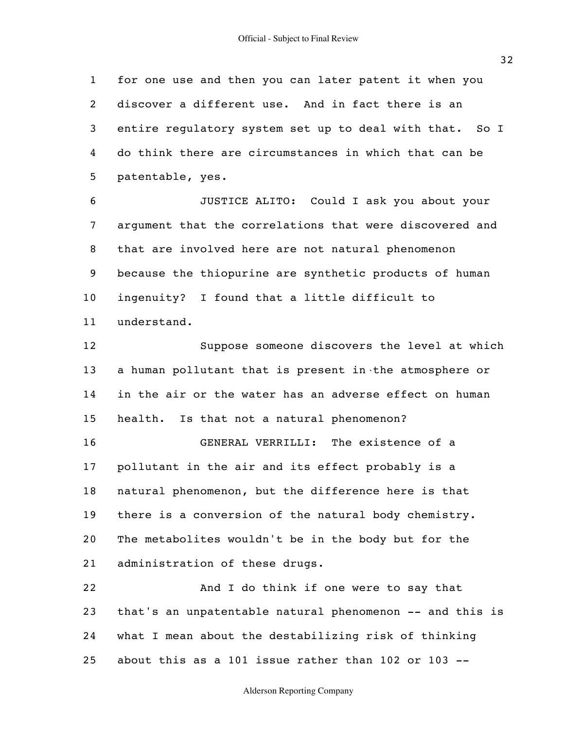for one use and then you can later patent it when you discover a different use. And in fact there is an entire regulatory system set up to deal with that. So I do think there are circumstances in which that can be patentable, yes.

JUSTICE ALITO: Could I ask you about your argument that the correlations that were discovered and that are involved here are not natural phenomenon because the thiopurine are synthetic products of human ingenuity? I found that a little difficult to understand.

Suppose someone discovers the level at which a human pollutant that is present in the atmosphere or in the air or the water has an adverse effect on human health. Is that not a natural phenomenon?

GENERAL VERRILLI: The existence of a pollutant in the air and its effect probably is a natural phenomenon, but the difference here is that there is a conversion of the natural body chemistry. The metabolites wouldn't be in the body but for the administration of these drugs.

And I do think if one were to say that that's an unpatentable natural phenomenon -- and this is what I mean about the destabilizing risk of thinking about this as a 101 issue rather than 102 or 103 --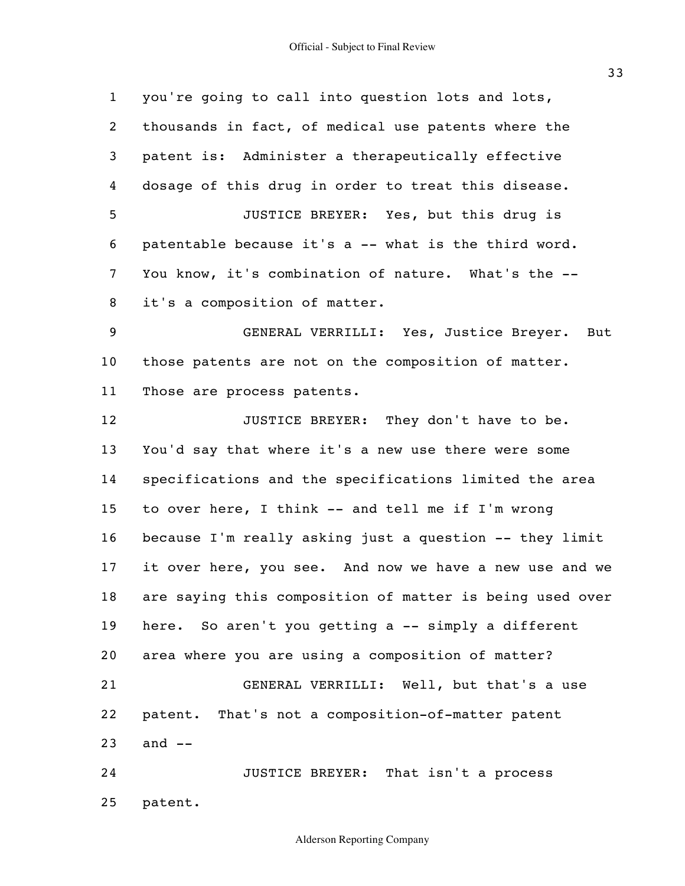you're going to call into question lots and lots, thousands in fact, of medical use patents where the patent is: Administer a therapeutically effective dosage of this drug in order to treat this disease.

JUSTICE BREYER: Yes, but this drug is patentable because it's a -- what is the third word. You know, it's combination of nature. What's the -- it's a composition of matter.

GENERAL VERRILLI: Yes, Justice Breyer. But those patents are not on the composition of matter. Those are process patents.

JUSTICE BREYER: They don't have to be. You'd say that where it's a new use there were some specifications and the specifications limited the area to over here, I think -- and tell me if I'm wrong because I'm really asking just a question -- they limit it over here, you see. And now we have a new use and we are saying this composition of matter is being used over here. So aren't you getting a -- simply a different area where you are using a composition of matter?

GENERAL VERRILLI: Well, but that's a use patent. That's not a composition-of-matter patent and --

JUSTICE BREYER: That isn't a process patent.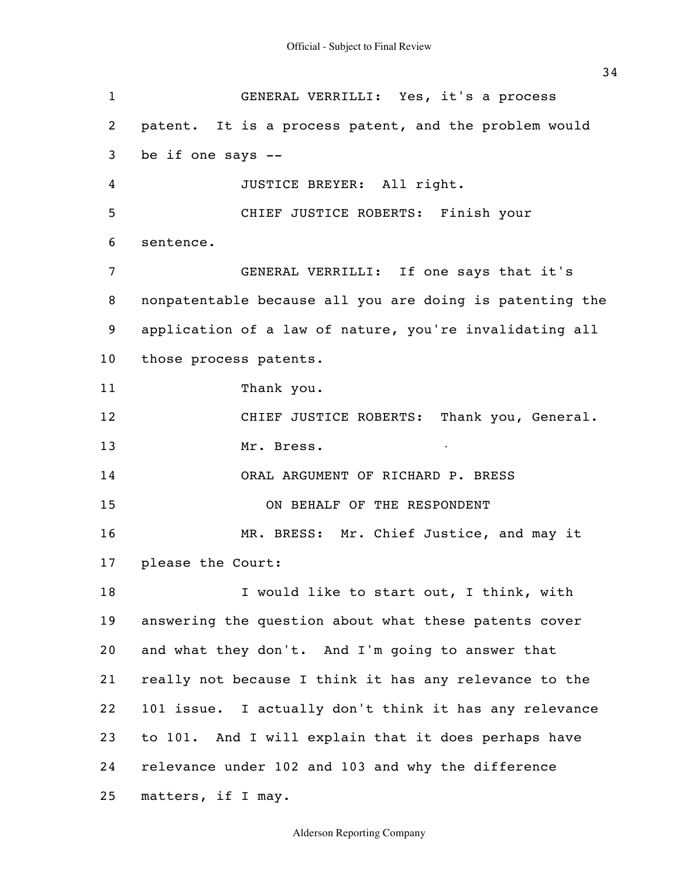GENERAL VERRILLI: Yes, it's a process patent. It is a process patent, and the problem would be if one says --

JUSTICE BREYER: All right.

CHIEF JUSTICE ROBERTS: Finish your sentence.

GENERAL VERRILLI: If one says that it's nonpatentable because all you are doing is patenting the application of a law of nature, you're invalidating all those process patents.

Thank you.

CHIEF JUSTICE ROBERTS: Thank you, General.

Mr. Bress.

ORAL ARGUMENT OF RICHARD P. BRESS

ON BEHALF OF THE RESPONDENT

MR. BRESS: Mr. Chief Justice, and may it please the Court:

I would like to start out, I think, with answering the question about what these patents cover and what they don't. And I'm going to answer that really not because I think it has any relevance to the 101 issue. I actually don't think it has any relevance to 101. And I will explain that it does perhaps have relevance under 102 and 103 and why the difference matters, if I may.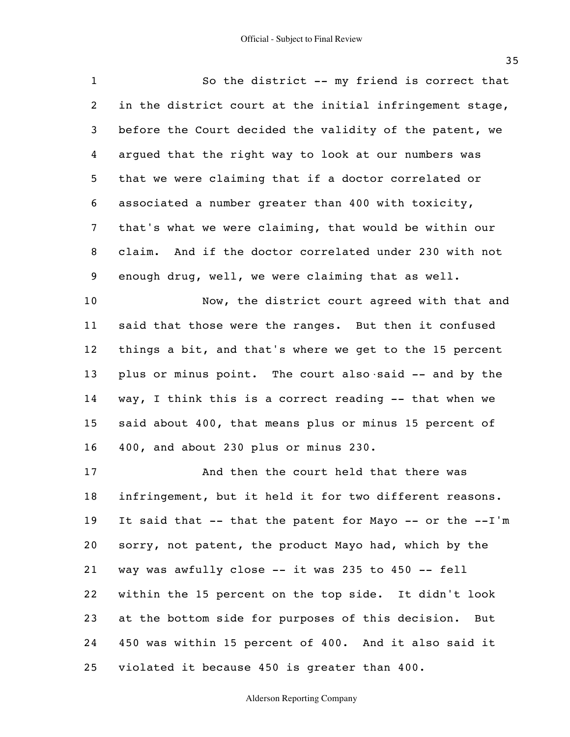1 So the district -- my friend is correct that
2 in the district court at the initial infringement stage,
3 before the Court decided the validity of the patent, we
4 argued that the right way to look at our numbers was
5 that we were claiming that if a doctor correlated or
6 associated a number greater than 400 with toxicity,
7 that's what we were claiming, that would be within our
8 claim. And if the doctor correlated under 230 with not
9 enough drug, well, we were claiming that as well.

10 Now, the district court agreed with that and
11 said that those were the ranges. But then it confused
12 things a bit, and that's where we get to the 15 percent
13 plus or minus point. The court also said -- and by the
14 way, I think this is a correct reading -- that when we
15 said about 400, that means plus or minus 15 percent of
16 400, and about 230 plus or minus 230.

17 And then the court held that there was
18 infringement, but it held it for two different reasons.
19 It said that -- that the patent for Mayo -- or the --I'm
20 sorry, not patent, the product Mayo had, which by the
21 way was awfully close -- it was 235 to 450 -- fell
22 within the 15 percent on the top side. It didn't look
23 at the bottom side for purposes of this decision. But
24 450 was within 15 percent of 400. And it also said it
25 violated it because 450 is greater than 400.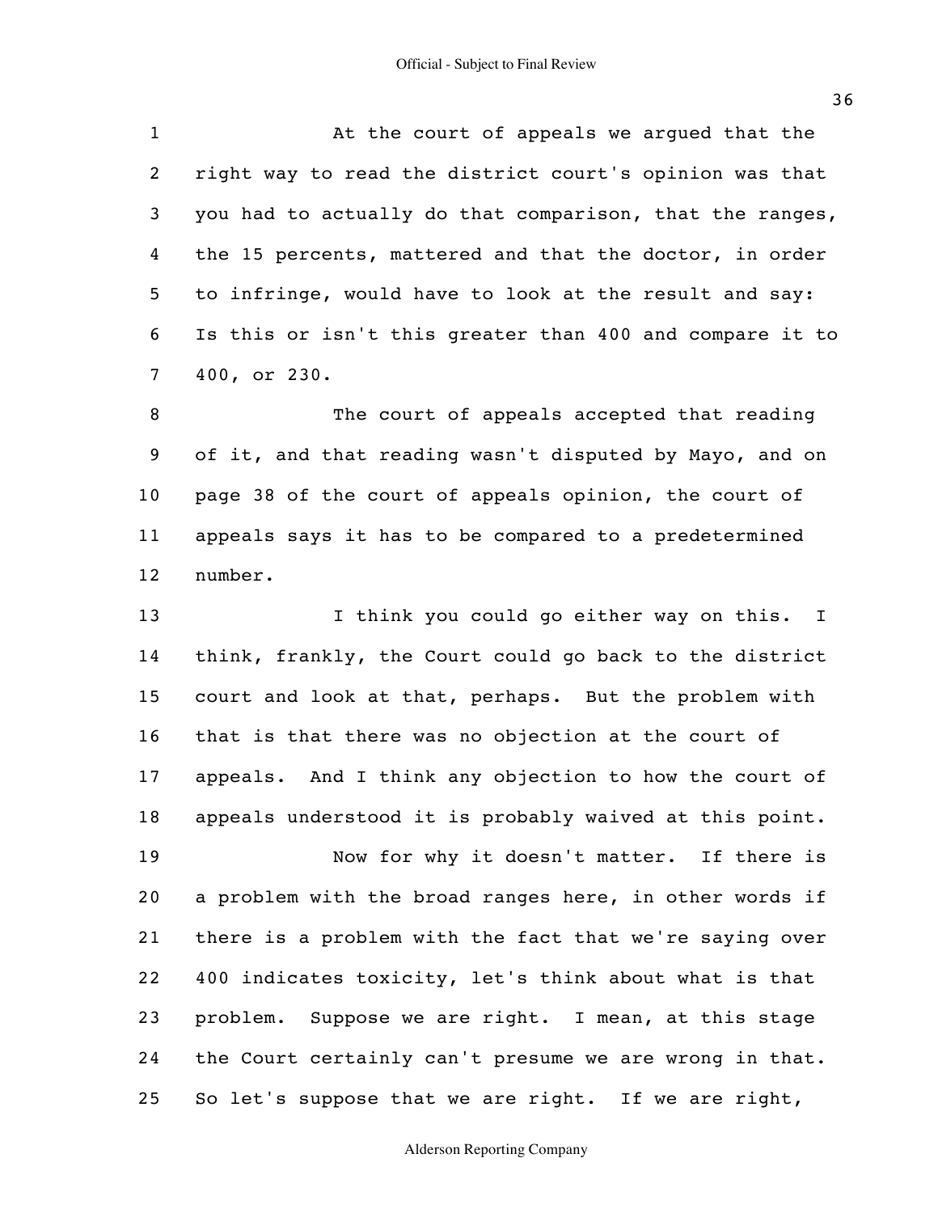At the court of appeals we argued that the right way to read the district court's opinion was that you had to actually do that comparison, that the ranges, the 15 percents, mattered and that the doctor, in order to infringe, would have to look at the result and say: Is this or isn't this greater than 400 and compare it to 400, or 230.

The court of appeals accepted that reading of it, and that reading wasn't disputed by Mayo, and on page 38 of the court of appeals opinion, the court of appeals says it has to be compared to a predetermined number.

I think you could go either way on this. I think, frankly, the Court could go back to the district court and look at that, perhaps. But the problem with that is that there was no objection at the court of appeals. And I think any objection to how the court of appeals understood it is probably waived at this point.

Now for why it doesn't matter. If there is a problem with the broad ranges here, in other words if there is a problem with the fact that we're saying over 400 indicates toxicity, let's think about what is that problem. Suppose we are right. I mean, at this stage the Court certainly can't presume we are wrong in that. So let's suppose that we are right. If we are right,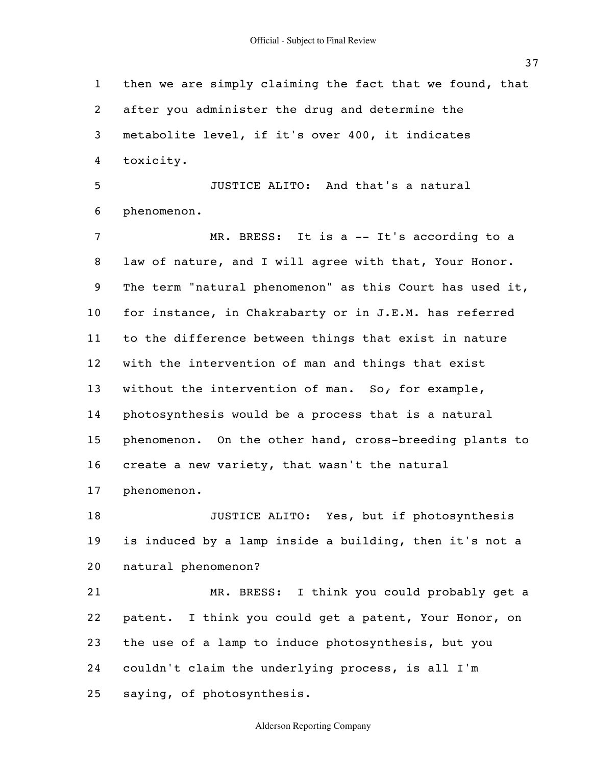then we are simply claiming the fact that we found, that after you administer the drug and determine the metabolite level, if it's over 400, it indicates toxicity.

JUSTICE ALITO: And that's a natural phenomenon.

MR. BRESS: It is a -- It's according to a law of nature, and I will agree with that, Your Honor. The term "natural phenomenon" as this Court has used it, for instance, in Chakrabarty or in J.E.M. has referred to the difference between things that exist in nature with the intervention of man and things that exist without the intervention of man. So, for example, photosynthesis would be a process that is a natural phenomenon. On the other hand, cross-breeding plants to create a new variety, that wasn't the natural phenomenon.

JUSTICE ALITO: Yes, but if photosynthesis is induced by a lamp inside a building, then it's not a natural phenomenon?

MR. BRESS: I think you could probably get a patent. I think you could get a patent, Your Honor, on the use of a lamp to induce photosynthesis, but you couldn't claim the underlying process, is all I'm saying, of photosynthesis.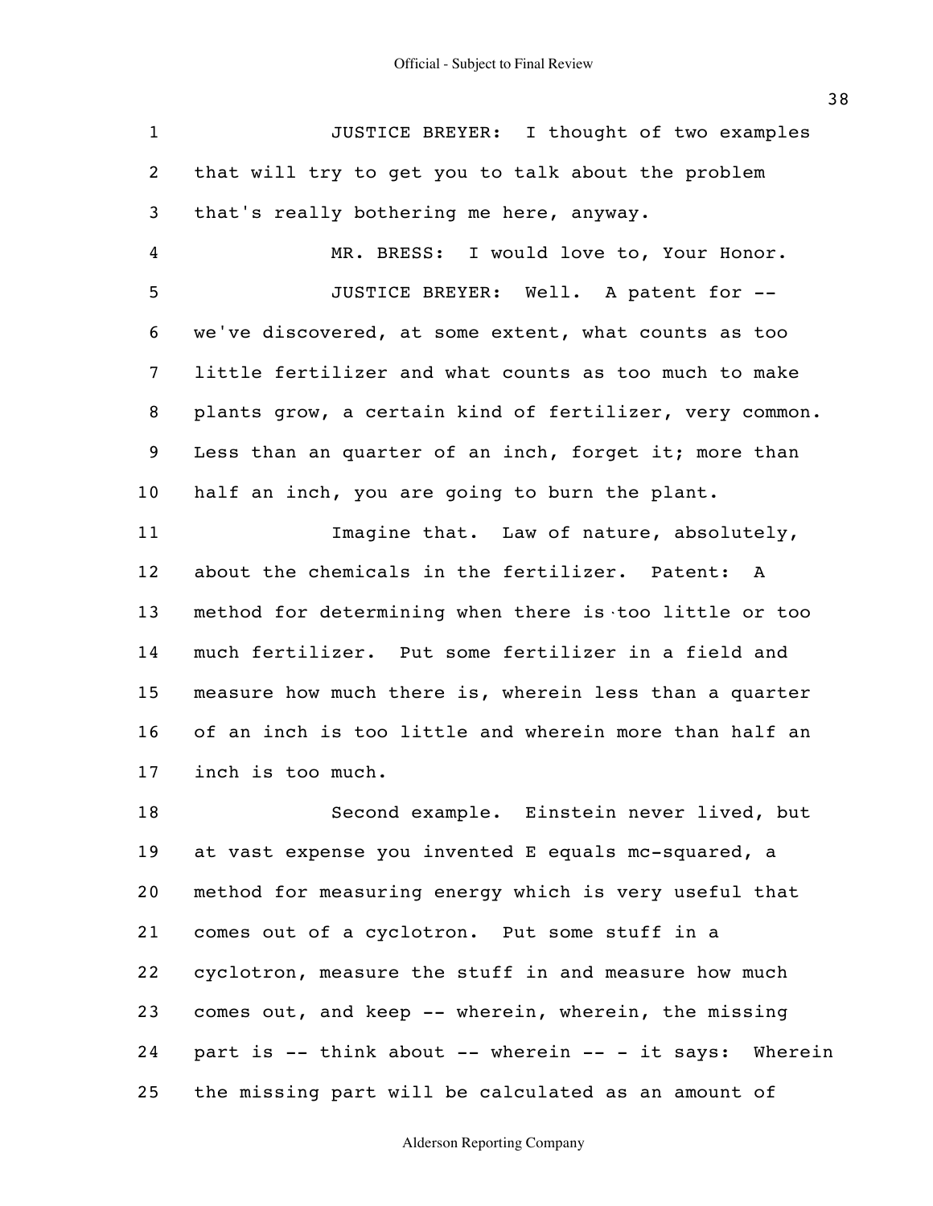JUSTICE BREYER: I thought of two examples that will try to get you to talk about the problem that's really bothering me here, anyway.

MR. BRESS: I would love to, Your Honor.

JUSTICE BREYER: Well. A patent for -- we've discovered, at some extent, what counts as too little fertilizer and what counts as too much to make plants grow, a certain kind of fertilizer, very common. Less than an quarter of an inch, forget it; more than half an inch, you are going to burn the plant.

Imagine that. Law of nature, absolutely, about the chemicals in the fertilizer. Patent: A method for determining when there is too little or too much fertilizer. Put some fertilizer in a field and measure how much there is, wherein less than a quarter of an inch is too little and wherein more than half an inch is too much.

Second example. Einstein never lived, but at vast expense you invented E equals mc-squared, a method for measuring energy which is very useful that comes out of a cyclotron. Put some stuff in a cyclotron, measure the stuff in and measure how much comes out, and keep -- wherein, wherein, the missing part is -- think about -- wherein -- - it says: Wherein the missing part will be calculated as an amount of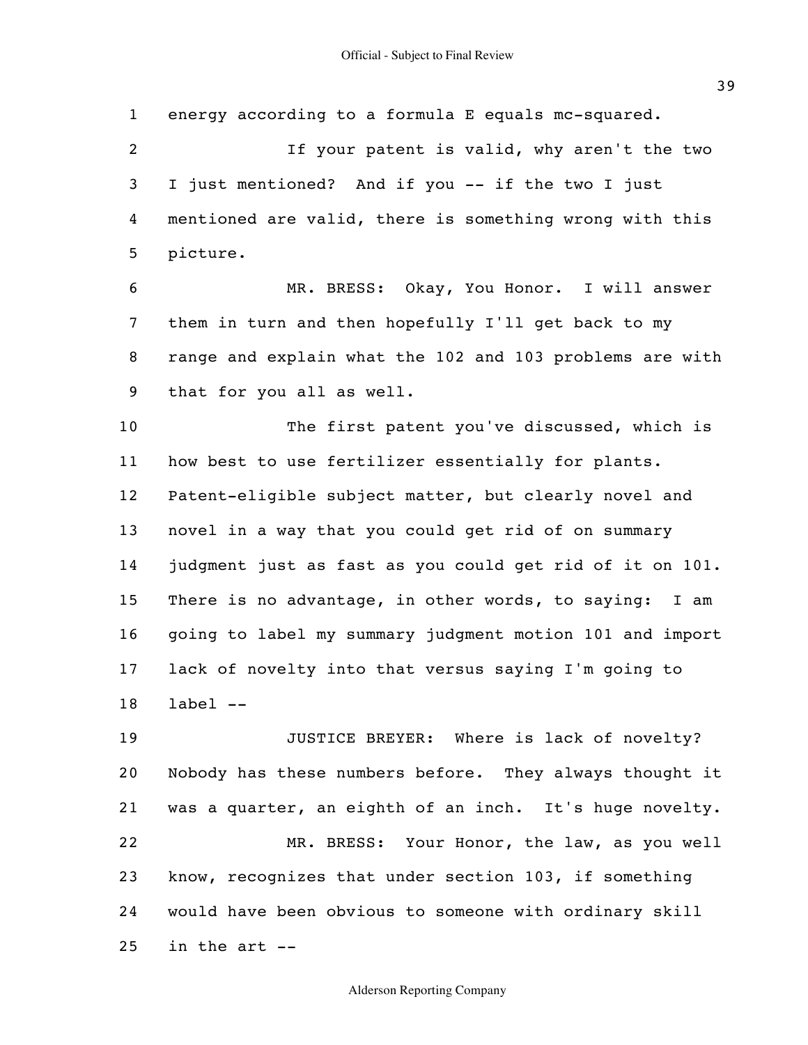energy according to a formula E equals mc-squared.

If your patent is valid, why aren't the two I just mentioned? And if you -- if the two I just mentioned are valid, there is something wrong with this picture.

MR. BRESS: Okay, You Honor. I will answer them in turn and then hopefully I'll get back to my range and explain what the 102 and 103 problems are with that for you all as well.

The first patent you've discussed, which is how best to use fertilizer essentially for plants. Patent-eligible subject matter, but clearly novel and novel in a way that you could get rid of on summary judgment just as fast as you could get rid of it on 101. There is no advantage, in other words, to saying: I am going to label my summary judgment motion 101 and import lack of novelty into that versus saying I'm going to label --

JUSTICE BREYER: Where is lack of novelty? Nobody has these numbers before. They always thought it was a quarter, an eighth of an inch. It's huge novelty.

MR. BRESS: Your Honor, the law, as you well know, recognizes that under section 103, if something would have been obvious to someone with ordinary skill in the art --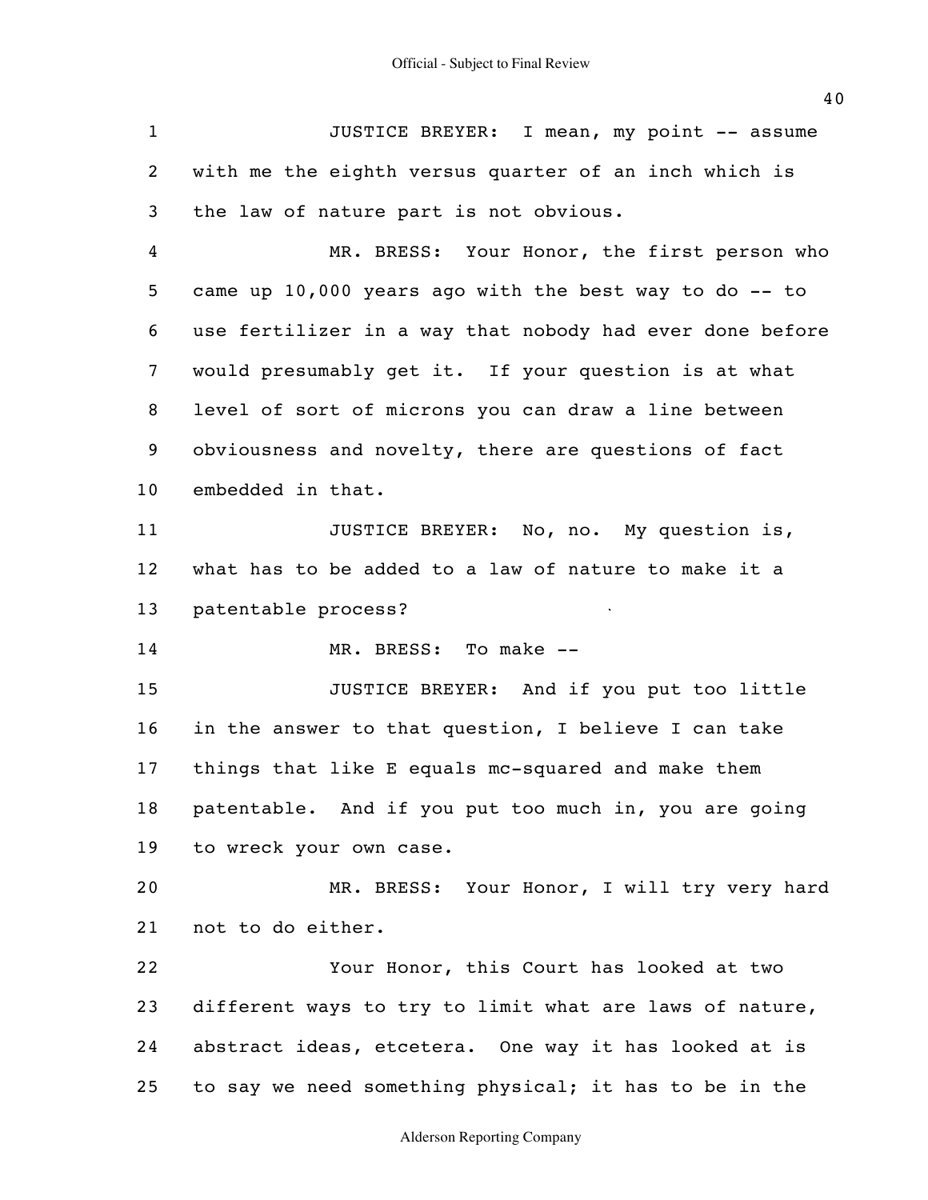JUSTICE BREYER: I mean, my point -- assume with me the eighth versus quarter of an inch which is the law of nature part is not obvious.

MR. BRESS: Your Honor, the first person who came up 10,000 years ago with the best way to do -- to use fertilizer in a way that nobody had ever done before would presumably get it. If your question is at what level of sort of microns you can draw a line between obviousness and novelty, there are questions of fact embedded in that.

JUSTICE BREYER: No, no. My question is, what has to be added to a law of nature to make it a patentable process?

MR. BRESS: To make --

JUSTICE BREYER: And if you put too little in the answer to that question, I believe I can take things that like E equals mc-squared and make them patentable. And if you put too much in, you are going to wreck your own case.

MR. BRESS: Your Honor, I will try very hard not to do either.

Your Honor, this Court has looked at two different ways to try to limit what are laws of nature, abstract ideas, etcetera. One way it has looked at is to say we need something physical; it has to be in the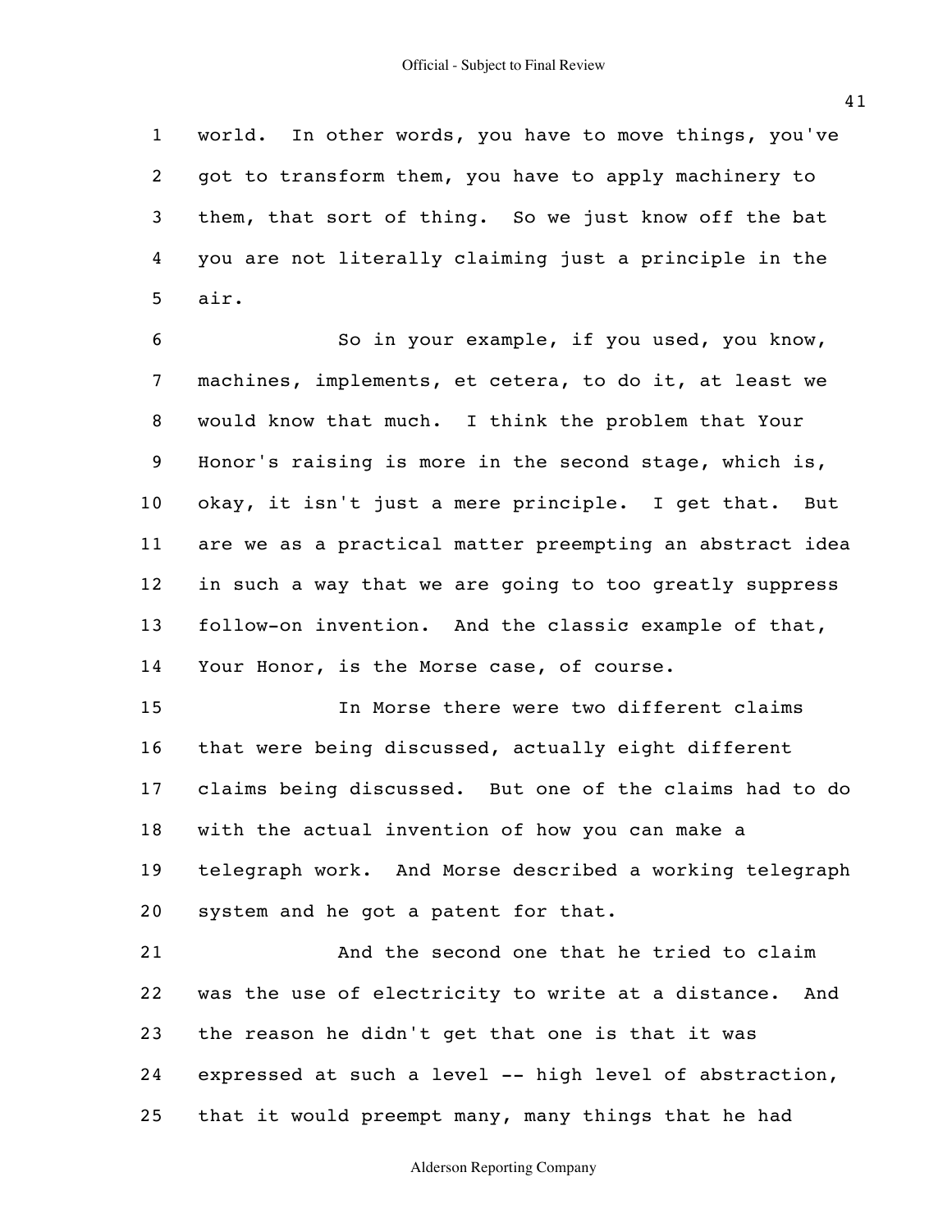world. In other words, you have to move things, you've got to transform them, you have to apply machinery to them, that sort of thing. So we just know off the bat you are not literally claiming just a principle in the air.

So in your example, if you used, you know, machines, implements, et cetera, to do it, at least we would know that much. I think the problem that Your Honor's raising is more in the second stage, which is, okay, it isn't just a mere principle. I get that. But are we as a practical matter preempting an abstract idea in such a way that we are going to too greatly suppress follow-on invention. And the classic example of that, Your Honor, is the Morse case, of course.

In Morse there were two different claims that were being discussed, actually eight different claims being discussed. But one of the claims had to do with the actual invention of how you can make a telegraph work. And Morse described a working telegraph system and he got a patent for that.

And the second one that he tried to claim was the use of electricity to write at a distance. And the reason he didn't get that one is that it was expressed at such a level -- high level of abstraction, that it would preempt many, many things that he had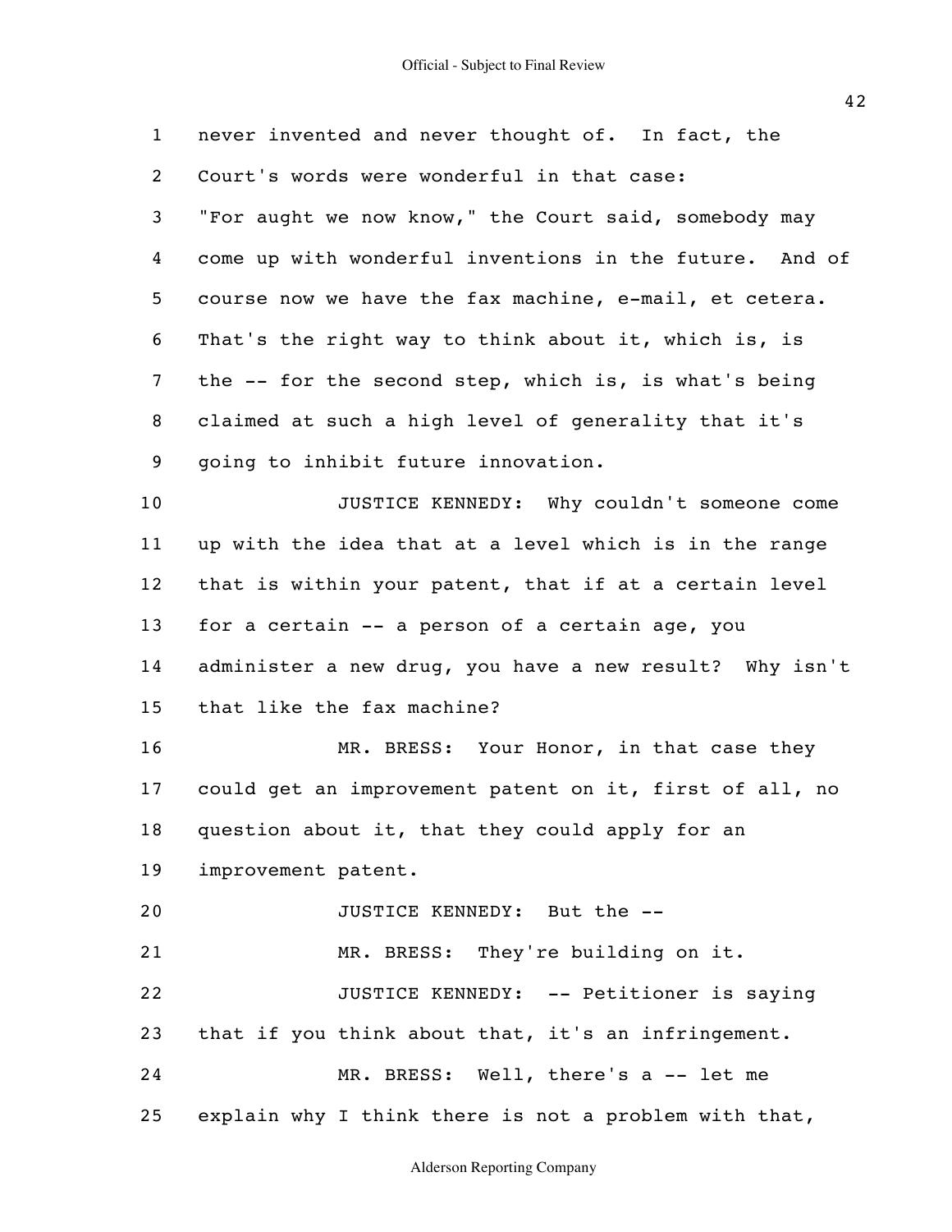never invented and never thought of. In fact, the Court's words were wonderful in that case: "For aught we now know," the Court said, somebody may come up with wonderful inventions in the future. And of course now we have the fax machine, e-mail, et cetera. That's the right way to think about it, which is, is the -- for the second step, which is, is what's being claimed at such a high level of generality that it's going to inhibit future innovation.

JUSTICE KENNEDY: Why couldn't someone come up with the idea that at a level which is in the range that is within your patent, that if at a certain level for a certain -- a person of a certain age, you administer a new drug, you have a new result? Why isn't that like the fax machine?

MR. BRESS: Your Honor, in that case they could get an improvement patent on it, first of all, no question about it, that they could apply for an improvement patent.

JUSTICE KENNEDY: But the --

MR. BRESS: They're building on it.

JUSTICE KENNEDY: -- Petitioner is saying that if you think about that, it's an infringement.

MR. BRESS: Well, there's a -- let me explain why I think there is not a problem with that,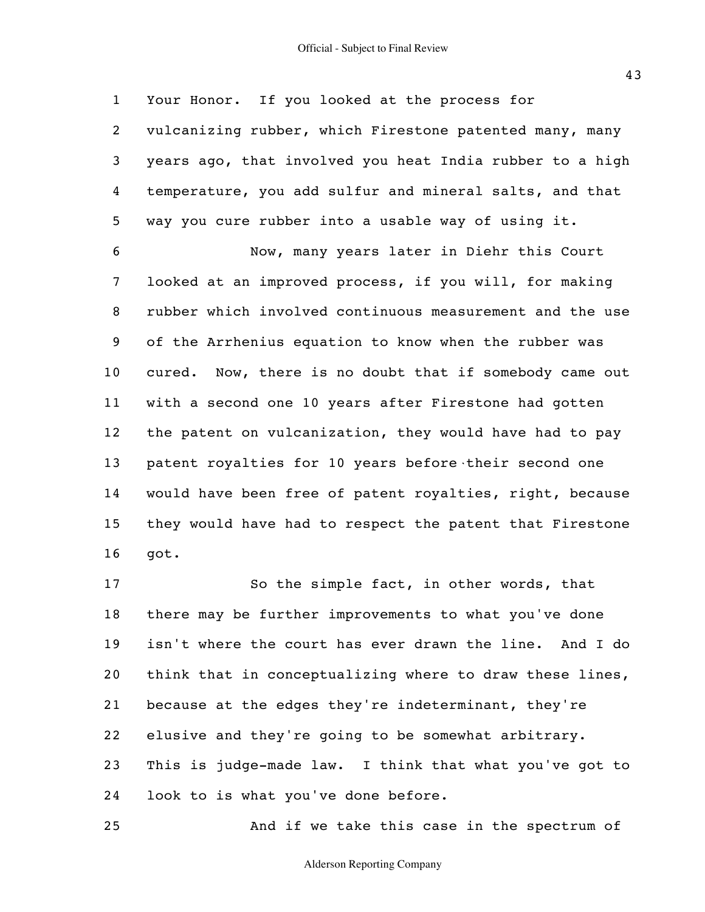Your Honor. If you looked at the process for vulcanizing rubber, which Firestone patented many, many years ago, that involved you heat India rubber to a high temperature, you add sulfur and mineral salts, and that way you cure rubber into a usable way of using it.

Now, many years later in Diehr this Court looked at an improved process, if you will, for making rubber which involved continuous measurement and the use of the Arrhenius equation to know when the rubber was cured. Now, there is no doubt that if somebody came out with a second one 10 years after Firestone had gotten the patent on vulcanization, they would have had to pay patent royalties for 10 years before their second one would have been free of patent royalties, right, because they would have had to respect the patent that Firestone got.

So the simple fact, in other words, that there may be further improvements to what you've done isn't where the court has ever drawn the line. And I do think that in conceptualizing where to draw these lines, because at the edges they're indeterminant, they're elusive and they're going to be somewhat arbitrary. This is judge-made law. I think that what you've got to look to is what you've done before.

And if we take this case in the spectrum of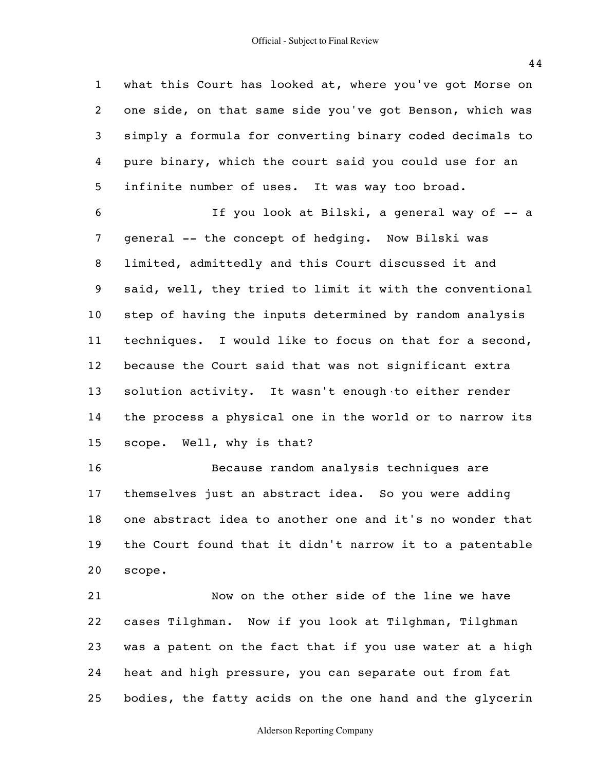what this Court has looked at, where you've got Morse on one side, on that same side you've got Benson, which was simply a formula for converting binary coded decimals to pure binary, which the court said you could use for an infinite number of uses. It was way too broad.

If you look at Bilski, a general way of -- a general -- the concept of hedging. Now Bilski was limited, admittedly and this Court discussed it and said, well, they tried to limit it with the conventional step of having the inputs determined by random analysis techniques. I would like to focus on that for a second, because the Court said that was not significant extra solution activity. It wasn't enough to either render the process a physical one in the world or to narrow its scope. Well, why is that?

Because random analysis techniques are themselves just an abstract idea. So you were adding one abstract idea to another one and it's no wonder that the Court found that it didn't narrow it to a patentable scope.

Now on the other side of the line we have cases Tilghman. Now if you look at Tilghman, Tilghman was a patent on the fact that if you use water at a high heat and high pressure, you can separate out from fat bodies, the fatty acids on the one hand and the glycerin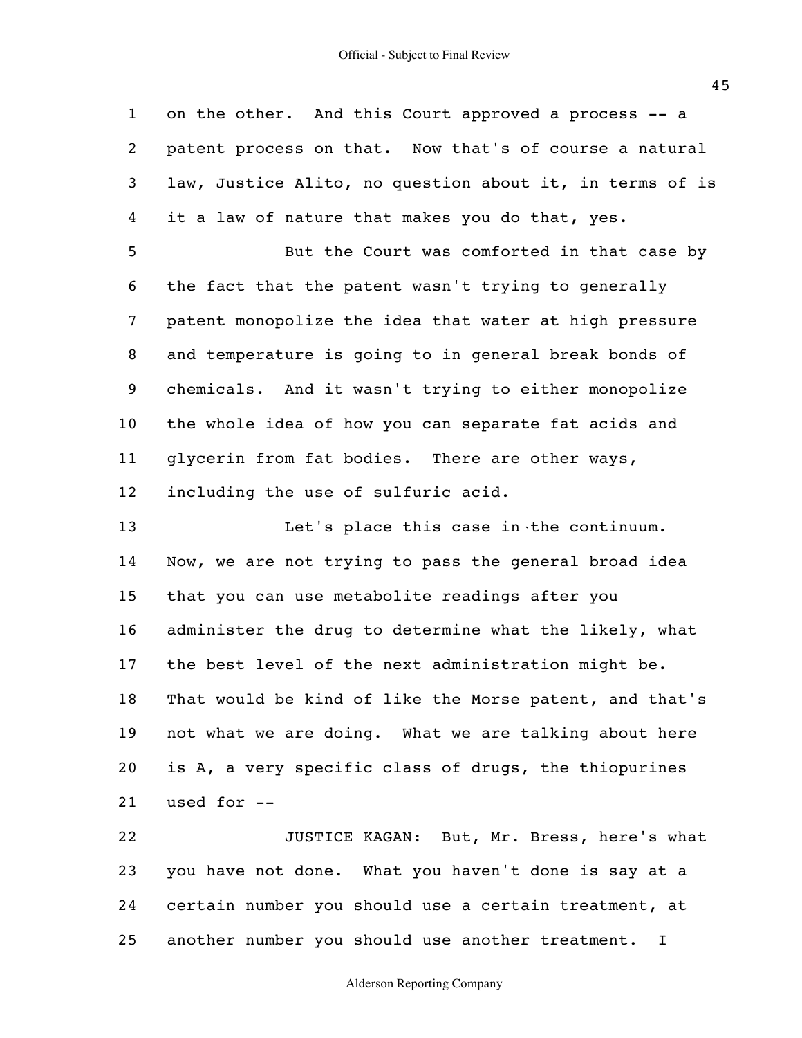on the other. And this Court approved a process -- a patent process on that. Now that's of course a natural law, Justice Alito, no question about it, in terms of is it a law of nature that makes you do that, yes.

But the Court was comforted in that case by the fact that the patent wasn't trying to generally patent monopolize the idea that water at high pressure and temperature is going to in general break bonds of chemicals. And it wasn't trying to either monopolize the whole idea of how you can separate fat acids and glycerin from fat bodies. There are other ways, including the use of sulfuric acid.

Let's place this case in the continuum. Now, we are not trying to pass the general broad idea that you can use metabolite readings after you administer the drug to determine what the likely, what the best level of the next administration might be. That would be kind of like the Morse patent, and that's not what we are doing. What we are talking about here is A, a very specific class of drugs, the thiopurines used for --

JUSTICE KAGAN: But, Mr. Bress, here's what you have not done. What you haven't done is say at a certain number you should use a certain treatment, at another number you should use another treatment. I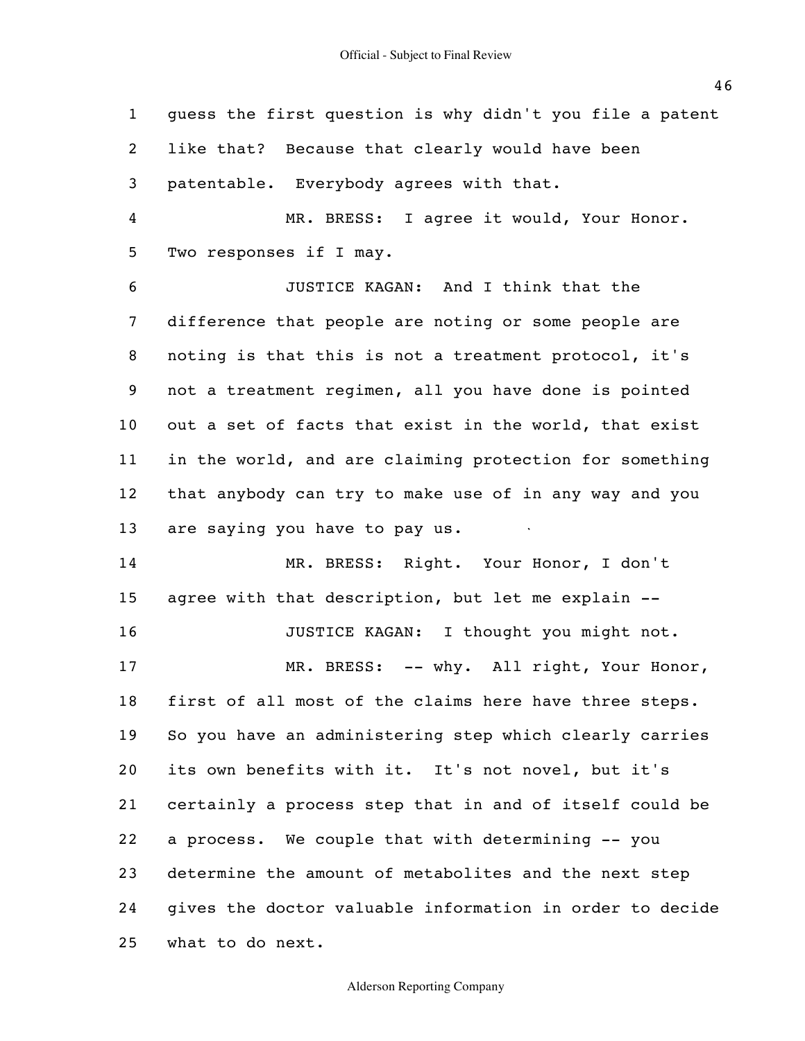guess the first question is why didn't you file a patent like that? Because that clearly would have been patentable. Everybody agrees with that.

MR. BRESS: I agree it would, Your Honor. Two responses if I may.

JUSTICE KAGAN: And I think that the difference that people are noting or some people are noting is that this is not a treatment protocol, it's not a treatment regimen, all you have done is pointed out a set of facts that exist in the world, that exist in the world, and are claiming protection for something that anybody can try to make use of in any way and you are saying you have to pay us.

MR. BRESS: Right. Your Honor, I don't agree with that description, but let me explain --

JUSTICE KAGAN: I thought you might not.

MR. BRESS: -- why. All right, Your Honor, first of all most of the claims here have three steps. So you have an administering step which clearly carries its own benefits with it. It's not novel, but it's certainly a process step that in and of itself could be a process. We couple that with determining -- you determine the amount of metabolites and the next step gives the doctor valuable information in order to decide what to do next.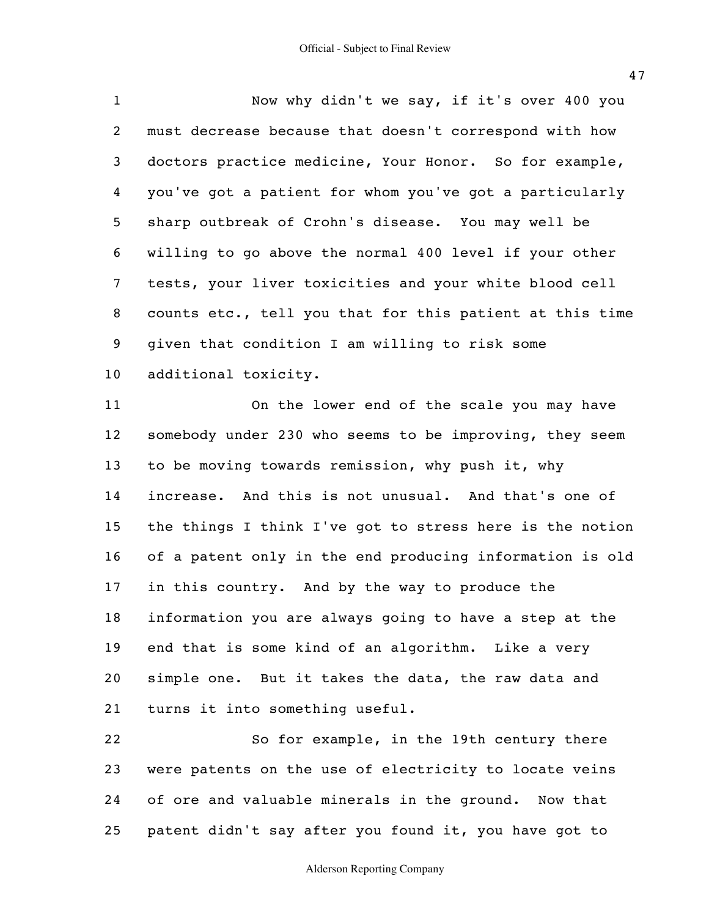Now why didn't we say, if it's over 400 you must decrease because that doesn't correspond with how doctors practice medicine, Your Honor. So for example, you've got a patient for whom you've got a particularly sharp outbreak of Crohn's disease. You may well be willing to go above the normal 400 level if your other tests, your liver toxicities and your white blood cell counts etc., tell you that for this patient at this time given that condition I am willing to risk some additional toxicity.

On the lower end of the scale you may have somebody under 230 who seems to be improving, they seem to be moving towards remission, why push it, why increase. And this is not unusual. And that's one of the things I think I've got to stress here is the notion of a patent only in the end producing information is old in this country. And by the way to produce the information you are always going to have a step at the end that is some kind of an algorithm. Like a very simple one. But it takes the data, the raw data and turns it into something useful.

So for example, in the 19th century there were patents on the use of electricity to locate veins of ore and valuable minerals in the ground. Now that patent didn't say after you found it, you have got to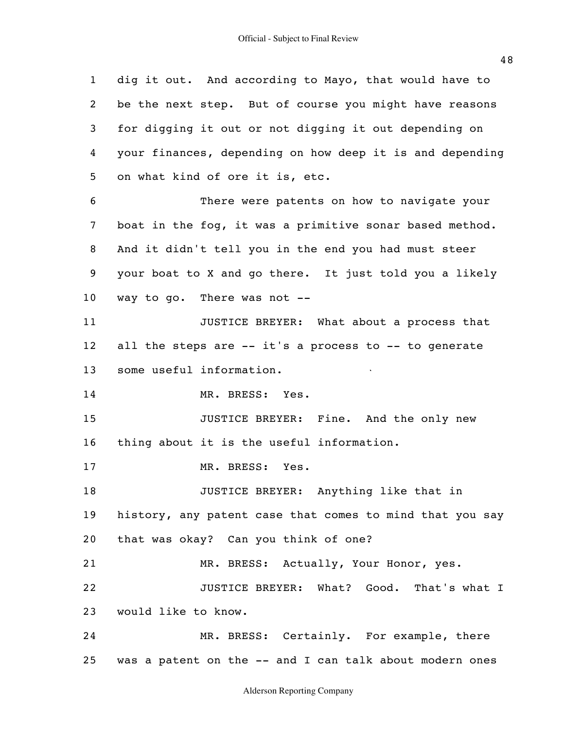1 dig it out. And according to Mayo, that would have to
2 be the next step. But of course you might have reasons
3 for digging it out or not digging it out depending on
4 your finances, depending on how deep it is and depending
5 on what kind of ore it is, etc.

6 There were patents on how to navigate your
7 boat in the fog, it was a primitive sonar based method.
8 And it didn't tell you in the end you had must steer
9 your boat to X and go there. It just told you a likely
10 way to go. There was not --

11 JUSTICE BREYER: What about a process that
12 all the steps are -- it's a process to -- to generate
13 some useful information.

14 MR. BRESS: Yes.

15 JUSTICE BREYER: Fine. And the only new
16 thing about it is the useful information.

17 MR. BRESS: Yes.

18 JUSTICE BREYER: Anything like that in
19 history, any patent case that comes to mind that you say
20 that was okay? Can you think of one?

21 MR. BRESS: Actually, Your Honor, yes.

22 JUSTICE BREYER: What? Good. That's what I
23 would like to know.

24 MR. BRESS: Certainly. For example, there
25 was a patent on the -- and I can talk about modern ones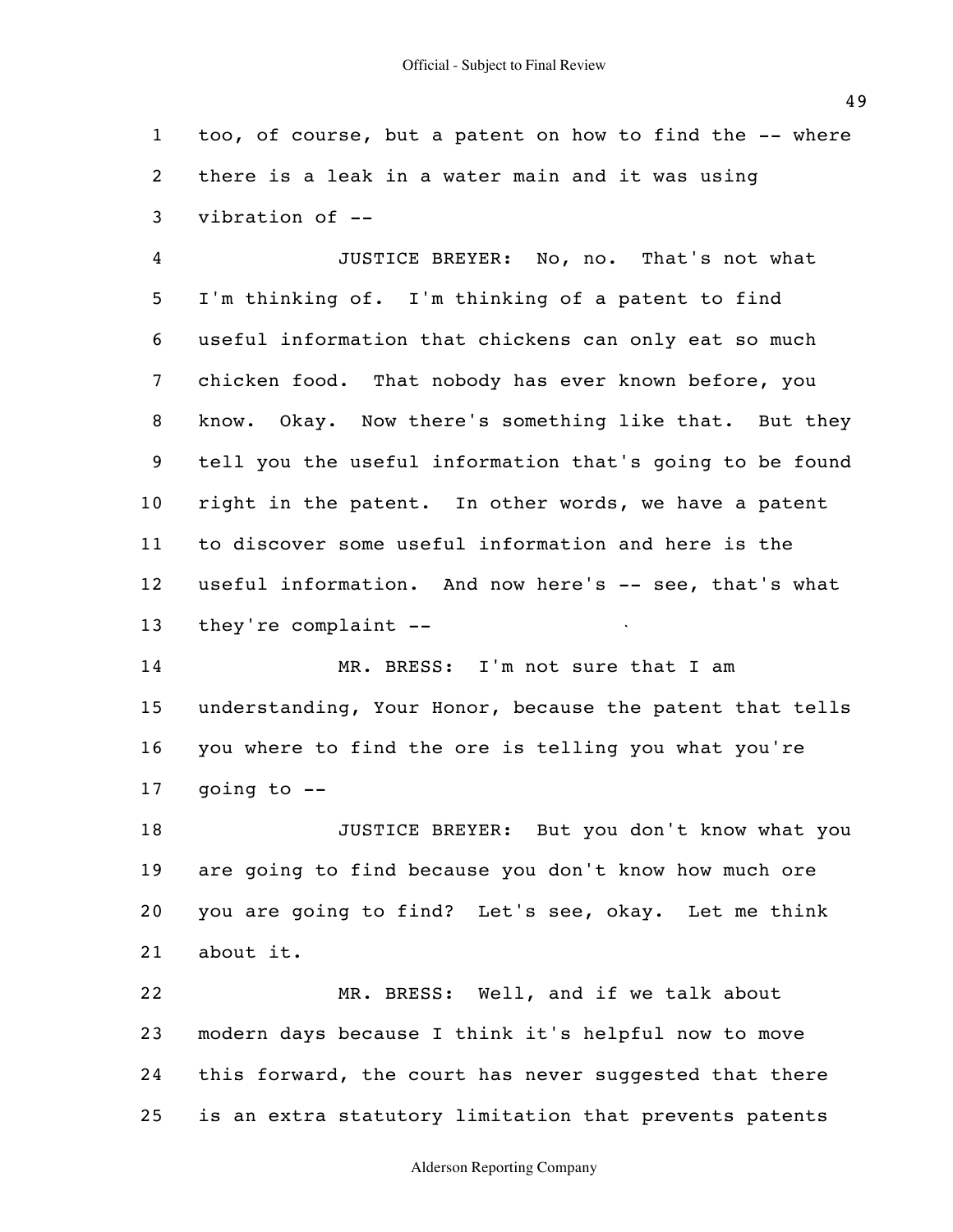too, of course, but a patent on how to find the -- where there is a leak in a water main and it was using vibration of --

JUSTICE BREYER: No, no. That's not what I'm thinking of. I'm thinking of a patent to find useful information that chickens can only eat so much chicken food. That nobody has ever known before, you know. Okay. Now there's something like that. But they tell you the useful information that's going to be found right in the patent. In other words, we have a patent to discover some useful information and here is the useful information. And now here's -- see, that's what they're complaint --

MR. BRESS: I'm not sure that I am understanding, Your Honor, because the patent that tells you where to find the ore is telling you what you're going to --

JUSTICE BREYER: But you don't know what you are going to find because you don't know how much ore you are going to find? Let's see, okay. Let me think about it.

MR. BRESS: Well, and if we talk about modern days because I think it's helpful now to move this forward, the court has never suggested that there is an extra statutory limitation that prevents patents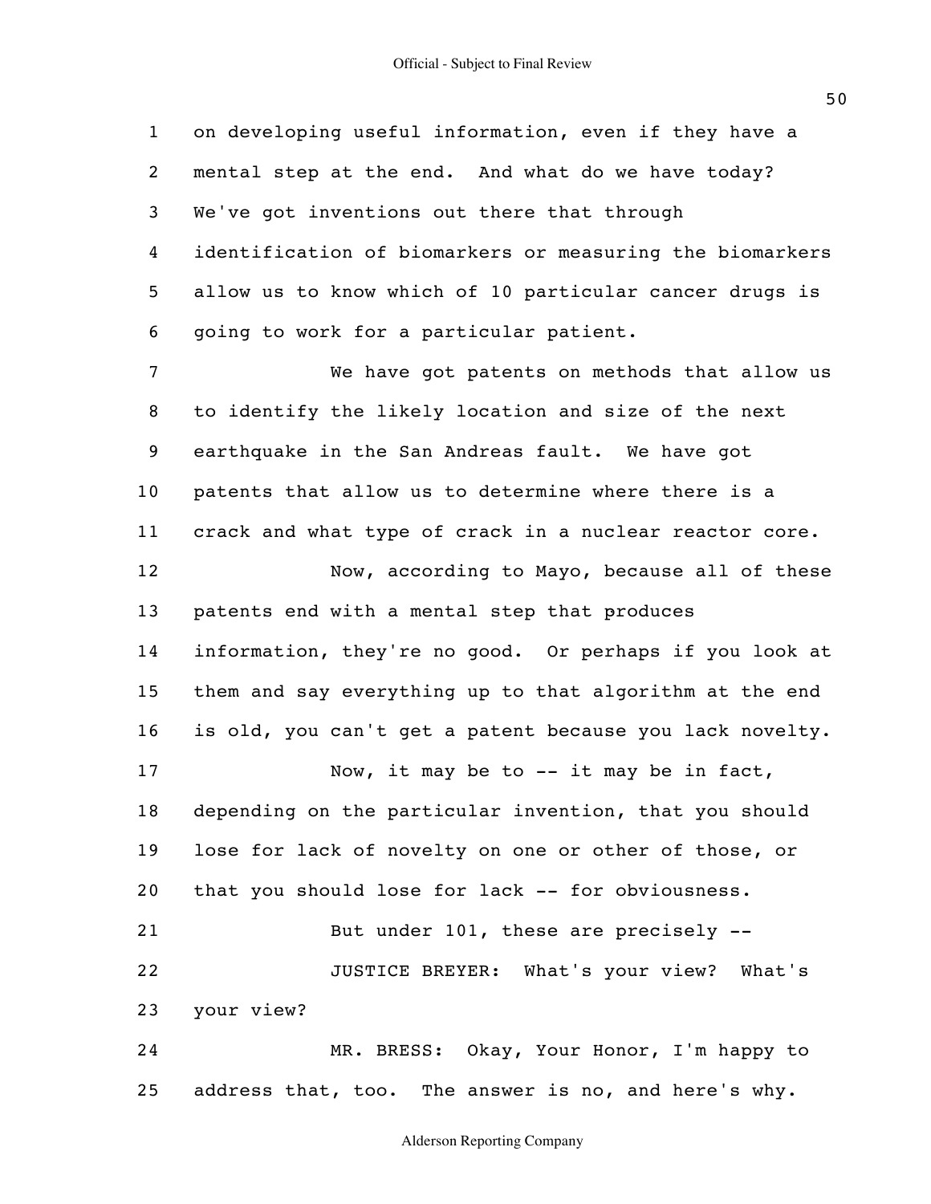on developing useful information, even if they have a mental step at the end. And what do we have today? We've got inventions out there that through identification of biomarkers or measuring the biomarkers allow us to know which of 10 particular cancer drugs is going to work for a particular patient.

We have got patents on methods that allow us to identify the likely location and size of the next earthquake in the San Andreas fault. We have got patents that allow us to determine where there is a crack and what type of crack in a nuclear reactor core.

Now, according to Mayo, because all of these patents end with a mental step that produces information, they're no good. Or perhaps if you look at them and say everything up to that algorithm at the end is old, you can't get a patent because you lack novelty.

Now, it may be to -- it may be in fact, depending on the particular invention, that you should lose for lack of novelty on one or other of those, or that you should lose for lack -- for obviousness.

But under 101, these are precisely --

JUSTICE BREYER: What's your view? What's your view?

MR. BRESS: Okay, Your Honor, I'm happy to address that, too. The answer is no, and here's why.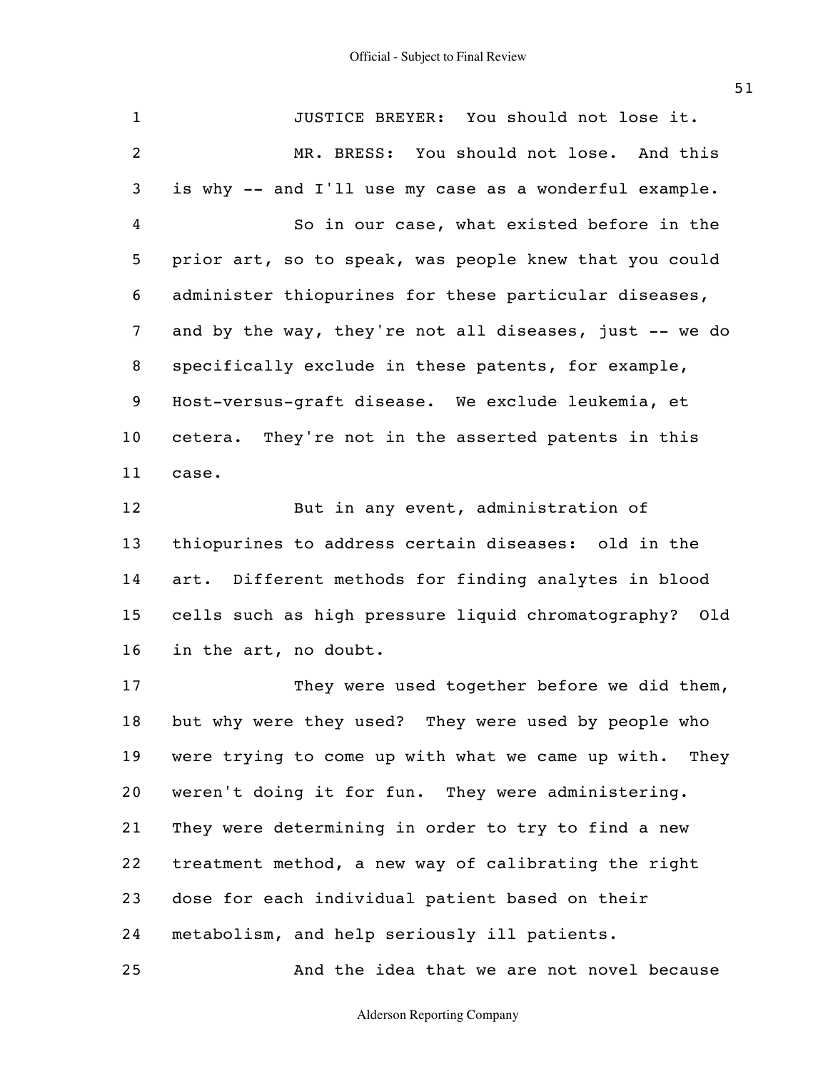JUSTICE BREYER: You should not lose it.

MR. BRESS: You should not lose. And this is why -- and I'll use my case as a wonderful example.

So in our case, what existed before in the prior art, so to speak, was people knew that you could administer thiopurines for these particular diseases, and by the way, they're not all diseases, just -- we do specifically exclude in these patents, for example, Host-versus-graft disease. We exclude leukemia, et cetera. They're not in the asserted patents in this case.

But in any event, administration of thiopurines to address certain diseases: old in the art. Different methods for finding analytes in blood cells such as high pressure liquid chromatography? Old in the art, no doubt.

They were used together before we did them, but why were they used? They were used by people who were trying to come up with what we came up with. They weren't doing it for fun. They were administering. They were determining in order to try to find a new treatment method, a new way of calibrating the right dose for each individual patient based on their metabolism, and help seriously ill patients.

And the idea that we are not novel because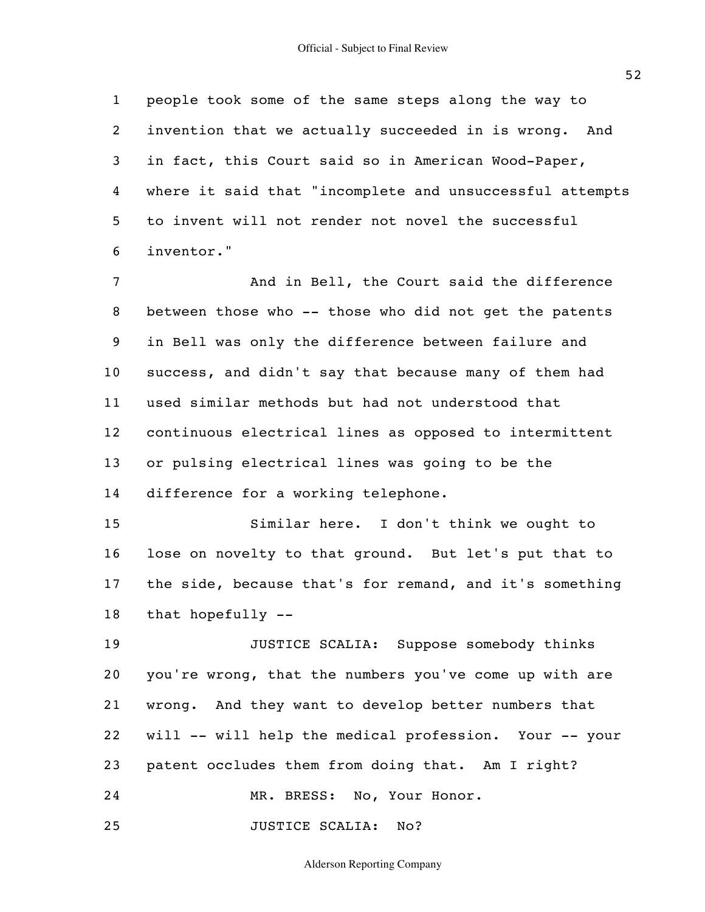people took some of the same steps along the way to invention that we actually succeeded in is wrong. And in fact, this Court said so in American Wood-Paper, where it said that "incomplete and unsuccessful attempts to invent will not render not novel the successful inventor."

And in Bell, the Court said the difference between those who -- those who did not get the patents in Bell was only the difference between failure and success, and didn't say that because many of them had used similar methods but had not understood that continuous electrical lines as opposed to intermittent or pulsing electrical lines was going to be the difference for a working telephone.

Similar here. I don't think we ought to lose on novelty to that ground. But let's put that to the side, because that's for remand, and it's something that hopefully --

JUSTICE SCALIA: Suppose somebody thinks you're wrong, that the numbers you've come up with are wrong. And they want to develop better numbers that will -- will help the medical profession. Your -- your patent occludes them from doing that. Am I right?

MR. BRESS: No, Your Honor.

JUSTICE SCALIA: No?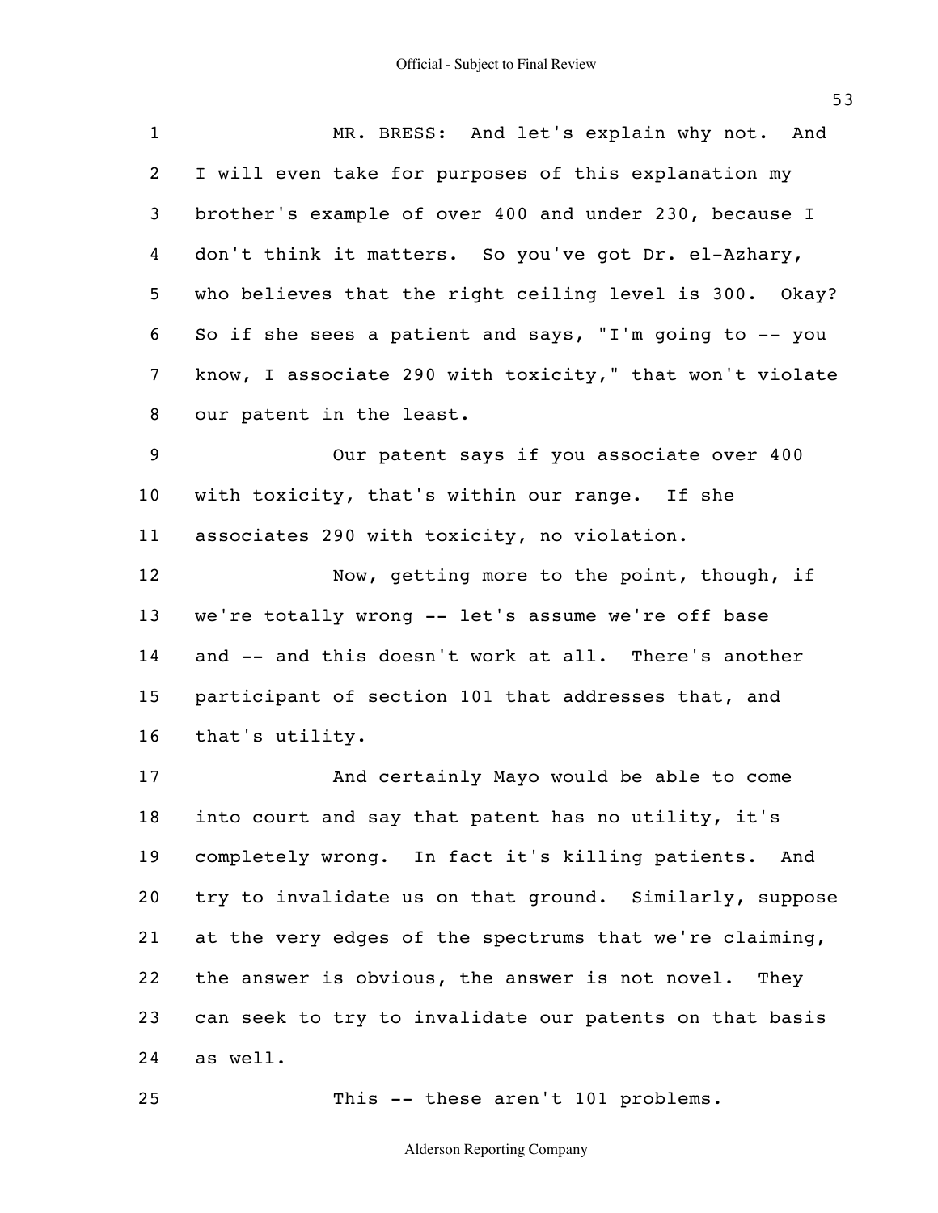MR. BRESS: And let's explain why not. And I will even take for purposes of this explanation my brother's example of over 400 and under 230, because I don't think it matters. So you've got Dr. el-Azhary, who believes that the right ceiling level is 300. Okay? So if she sees a patient and says, "I'm going to -- you know, I associate 290 with toxicity," that won't violate our patent in the least.

Our patent says if you associate over 400 with toxicity, that's within our range. If she associates 290 with toxicity, no violation.

Now, getting more to the point, though, if we're totally wrong -- let's assume we're off base and -- and this doesn't work at all. There's another participant of section 101 that addresses that, and that's utility.

And certainly Mayo would be able to come into court and say that patent has no utility, it's completely wrong. In fact it's killing patients. And try to invalidate us on that ground. Similarly, suppose at the very edges of the spectrums that we're claiming, the answer is obvious, the answer is not novel. They can seek to try to invalidate our patents on that basis as well.

This -- these aren't 101 problems.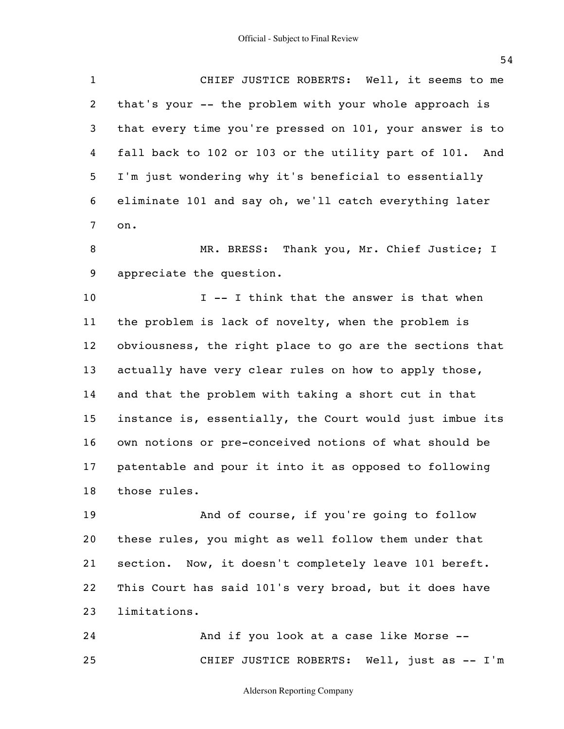CHIEF JUSTICE ROBERTS: Well, it seems to me that's your -- the problem with your whole approach is that every time you're pressed on 101, your answer is to fall back to 102 or 103 or the utility part of 101. And I'm just wondering why it's beneficial to essentially eliminate 101 and say oh, we'll catch everything later on.

MR. BRESS: Thank you, Mr. Chief Justice; I appreciate the question.

I -- I think that the answer is that when the problem is lack of novelty, when the problem is obviousness, the right place to go are the sections that actually have very clear rules on how to apply those, and that the problem with taking a short cut in that instance is, essentially, the Court would just imbue its own notions or pre-conceived notions of what should be patentable and pour it into it as opposed to following those rules.

And of course, if you're going to follow these rules, you might as well follow them under that section. Now, it doesn't completely leave 101 bereft. This Court has said 101's very broad, but it does have limitations.

And if you look at a case like Morse --

CHIEF JUSTICE ROBERTS: Well, just as -- I'm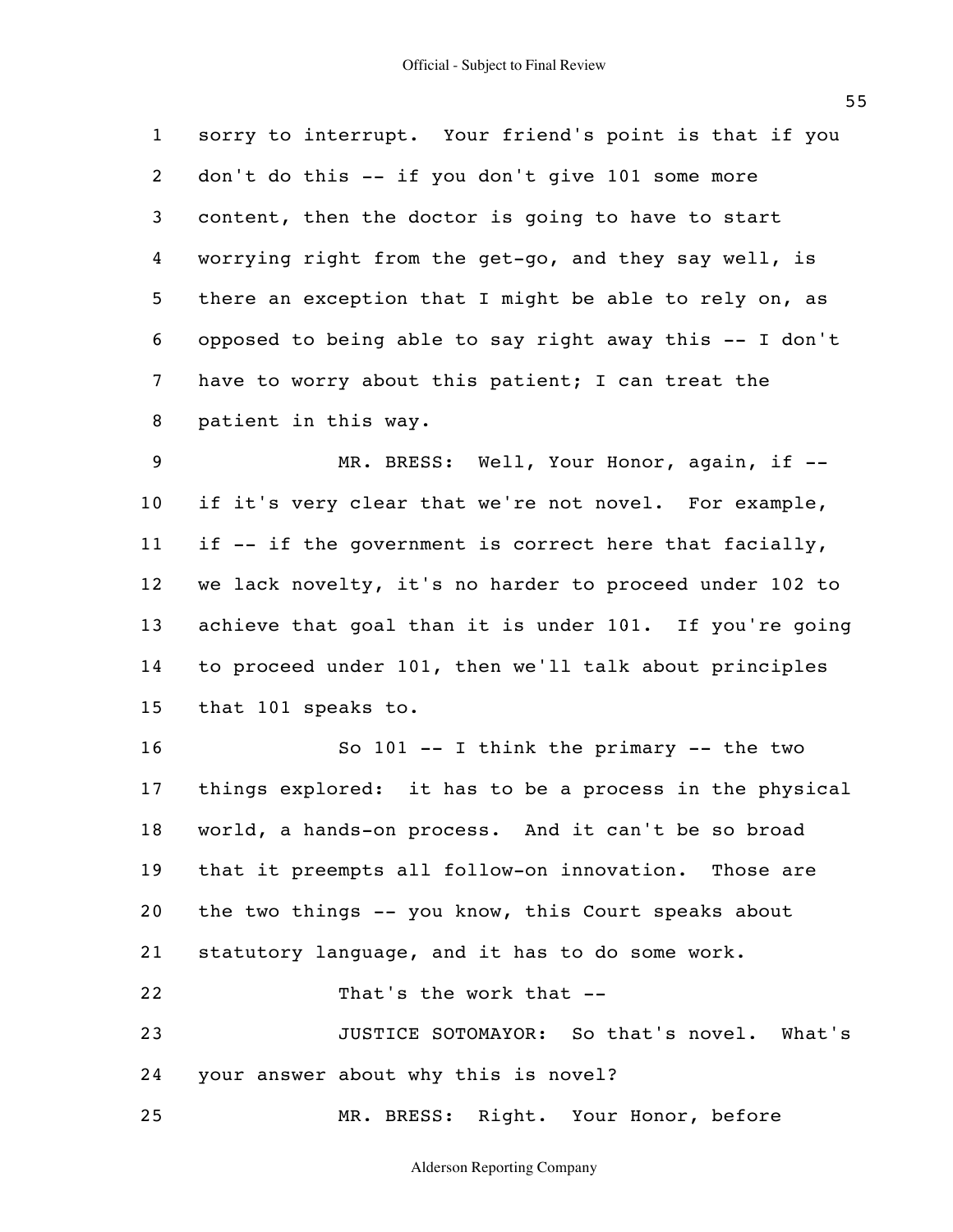1 sorry to interrupt. Your friend's point is that if you
2 don't do this -- if you don't give 101 some more
3 content, then the doctor is going to have to start
4 worrying right from the get-go, and they say well, is
5 there an exception that I might be able to rely on, as
6 opposed to being able to say right away this -- I don't
7 have to worry about this patient; I can treat the
8 patient in this way.

9 MR. BRESS: Well, Your Honor, again, if --
10 if it's very clear that we're not novel. For example,
11 if -- if the government is correct here that facially,
12 we lack novelty, it's no harder to proceed under 102 to
13 achieve that goal than it is under 101. If you're going
14 to proceed under 101, then we'll talk about principles
15 that 101 speaks to.

16 So 101 -- I think the primary -- the two
17 things explored: it has to be a process in the physical
18 world, a hands-on process. And it can't be so broad
19 that it preempts all follow-on innovation. Those are
20 the two things -- you know, this Court speaks about
21 statutory language, and it has to do some work.

22 That's the work that --

23 JUSTICE SOTOMAYOR: So that's novel. What's
24 your answer about why this is novel?

25 MR. BRESS: Right. Your Honor, before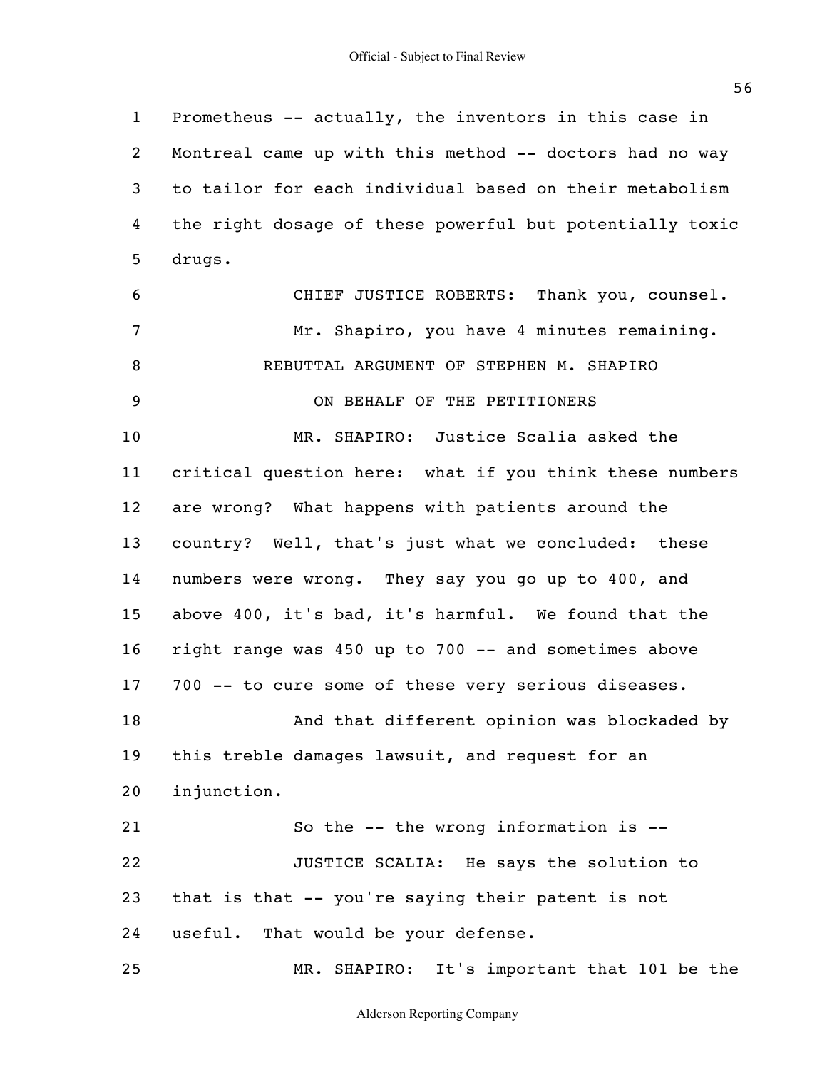Prometheus -- actually, the inventors in this case in Montreal came up with this method -- doctors had no way to tailor for each individual based on their metabolism the right dosage of these powerful but potentially toxic drugs.

CHIEF JUSTICE ROBERTS: Thank you, counsel.

Mr. Shapiro, you have 4 minutes remaining.

REBUTTAL ARGUMENT OF STEPHEN M. SHAPIRO

ON BEHALF OF THE PETITIONERS

MR. SHAPIRO: Justice Scalia asked the critical question here: what if you think these numbers are wrong? What happens with patients around the country? Well, that's just what we concluded: these numbers were wrong. They say you go up to 400, and above 400, it's bad, it's harmful. We found that the right range was 450 up to 700 -- and sometimes above 700 -- to cure some of these very serious diseases.

And that different opinion was blockaded by this treble damages lawsuit, and request for an injunction.

So the -- the wrong information is --

JUSTICE SCALIA: He says the solution to that is that -- you're saying their patent is not useful. That would be your defense.

MR. SHAPIRO: It's important that 101 be the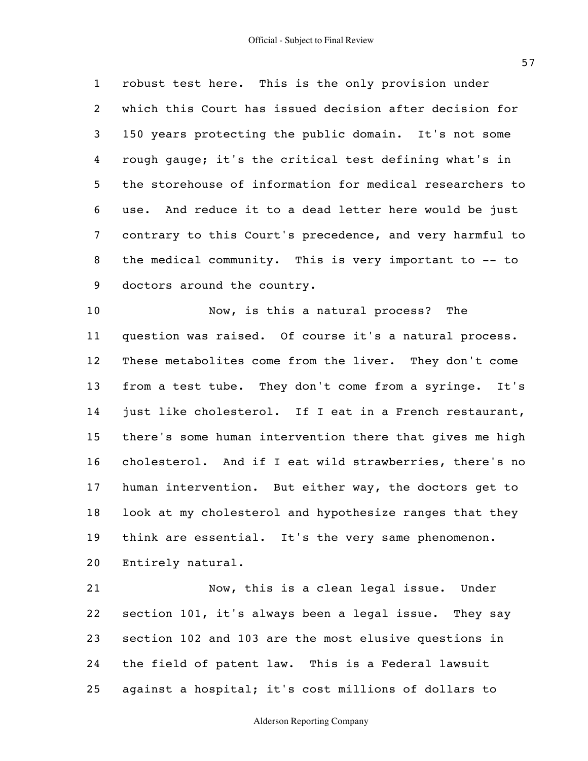robust test here. This is the only provision under which this Court has issued decision after decision for 150 years protecting the public domain. It's not some rough gauge; it's the critical test defining what's in the storehouse of information for medical researchers to use. And reduce it to a dead letter here would be just contrary to this Court's precedence, and very harmful to the medical community. This is very important to -- to doctors around the country.

Now, is this a natural process? The question was raised. Of course it's a natural process. These metabolites come from the liver. They don't come from a test tube. They don't come from a syringe. It's just like cholesterol. If I eat in a French restaurant, there's some human intervention there that gives me high cholesterol. And if I eat wild strawberries, there's no human intervention. But either way, the doctors get to look at my cholesterol and hypothesize ranges that they think are essential. It's the very same phenomenon. Entirely natural.

Now, this is a clean legal issue. Under section 101, it's always been a legal issue. They say section 102 and 103 are the most elusive questions in the field of patent law. This is a Federal lawsuit against a hospital; it's cost millions of dollars to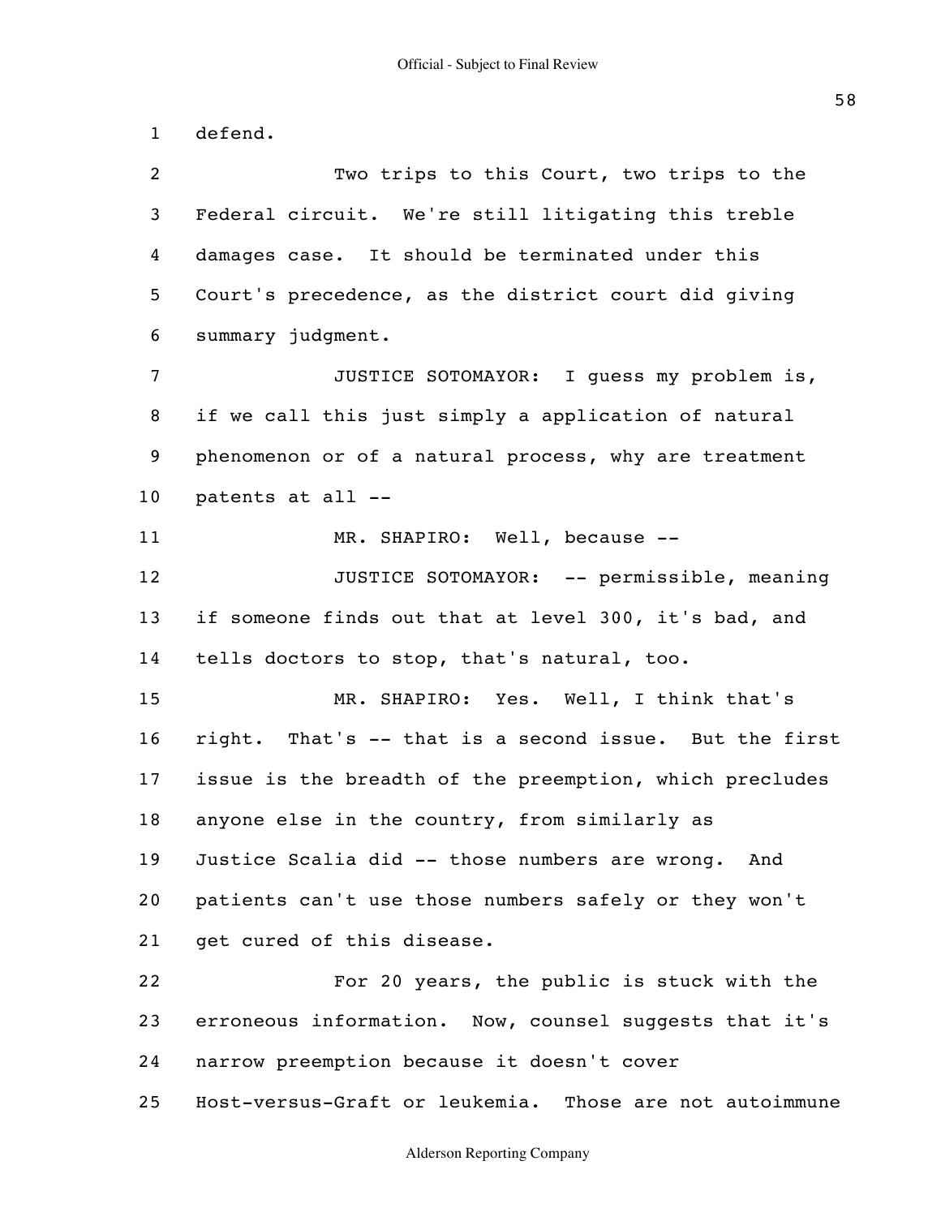defend.

Two trips to this Court, two trips to the Federal circuit. We're still litigating this treble damages case. It should be terminated under this Court's precedence, as the district court did giving summary judgment.

JUSTICE SOTOMAYOR: I guess my problem is, if we call this just simply a application of natural phenomenon or of a natural process, why are treatment patents at all --

MR. SHAPIRO: Well, because --

JUSTICE SOTOMAYOR: -- permissible, meaning if someone finds out that at level 300, it's bad, and tells doctors to stop, that's natural, too.

MR. SHAPIRO: Yes. Well, I think that's right. That's -- that is a second issue. But the first issue is the breadth of the preemption, which precludes anyone else in the country, from similarly as Justice Scalia did -- those numbers are wrong. And patients can't use those numbers safely or they won't get cured of this disease.

For 20 years, the public is stuck with the erroneous information. Now, counsel suggests that it's narrow preemption because it doesn't cover Host-versus-Graft or leukemia. Those are not autoimmune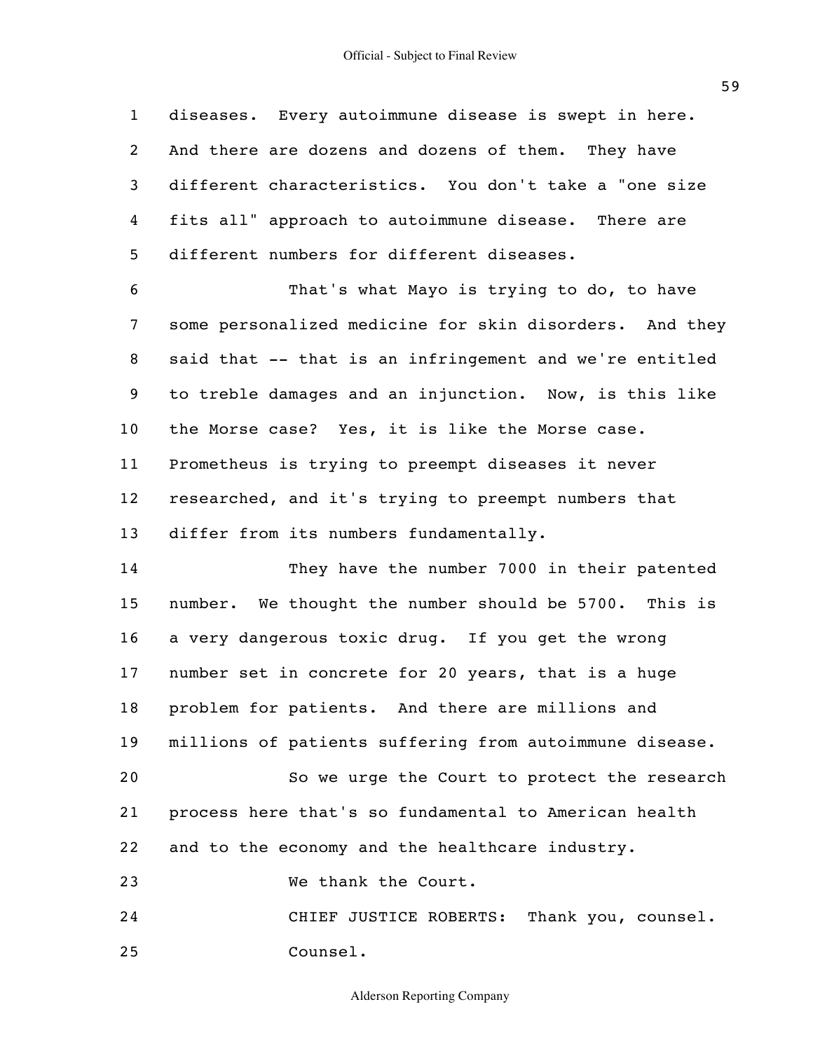diseases. Every autoimmune disease is swept in here. And there are dozens and dozens of them. They have different characteristics. You don't take a "one size fits all" approach to autoimmune disease. There are different numbers for different diseases.

That's what Mayo is trying to do, to have some personalized medicine for skin disorders. And they said that -- that is an infringement and we're entitled to treble damages and an injunction. Now, is this like the Morse case? Yes, it is like the Morse case. Prometheus is trying to preempt diseases it never researched, and it's trying to preempt numbers that differ from its numbers fundamentally.

They have the number 7000 in their patented number. We thought the number should be 5700. This is a very dangerous toxic drug. If you get the wrong number set in concrete for 20 years, that is a huge problem for patients. And there are millions and millions of patients suffering from autoimmune disease.

So we urge the Court to protect the research process here that's so fundamental to American health and to the economy and the healthcare industry.

We thank the Court.

CHIEF JUSTICE ROBERTS: Thank you, counsel.

Counsel.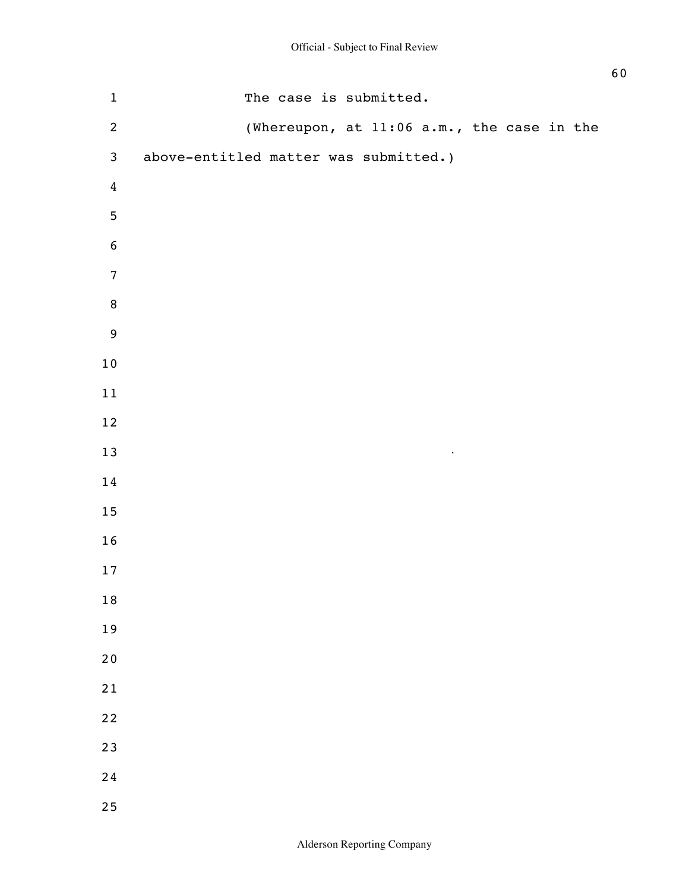The case is submitted.

(Whereupon, at 11:06 a.m., the case in the above-entitled matter was submitted.)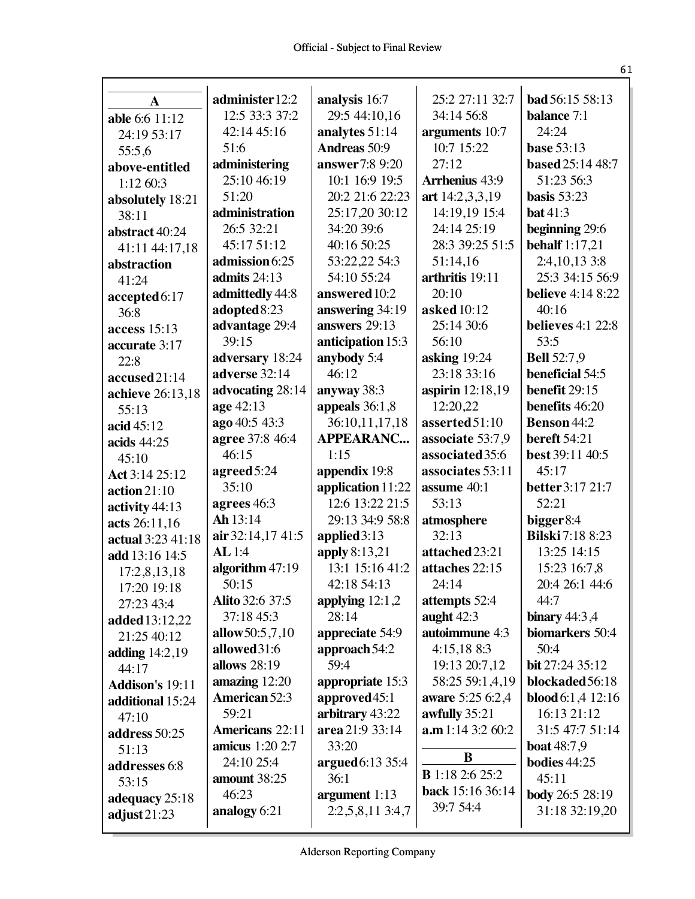Official - Subject to Final Review

**A**

**able** 6:6 11:12 24:19 53:17 55:5,6
**above-entitled** 1:12 60:3
**absolutely** 18:21 38:11
**abstract** 40:24 41:11 44:17,18
**abstraction** 41:24
**accepted** 6:17 36:8
**access** 15:13
**accurate** 3:17 22:8
**accused** 21:14
**achieve** 26:13,18 55:13
**acid** 45:12
**acids** 44:25 45:10
**Act** 3:14 25:12
**action** 21:10
**activity** 44:13
**acts** 26:11,16
**actual** 3:23 41:18
**add** 13:16 14:5 17:2,8,13,18 17:20 19:18 27:23 43:4
**added** 13:12,22 21:25 40:12
**adding** 14:2,19 44:17
**Addison's** 19:11
**additional** 15:24 47:10
**address** 50:25 51:13
**addresses** 6:8 53:15
**adequacy** 25:18
**adjust** 21:23
**administer** 12:2 12:5 33:3 37:2 42:14 45:16 51:6
**administering** 25:10 46:19 51:20
**administration** 26:5 32:21 45:17 51:12
**admission** 6:25
**admits** 24:13
**admittedly** 44:8
**adopted** 8:23
**advantage** 29:4 39:15
**adversary** 18:24
**adverse** 32:14
**advocating** 28:14
**age** 42:13
**ago** 40:5 43:3
**agree** 37:8 46:4 46:15
**agreed** 5:24 35:10
**agrees** 46:3
**Ah** 13:14
**air** 32:14,17 41:5
**AL** 1:4
**algorithm** 47:19 50:15
**Alito** 32:6 37:5 37:18 45:3
**allow** 50:5,7,10
**allowed** 31:6
**allows** 28:19
**amazing** 12:20
**American** 52:3 59:21
**Americans** 22:11
**amicus** 1:20 2:7 24:10 25:4
**amount** 38:25 46:23
**analogy** 6:21
**analysis** 16:7 29:5 44:10,16
**analytes** 51:14
**Andreas** 50:9
**answer** 7:8 9:20 10:1 16:9 19:5 20:2 21:6 22:23 25:17,20 30:12 34:20 39:6 40:16 50:25 53:22,22 54:3 54:10 55:24
**answered** 10:2
**answering** 34:19
**answers** 29:13
**anticipation** 15:3
**anybody** 5:4 46:12
**anyway** 38:3
**appeals** 36:1,8 36:10,11,17,18
**APPEARANC...** 1:15
**appendix** 19:8
**application** 11:22 12:6 13:22 21:5 29:13 34:9 58:8
**applied** 3:13
**apply** 8:13,21 13:1 15:16 41:2 42:18 54:13
**applying** 12:1,2 28:14
**appreciate** 54:9
**approach** 54:2 59:4
**appropriate** 15:3
**approved** 45:1
**arbitrary** 43:22
**area** 21:9 33:14 33:20
**argued** 6:13 35:4 36:1
**argument** 1:13 2:2,5,8,11 3:4,7 25:2 27:11 32:7 34:14 56:8
**arguments** 10:7 10:7 15:22 27:12
**Arrhenius** 43:9
**art** 14:2,3,3,19 14:19,19 15:4 24:14 25:19 28:3 39:25 51:5 51:14,16
**arthritis** 19:11 20:10
**asked** 10:12 25:14 30:6 56:10
**asking** 19:24 23:18 33:16
**aspirin** 12:18,19 12:20,22
**asserted** 51:10
**associate** 53:7,9
**associated** 35:6
**associates** 53:11
**assume** 40:1 53:13
**atmosphere** 32:13
**attached** 23:21
**attaches** 22:15 24:14
**attempts** 52:4
**aught** 42:3
**autoimmune** 4:3 4:15,18 8:3 19:13 20:7,12 58:25 59:1,4,19
**aware** 5:25 6:2,4
**awfully** 35:21
**a.m** 1:14 3:2 60:2

**B**

**B** 1:18 2:6 25:2
**back** 15:16 36:14 39:7 54:4
**bad** 56:15 58:13
**balance** 7:1 24:24
**base** 53:13
**based** 25:14 48:7 51:23 56:3
**basis** 53:23
**bat** 41:3
**beginning** 29:6
**behalf** 1:17,21 2:4,10,13 3:8 25:3 34:15 56:9
**believe** 4:14 8:22 40:16
**believes** 4:1 22:8 53:5
**Bell** 52:7,9
**beneficial** 54:5
**benefit** 29:15
**benefits** 46:20
**Benson** 44:2
**bereft** 54:21
**best** 39:11 40:5 45:17
**better** 3:17 21:7 52:21
**bigger** 8:4
**Bilski** 7:18 8:23 13:25 14:15 15:23 16:7,8 20:4 26:1 44:6 44:7
**binary** 44:3,4
**biomarkers** 50:4 50:4
**bit** 27:24 35:12
**blockaded** 56:18
**blood** 6:1,4 12:16 16:13 21:12 31:5 47:7 51:14
**boat** 48:7,9
**bodies** 44:25 45:11
**body** 26:5 28:19 31:18 32:19,20

Alderson Reporting Company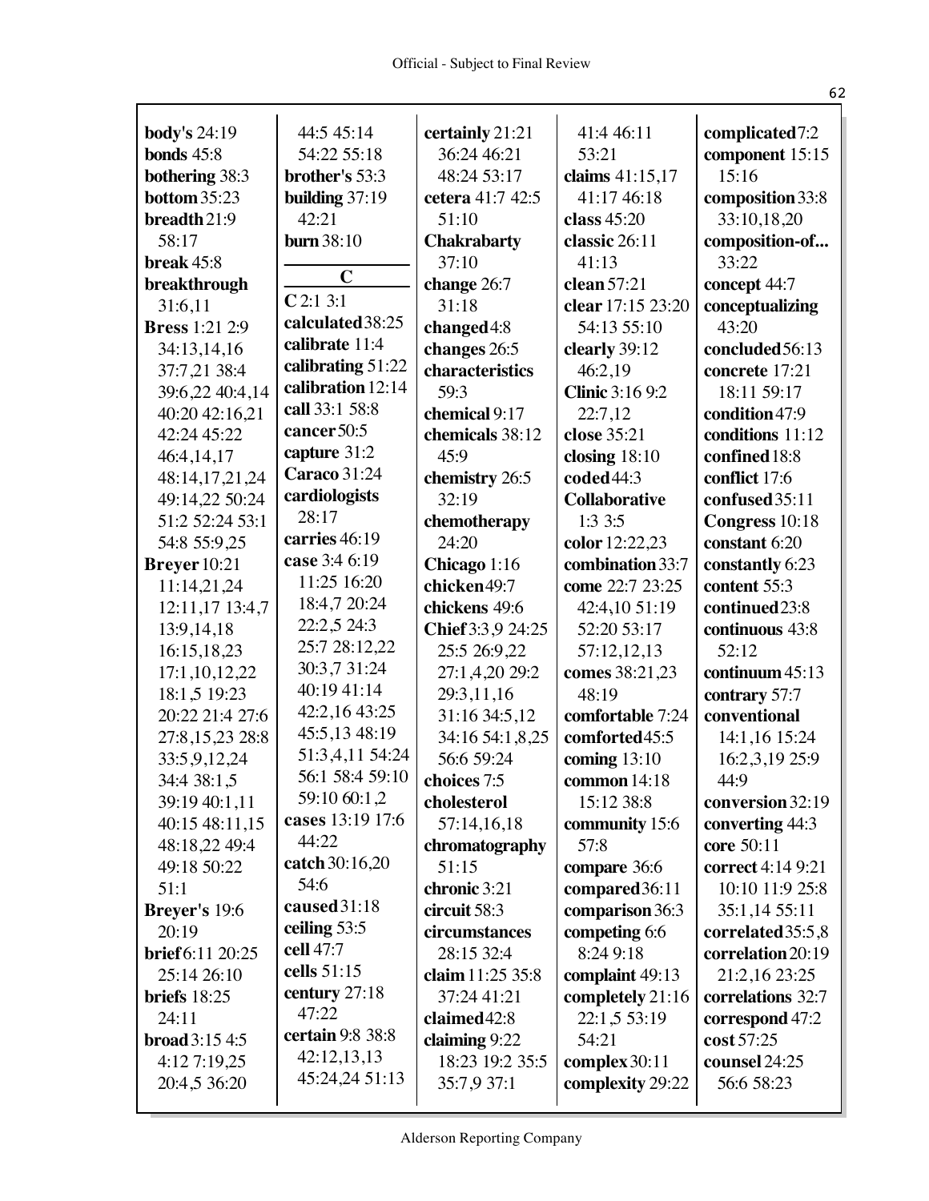**body's** 24:19
**bonds** 45:8
**bothering** 38:3
**bottom** 35:23
**breadth** 21:9 58:17
**break** 45:8
**breakthrough** 31:6,11
**Bress** 1:21 2:9 34:13,14,16 37:7,21 38:4 39:6,22 40:4,14 40:20 42:16,21 42:24 45:22 46:4,14,17 48:14,17,21,24 49:14,22 50:24 51:2 52:24 53:1 54:8 55:9,25
**Breyer** 10:21 11:14,21,24 12:11,17 13:4,7 13:9,14,18 16:15,18,23 17:1,10,12,22 18:1,5 19:23 20:22 21:4 27:6 27:8,15,23 28:8 33:5,9,12,24 34:4 38:1,5 39:19 40:1,11 40:15 48:11,15 48:18,22 49:4 49:18 50:22 51:1
**Breyer's** 19:6 20:19
**brief** 6:11 20:25 25:14 26:10
**briefs** 18:25 24:11
**broad** 3:15 4:5 4:12 7:19,25 20:4,5 36:20 44:5 45:14 54:22 55:18
**brother's** 53:3
**building** 37:19 42:21
**burn** 38:10

**C**

**C** 2:1 3:1
**calculated** 38:25
**calibrate** 11:4
**calibrating** 51:22
**calibration** 12:14
**call** 33:1 58:8
**cancer** 50:5
**capture** 31:2
**Caraco** 31:24
**cardiologists** 28:17
**carries** 46:19
**case** 3:4 6:19 11:25 16:20 18:4,7 20:24 22:2,5 24:3 25:7 28:12,22 30:3,7 31:24 40:19 41:14 42:2,16 43:25 45:5,13 48:19 51:3,4,11 54:24 56:1 58:4 59:10 59:10 60:1,2
**cases** 13:19 17:6 44:22
**catch** 30:16,20 54:6
**caused** 31:18
**ceiling** 53:5
**cell** 47:7
**cells** 51:15
**century** 27:18 47:22
**certain** 9:8 38:8 42:12,13,13 45:24,24 51:13
**certainly** 21:21 36:24 46:21 48:24 53:17
**cetera** 41:7 42:5 51:10
**Chakrabarty** 37:10
**change** 26:7 31:18
**changed** 4:8
**changes** 26:5
**characteristics** 59:3
**chemical** 9:17
**chemicals** 38:12 45:9
**chemistry** 26:5 32:19
**chemotherapy** 24:20
**Chicago** 1:16
**chicken** 49:7
**chickens** 49:6
**Chief** 3:3,9 24:25 25:5 26:9,22 27:1,4,20 29:2 29:3,11,16 31:16 34:5,12 34:16 54:1,8,25 56:6 59:24
**choices** 7:5
**cholesterol** 57:14,16,18
**chromatography** 51:15
**chronic** 3:21
**circuit** 58:3
**circumstances** 28:15 32:4
**claim** 11:25 35:8 37:24 41:21
**claimed** 42:8
**claiming** 9:22 18:23 19:2 35:5 35:7,9 37:1 41:4 46:11 53:21
**claims** 41:15,17 41:17 46:18
**class** 45:20
**classic** 26:11 41:13
**clean** 57:21
**clear** 17:15 23:20 54:13 55:10
**clearly** 39:12 46:2,19
**Clinic** 3:16 9:2 22:7,12
**close** 35:21
**closing** 18:10
**coded** 44:3
**Collaborative** 1:3 3:5
**color** 12:22,23
**combination** 33:7
**come** 22:7 23:25 42:4,10 51:19 52:20 53:17 57:12,12,13
**comes** 38:21,23 48:19
**comfortable** 7:24
**comforted** 45:5
**coming** 13:10
**common** 14:18 15:12 38:8
**community** 15:6 57:8
**compare** 36:6
**compared** 36:11
**comparison** 36:3
**competing** 6:6 8:24 9:18
**complaint** 49:13
**completely** 21:16 22:1,5 53:19 54:21
**complex** 30:11
**complexity** 29:22
**complicated** 7:2
**component** 15:15 15:16
**composition** 33:8 33:10,18,20
**composition-of...** 33:22
**concept** 44:7
**conceptualizing** 43:20
**concluded** 56:13
**concrete** 17:21 18:11 59:17
**condition** 47:9
**conditions** 11:12
**confined** 18:8
**conflict** 17:6
**confused** 35:11
**Congress** 10:18
**constant** 6:20
**constantly** 6:23
**content** 55:3
**continued** 23:8
**continuous** 43:8 52:12
**continuum** 45:13
**contrary** 57:7
**conventional** 14:1,16 15:24 16:2,3,19 25:9 44:9
**conversion** 32:19
**converting** 44:3
**core** 50:11
**correct** 4:14 9:21 10:10 11:9 25:8 35:1,14 55:11
**correlated** 35:5,8
**correlation** 20:19 21:2,16 23:25
**correlations** 32:7
**correspond** 47:2
**cost** 57:25
**counsel** 24:25 56:6 58:23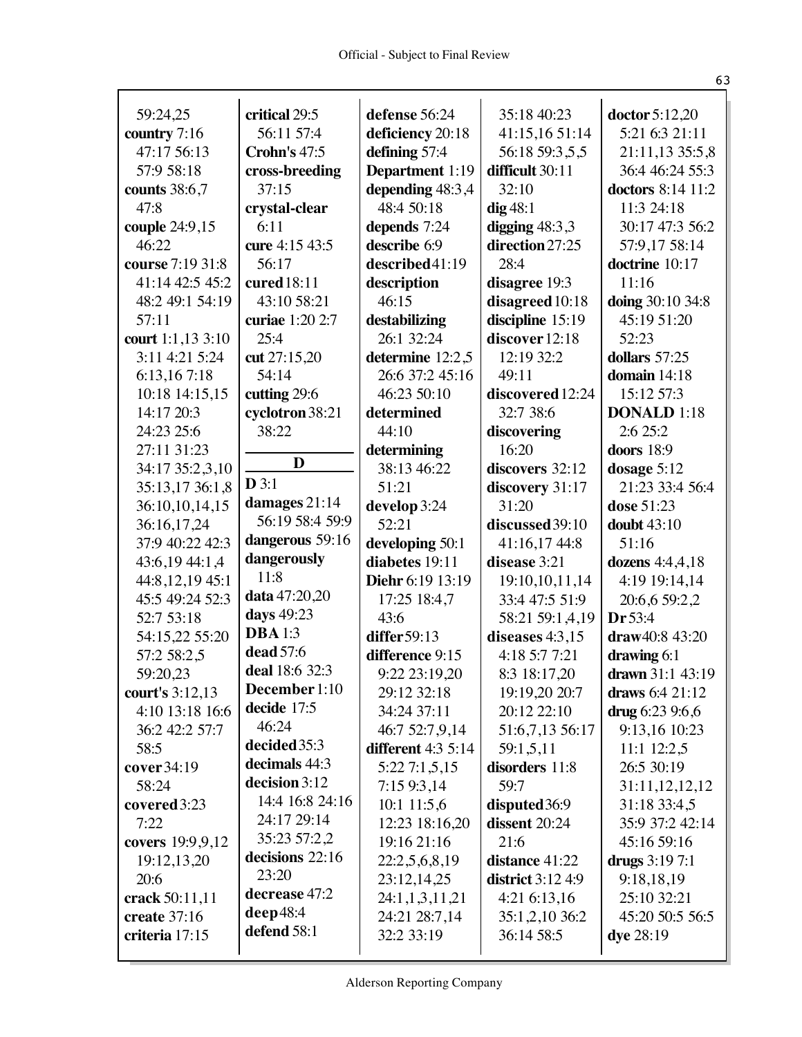59:24,25
**country** 7:16 47:17 56:13 57:9 58:18
**counts** 38:6,7 47:8
**couple** 24:9,15 46:22
**course** 7:19 31:8 41:14 42:5 45:2 48:2 49:1 54:19 57:11
**court** 1:1,13 3:10 3:11 4:21 5:24 6:13,16 7:18 10:18 14:15,15 14:17 20:3 24:23 25:6 27:11 31:23 34:17 35:2,3,10 35:13,17 36:1,8 36:10,10,14,15 36:16,17,24 37:9 40:22 42:3 43:6,19 44:1,4 44:8,12,19 45:1 45:5 49:24 52:3 52:7 53:18 54:15,22 55:20 57:2 58:2,5 59:20,23
**court's** 3:12,13 4:10 13:18 16:6 36:2 42:2 57:7 58:5
**cover** 34:19 58:24
**covered** 3:23 7:22
**covers** 19:9,9,12 19:12,13,20 20:6
**crack** 50:11,11
**create** 37:16
**criteria** 17:15
**critical** 29:5 56:11 57:4
**Crohn's** 47:5
**cross-breeding** 37:15
**crystal-clear** 6:11
**cure** 4:15 43:5 56:17
**cured** 18:11 43:10 58:21
**curiae** 1:20 2:7 25:4
**cut** 27:15,20 54:14
**cutting** 29:6
**cyclotron** 38:21 38:22

## D

**D** 3:1
**damages** 21:14 56:19 58:4 59:9
**dangerous** 59:16
**dangerously** 11:8
**data** 47:20,20
**days** 49:23
**DBA** 1:3
**dead** 57:6
**deal** 18:6 32:3
**December** 1:10
**decide** 17:5 46:24
**decided** 35:3
**decimals** 44:3
**decision** 3:12 14:4 16:8 24:16 24:17 29:14 35:23 57:2,2
**decisions** 22:16 23:20
**decrease** 47:2
**deep** 48:4
**defend** 58:1
**defense** 56:24
**deficiency** 20:18
**defining** 57:4
**Department** 1:19
**depending** 48:3,4 48:4 50:18
**depends** 7:24
**describe** 6:9
**described** 41:19
**description** 46:15
**destabilizing** 26:1 32:24
**determine** 12:2,5 26:6 37:2 45:16 46:23 50:10
**determined** 44:10
**determining** 38:13 46:22 51:21
**develop** 3:24 52:21
**developing** 50:1
**diabetes** 19:11
**Diehr** 6:19 13:19 17:25 18:4,7 43:6
**differ** 59:13
**difference** 9:15 9:22 23:19,20 29:12 32:18 34:24 37:11 46:7 52:7,9,14
**different** 4:3 5:14 5:22 7:1,5,15 7:15 9:3,14 10:1 11:5,6 12:23 18:16,20 19:16 21:16 22:2,5,6,8,19 23:12,14,25 24:1,1,3,11,21 24:21 28:7,14 32:2 33:19
35:18 40:23 41:15,16 51:14 56:18 59:3,5,5
**difficult** 30:11 32:10
**dig** 48:1
**digging** 48:3,3
**direction** 27:25 28:4
**disagree** 19:3
**disagreed** 10:18
**discipline** 15:19
**discover** 12:18 12:19 32:2 49:11
**discovered** 12:24 32:7 38:6
**discovering** 16:20
**discovers** 32:12
**discovery** 31:17 31:20
**discussed** 39:10 41:16,17 44:8
**disease** 3:21 19:10,10,11,14 33:4 47:5 51:9 58:21 59:1,4,19
**diseases** 4:3,15 4:18 5:7 7:21 8:3 18:17,20 19:19,20 20:7 20:12 22:10 51:6,7,13 56:17 59:1,5,11
**disorders** 11:8 59:7
**disputed** 36:9
**dissent** 20:24 21:6
**distance** 41:22
**district** 3:12 4:9 4:21 6:13,16 35:1,2,10 36:2 36:14 58:5
**doctor** 5:12,20 5:21 6:3 21:11 21:11,13 35:5,8 36:4 46:24 55:3
**doctors** 8:14 11:2 11:3 24:18 30:17 47:3 56:2 57:9,17 58:14
**doctrine** 10:17 11:16
**doing** 30:10 34:8 45:19 51:20 52:23
**dollars** 57:25
**domain** 14:18 15:12 57:3
**DONALD** 1:18 2:6 25:2
**doors** 18:9
**dosage** 5:12 21:23 33:4 56:4
**dose** 51:23
**doubt** 43:10 51:16
**dozens** 4:4,4,18 4:19 19:14,14 20:6,6 59:2,2
**Dr** 53:4
**draw** 40:8 43:20
**drawing** 6:1
**drawn** 31:1 43:19
**draws** 6:4 21:12
**drug** 6:23 9:6,6 9:13,16 10:23 11:1 12:2,5 26:5 30:19 31:11,12,12,12 31:18 33:4,5 35:9 37:2 42:14 45:16 59:16
**drugs** 3:19 7:1 9:18,18,19 25:10 32:21 45:20 50:5 56:5
**dye** 28:19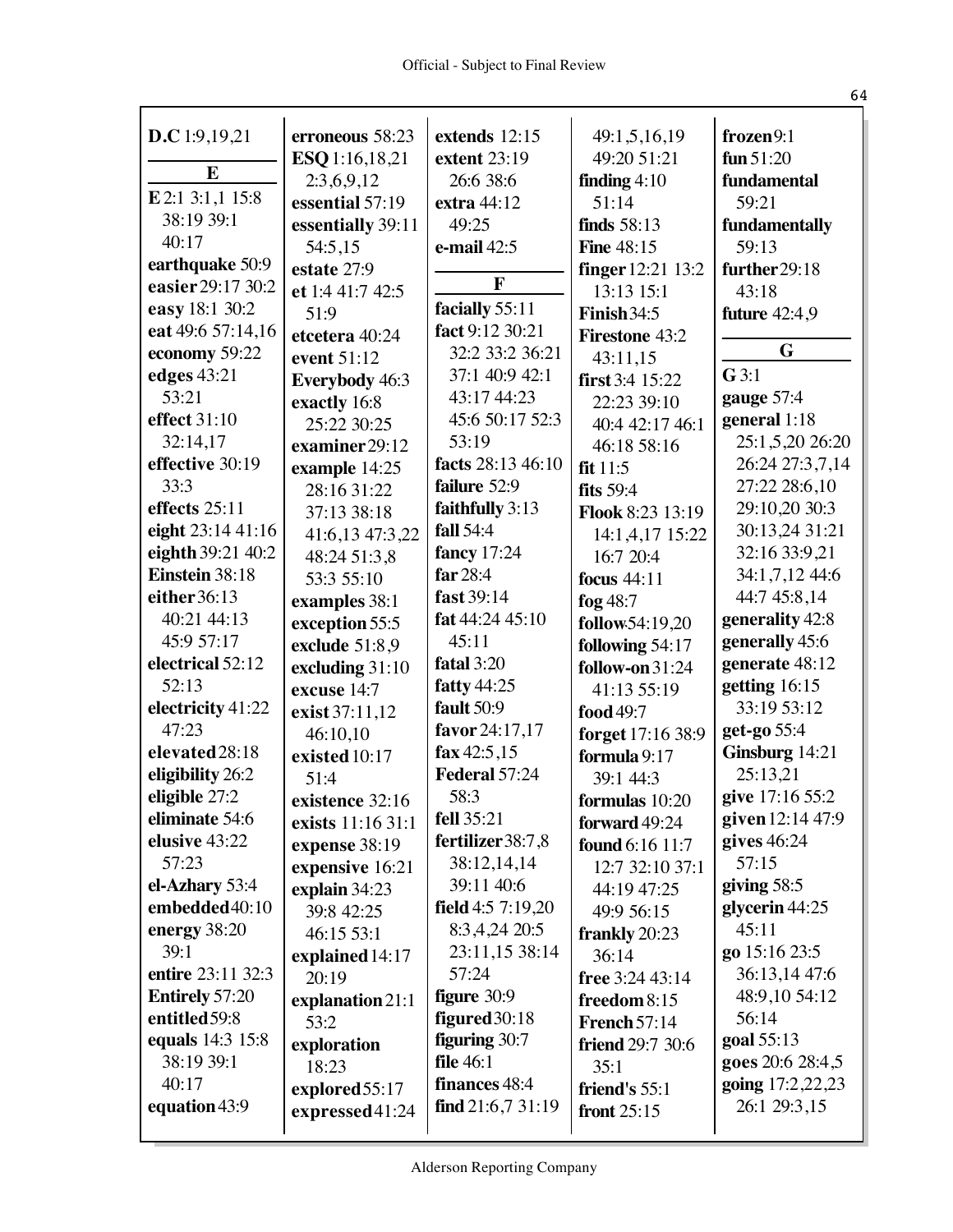**D.C** 1:9,19,21

**E**

**E** 2:1 3:1,1 15:8 38:19 39:1 40:17
**earthquake** 50:9
**easier** 29:17 30:2
**easy** 18:1 30:2
**eat** 49:6 57:14,16
**economy** 59:22
**edges** 43:21 53:21
**effect** 31:10 32:14,17
**effective** 30:19 33:3
**effects** 25:11
**eight** 23:14 41:16
**eighth** 39:21 40:2
**Einstein** 38:18
**either** 36:13 40:21 44:13 45:9 57:17
**electrical** 52:12 52:13
**electricity** 41:22 47:23
**elevated** 28:18
**eligibility** 26:2
**eligible** 27:2
**eliminate** 54:6
**elusive** 43:22 57:23
**el-Azhary** 53:4
**embedded** 40:10
**energy** 38:20 39:1
**entire** 23:11 32:3
**Entirely** 57:20
**entitled** 59:8
**equals** 14:3 15:8 38:19 39:1 40:17
**equation** 43:9
**erroneous** 58:23
**ESQ** 1:16,18,21 2:3,6,9,12
**essential** 57:19
**essentially** 39:11 54:5,15
**estate** 27:9
**et** 1:4 41:7 42:5 51:9
**etcetera** 40:24
**event** 51:12
**Everybody** 46:3
**exactly** 16:8 25:22 30:25
**examiner** 29:12
**example** 14:25 28:16 31:22 37:13 38:18 41:6,13 47:3,22 48:24 51:3,8 53:3 55:10
**examples** 38:1
**exception** 55:5
**exclude** 51:8,9
**excluding** 31:10
**excuse** 14:7
**exist** 37:11,12 46:10,10
**existed** 10:17 51:4
**existence** 32:16
**exists** 11:16 31:1
**expense** 38:19
**expensive** 16:21
**explain** 34:23 39:8 42:25 46:15 53:1
**explained** 14:17 20:19
**explanation** 21:1 53:2
**exploration** 18:23
**explored** 55:17
**expressed** 41:24
**extends** 12:15
**extent** 23:19 26:6 38:6
**extra** 44:12 49:25
**e-mail** 42:5

**F**

**facially** 55:11
**fact** 9:12 30:21 32:2 33:2 36:21 37:1 40:9 42:1 43:17 44:23 45:6 50:17 52:3 53:19
**facts** 28:13 46:10
**failure** 52:9
**faithfully** 3:13
**fall** 54:4
**fancy** 17:24
**far** 28:4
**fast** 39:14
**fat** 44:24 45:10 45:11
**fatal** 3:20
**fatty** 44:25
**fault** 50:9
**favor** 24:17,17
**fax** 42:5,15
**Federal** 57:24 58:3
**fell** 35:21
**fertilizer** 38:7,8 38:12,14,14 39:11 40:6
**field** 4:5 7:19,20 8:3,4,24 20:5 23:11,15 38:14 57:24
**figure** 30:9
**figured** 30:18
**figuring** 30:7
**file** 46:1
**finances** 48:4
**find** 21:6,7 31:19 49:1,5,16,19 49:20 51:21
**finding** 4:10 51:14
**finds** 58:13
**Fine** 48:15
**finger** 12:21 13:2 13:13 15:1
**Finish** 34:5
**Firestone** 43:2 43:11,15
**first** 3:4 15:22 22:23 39:10 40:4 42:17 46:1 46:18 58:16
**fit** 11:5
**fits** 59:4
**Flook** 8:23 13:19 14:1,4,17 15:22 16:7 20:4
**focus** 44:11
**fog** 48:7
**follow** 54:19,20
**following** 54:17
**follow-on** 31:24 41:13 55:19
**food** 49:7
**forget** 17:16 38:9
**formula** 9:17 39:1 44:3
**formulas** 10:20
**forward** 49:24
**found** 6:16 11:7 12:7 32:10 37:1 44:19 47:25 49:9 56:15
**frankly** 20:23 36:14
**free** 3:24 43:14
**freedom** 8:15
**French** 57:14
**friend** 29:7 30:6 35:1
**friend's** 55:1
**front** 25:15
**frozen** 9:1
**fun** 51:20
**fundamental** 59:21
**fundamentally** 59:13
**further** 29:18 43:18
**future** 42:4,9

**G**

**G** 3:1
**gauge** 57:4
**general** 1:18 25:1,5,20 26:20 26:24 27:3,7,14 27:22 28:6,10 29:10,20 30:3 30:13,24 31:21 32:16 33:9,21 34:1,7,12 44:6 44:7 45:8,14
**generality** 42:8
**generally** 45:6
**generate** 48:12
**getting** 16:15 33:19 53:12
**get-go** 55:4
**Ginsburg** 14:21 25:13,21
**give** 17:16 55:2
**given** 12:14 47:9
**gives** 46:24 57:15
**giving** 58:5
**glycerin** 44:25 45:11
**go** 15:16 23:5 36:13,14 47:6 48:9,10 54:12 56:14
**goal** 55:13
**goes** 20:6 28:4,5
**going** 17:2,22,23 26:1 29:3,15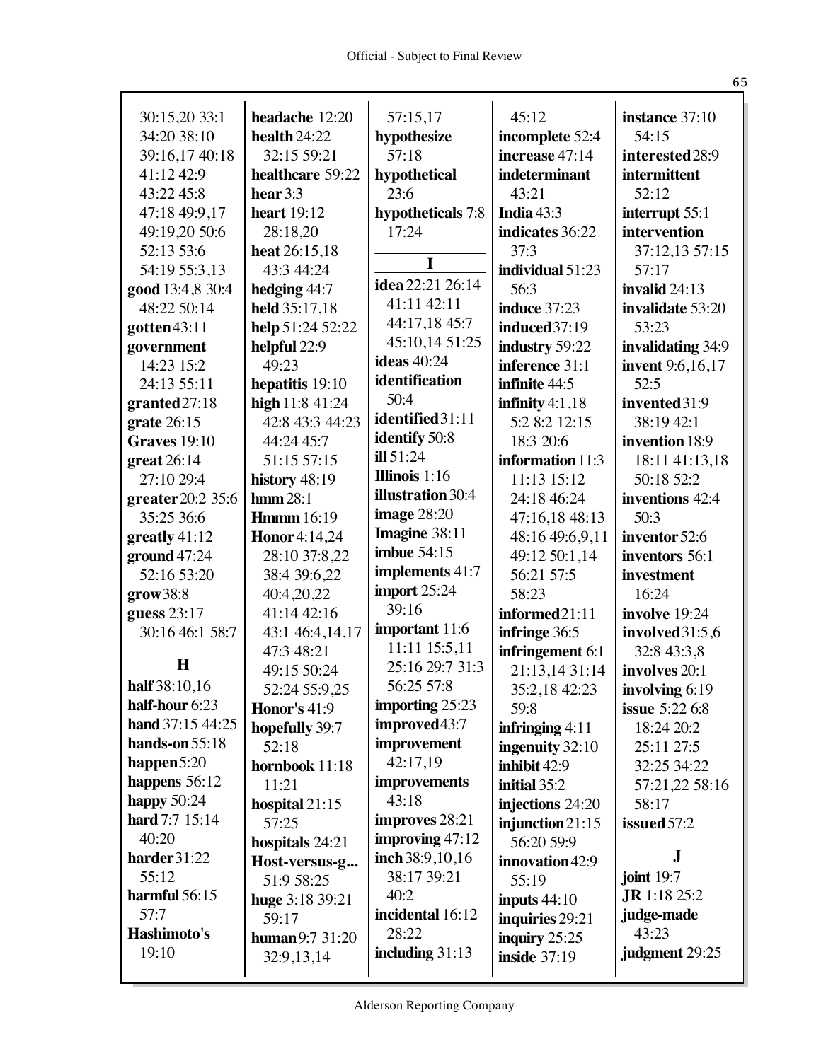30:15,20 33:1
34:20 38:10
39:16,17 40:18
41:12 42:9
43:22 45:8
47:18 49:9,17
49:19,20 50:6
52:13 53:6
54:19 55:3,13

**good** 13:4,8 30:4
48:22 50:14

**gotten** 43:11

**government**
14:23 15:2
24:13 55:11

**granted** 27:18

**grate** 26:15

**Graves** 19:10

**great** 26:14
27:10 29:4

**greater** 20:2 35:6
35:25 36:6

**greatly** 41:12

**ground** 47:24
52:16 53:20

**grow** 38:8

**guess** 23:17
30:16 46:1 58:7

**H**

**half** 38:10,16

**half-hour** 6:23

**hand** 37:15 44:25

**hands-on** 55:18

**happen** 5:20

**happens** 56:12

**happy** 50:24

**hard** 7:7 15:14
40:20

**harder** 31:22
55:12

**harmful** 56:15
57:7

**Hashimoto's**
19:10

**headache** 12:20

**health** 24:22
32:15 59:21

**healthcare** 59:22

**hear** 3:3

**heart** 19:12
28:18,20

**heat** 26:15,18
43:3 44:24

**hedging** 44:7

**held** 35:17,18

**help** 51:24 52:22

**helpful** 22:9
49:23

**hepatitis** 19:10

**high** 11:8 41:24
42:8 43:3 44:23
44:24 45:7
51:15 57:15

**history** 48:19

**hmm** 28:1

**Hmmm** 16:19

**Honor** 4:14,24
28:10 37:8,22
38:4 39:6,22
40:4,20,22
41:14 42:16
43:1 46:4,14,17
47:3 48:21
49:15 50:24
52:24 55:9,25

**Honor's** 41:9

**hopefully** 39:7
52:18

**hornbook** 11:18
11:21

**hospital** 21:15
57:25

**hospitals** 24:21

**Host-versus-g...**
51:9 58:25

**huge** 3:18 39:21
59:17

**human** 9:7 31:20
32:9,13,14

57:15,17

**hypothesize**
57:18

**hypothetical**
23:6

**hypotheticals** 7:8
17:24

**I**

**idea** 22:21 26:14
41:11 42:11
44:17,18 45:7
45:10,14 51:25

**ideas** 40:24

**identification**
50:4

**identified** 31:11

**identify** 50:8

**ill** 51:24

**Illinois** 1:16

**illustration** 30:4

**image** 28:20

**Imagine** 38:11

**imbue** 54:15

**implements** 41:7

**import** 25:24
39:16

**important** 11:6
11:11 15:5,11
25:16 29:7 31:3
56:25 57:8

**importing** 25:23

**improved** 43:7

**improvement**
42:17,19

**improvements**
43:18

**improves** 28:21

**improving** 47:12

**inch** 38:9,10,16
38:17 39:21
40:2

**incidental** 16:12
28:22

**including** 31:13

45:12

**incomplete** 52:4

**increase** 47:14

**indeterminant**
43:21

**India** 43:3

**indicates** 36:22
37:3

**individual** 51:23
56:3

**induce** 37:23

**induced** 37:19

**industry** 59:22

**inference** 31:1

**infinite** 44:5

**infinity** 4:1,18
5:2 8:2 12:15
18:3 20:6

**information** 11:3
11:13 15:12
24:18 46:24
47:16,18 48:13
48:16 49:6,9,11
49:12 50:1,14
56:21 57:5
58:23

**informed** 21:11

**infringe** 36:5

**infringement** 6:1
21:13,14 31:14
35:2,18 42:23
59:8

**infringing** 4:11

**ingenuity** 32:10

**inhibit** 42:9

**initial** 35:2

**injections** 24:20

**injunction** 21:15
56:20 59:9

**innovation** 42:9
55:19

**inputs** 44:10

**inquiries** 29:21

**inquiry** 25:25

**inside** 37:19

**instance** 37:10
54:15

**interested** 28:9

**intermittent**
52:12

**interrupt** 55:1

**intervention**
37:12,13 57:15
57:17

**invalid** 24:13

**invalidate** 53:20
53:23

**invalidating** 34:9

**invent** 9:6,16,17
52:5

**invented** 31:9
38:19 42:1

**invention** 18:9
18:11 41:13,18
50:18 52:2

**inventions** 42:4
50:3

**inventor** 52:6

**inventors** 56:1

**investment**
16:24

**involve** 19:24

**involved** 31:5,6
32:8 43:3,8

**involves** 20:1

**involving** 6:19

**issue** 5:22 6:8
18:24 20:2
25:11 27:5
32:25 34:22
57:21,22 58:16
58:17

**issued** 57:2

**J**

**joint** 19:7

**JR** 1:18 25:2

**judge-made**
43:23

**judgment** 29:25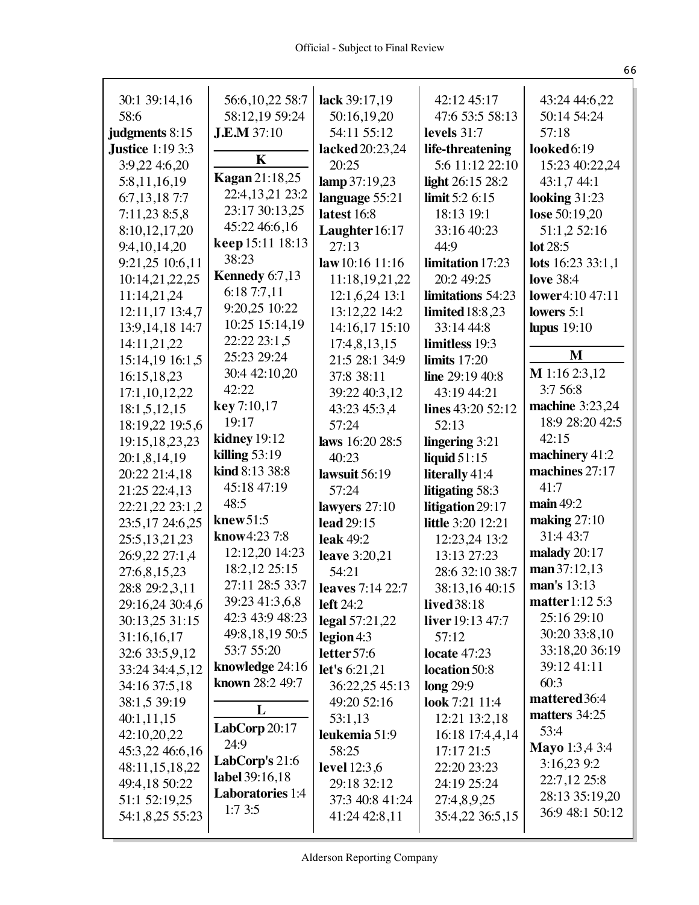30:1 39:14,16 58:6
**judgments** 8:15
**Justice** 1:19 3:3 3:9,22 4:6,20 5:8,11,16,19 6:7,13,18 7:7 7:11,23 8:5,8 8:10,12,17,20 9:4,10,14,20 9:21,25 10:6,11 10:14,21,22,25 11:14,21,24 12:11,17 13:4,7 13:9,14,18 14:7 14:11,21,22 15:14,19 16:1,5 16:15,18,23 17:1,10,12,22 18:1,5,12,15 18:19,22 19:5,6 19:15,18,23,23 20:1,8,14,19 20:22 21:4,18 21:25 22:4,13 22:21,22 23:1,2 23:5,17 24:6,25 25:5,13,21,23 26:9,22 27:1,4 27:6,8,15,23 28:8 29:2,3,11 29:16,24 30:4,6 30:13,25 31:15 31:16,16,17 32:6 33:5,9,12 33:24 34:4,5,12 34:16 37:5,18 38:1,5 39:19 40:1,11,15 42:10,20,22 45:3,22 46:6,16 48:11,15,18,22 49:4,18 50:22 51:1 52:19,25 54:1,8,25 55:23 56:6,10,22 58:7 58:12,19 59:24
**J.E.M** 37:10

**K**

**Kagan** 21:18,25 22:4,13,21 23:2 23:17 30:13,25 45:22 46:6,16
**keep** 15:11 18:13 38:23
**Kennedy** 6:7,13 6:18 7:7,11 9:20,25 10:22 10:25 15:14,19 22:22 23:1,5 25:23 29:24 30:4 42:10,20 42:22
**key** 7:10,17 19:17
**kidney** 19:12
**killing** 53:19
**kind** 8:13 38:8 45:18 47:19 48:5
**knew** 51:5
**know** 4:23 7:8 12:12,20 14:23 18:2,12 25:15 27:11 28:5 33:7 39:23 41:3,6,8 42:3 43:9 48:23 49:8,18,19 50:5 53:7 55:20
**knowledge** 24:16
**known** 28:2 49:7

**L**

**LabCorp** 20:17 24:9
**LabCorp's** 21:6
**label** 39:16,18
**Laboratories** 1:4 1:7 3:5
**lack** 39:17,19 50:16,19,20 54:11 55:12
**lacked** 20:23,24 20:25
**lamp** 37:19,23
**language** 55:21
**latest** 16:8
**Laughter** 16:17 27:13
**law** 10:16 11:16 11:18,19,21,22 12:1,6,24 13:1 13:12,22 14:2 14:16,17 15:10 17:4,8,13,15 21:5 28:1 34:9 37:8 38:11 39:22 40:3,12 43:23 45:3,4 57:24
**laws** 16:20 28:5 40:23
**lawsuit** 56:19 57:24
**lawyers** 27:10
**lead** 29:15
**leak** 49:2
**leave** 3:20,21 54:21
**leaves** 7:14 22:7
**left** 24:2
**legal** 57:21,22
**legion** 4:3
**letter** 57:6
**let's** 6:21,21 36:22,25 45:13 49:20 52:16 53:1,13
**leukemia** 51:9 58:25
**level** 12:3,6 29:18 32:12 37:3 40:8 41:24 41:24 42:8,11 42:12 45:17 47:6 53:5 58:13
**levels** 31:7
**life-threatening** 5:6 11:12 22:10
**light** 26:15 28:2
**limit** 5:2 6:15 18:13 19:1 33:16 40:23 44:9
**limitation** 17:23 20:2 49:25
**limitations** 54:23
**limited** 18:8,23 33:14 44:8
**limitless** 19:3
**limits** 17:20
**line** 29:19 40:8 43:19 44:21
**lines** 43:20 52:12 52:13
**lingering** 3:21
**liquid** 51:15
**literally** 41:4
**litigating** 58:3
**litigation** 29:17
**little** 3:20 12:21 12:23,24 13:2 13:13 27:23 28:6 32:10 38:7 38:13,16 40:15
**lived** 38:18
**liver** 19:13 47:7 57:12
**locate** 47:23
**location** 50:8
**long** 29:9
**look** 7:21 11:4 12:21 13:2,18 16:18 17:4,4,14 17:17 21:5 22:20 23:23 24:19 25:24 27:4,8,9,25 35:4,22 36:5,15 43:24 44:6,22 50:14 54:24 57:18
**looked** 6:19 15:23 40:22,24 43:1,7 44:1
**looking** 31:23
**lose** 50:19,20 51:1,2 52:16
**lot** 28:5
**lots** 16:23 33:1,1
**love** 38:4
**lower** 4:10 47:11
**lowers** 5:1
**lupus** 19:10

**M**

**M** 1:16 2:3,12 3:7 56:8
**machine** 3:23,24 18:9 28:20 42:5 42:15
**machinery** 41:2
**machines** 27:17 41:7
**main** 49:2
**making** 27:10 31:4 43:7
**malady** 20:17
**man** 37:12,13
**man's** 13:13
**matter** 1:12 5:3 25:16 29:10 30:20 33:8,10 33:18,20 36:19 39:12 41:11 60:3
**mattered** 36:4
**matters** 34:25 53:4
**Mayo** 1:3,4 3:4 3:16,23 9:2 22:7,12 25:8 28:13 35:19,20 36:9 48:1 50:12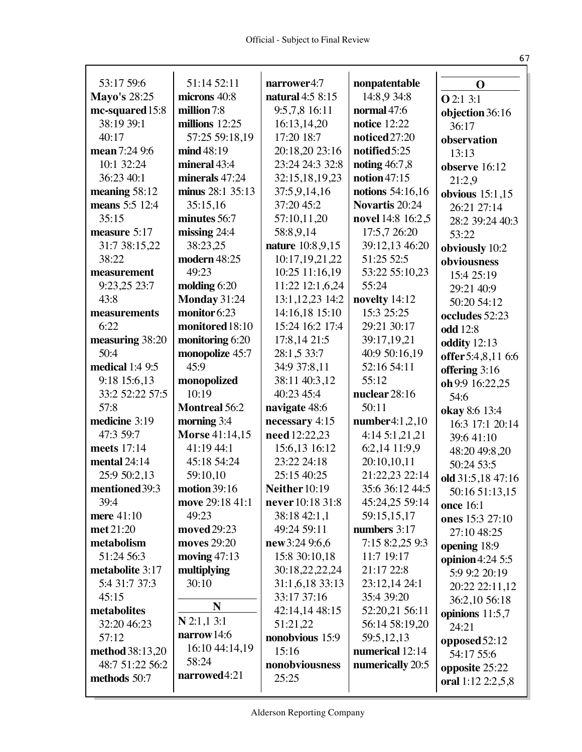53:17 59:6
**Mayo's** 28:25
**mc-squared** 15:8
38:19 39:1
40:17
**mean** 7:24 9:6
10:1 32:24
36:23 40:1
**meaning** 58:12
**means** 5:5 12:4
35:15
**measure** 5:17
31:7 38:15,22
38:22
**measurement**
9:23,25 23:7
43:8
**measurements**
6:22
**measuring** 38:20
50:4
**medical** 1:4 9:5
9:18 15:6,13
33:2 52:22 57:5
57:8
**medicine** 3:19
47:3 59:7
**meets** 17:14
**mental** 24:14
25:9 50:2,13
**mentioned** 39:3
39:4
**mere** 41:10
**met** 21:20
**metabolism**
51:24 56:3
**metabolite** 3:17
5:4 31:7 37:3
45:15
**metabolites**
32:20 46:23
57:12
**method** 38:13,20
48:7 51:22 56:2
**methods** 50:7

51:14 52:11
**microns** 40:8
**million** 7:8
**millions** 12:25
57:25 59:18,19
**mind** 48:19
**mineral** 43:4
**minerals** 47:24
**minus** 28:1 35:13
35:15,16
**minutes** 56:7
**missing** 24:4
38:23,25
**modern** 48:25
49:23
**molding** 6:20
**Monday** 31:24
**monitor** 6:23
**monitored** 18:10
**monitoring** 6:20
**monopolize** 45:7
45:9
**monopolized**
10:19
**Montreal** 56:2
**morning** 3:4
**Morse** 41:14,15
41:19 44:1
45:18 54:24
59:10,10
**motion** 39:16
**move** 29:18 41:1
49:23
**moved** 29:23
**moves** 29:20
**moving** 47:13
**multiplying**
30:10

## N

**N** 2:1,1 3:1
**narrow** 14:6
16:10 44:14,19
58:24
**narrowed** 4:21

**narrower** 4:7
**natural** 4:5 8:15
9:5,7,8 16:11
16:13,14,20
17:20 18:7
20:18,20 23:16
23:24 24:3 32:8
32:15,18,19,23
37:5,9,14,16
37:20 45:2
57:10,11,20
58:8,9,14
**nature** 10:8,9,15
10:17,19,21,22
10:25 11:16,19
11:22 12:1,6,24
13:1,12,23 14:2
14:16,18 15:10
15:24 16:2 17:4
17:8,14 21:5
28:1,5 33:7
34:9 37:8,11
38:11 40:3,12
40:23 45:4
**navigate** 48:6
**necessary** 4:15
**need** 12:22,23
15:6,13 16:12
23:22 24:18
25:15 40:25
**Neither** 10:19
**never** 10:18 31:8
38:18 42:1,1
49:24 59:11
**new** 3:24 9:6,6
15:8 30:10,18
30:18,22,22,24
31:1,6,18 33:13
33:17 37:16
42:14,14 48:15
51:21,22
**nonobvious** 15:9
15:16
**nonobviousness**
25:25

**nonpatentable**
14:8,9 34:8
**normal** 47:6
**notice** 12:22
**noticed** 27:20
**notified** 5:25
**noting** 46:7,8
**notion** 47:15
**notions** 54:16,16
**Novartis** 20:24
**novel** 14:8 16:2,5
17:5,7 26:20
39:12,13 46:20
51:25 52:5
53:22 55:10,23
55:24
**novelty** 14:12
15:3 25:25
29:21 30:17
39:17,19,21
40:9 50:16,19
52:16 54:11
55:12
**nuclear** 28:16
50:11
**number** 4:1,2,10
4:14 5:1,21,21
6:2,14 11:9,9
20:10,10,11
21:22,23 22:14
35:6 36:12 44:5
45:24,25 59:14
59:15,15,17
**numbers** 3:17
7:15 8:2,25 9:3
11:7 19:17
21:17 22:8
23:12,14 24:1
35:4 39:20
52:20,21 56:11
56:14 58:19,20
59:5,12,13
**numerical** 12:14
**numerically** 20:5

## O

**O** 2:1 3:1
**objection** 36:16
36:17
**observation**
13:13
**observe** 16:12
21:2,9
**obvious** 15:1,15
26:21 27:14
28:2 39:24 40:3
53:22
**obviously** 10:2
**obviousness**
15:4 25:19
29:21 40:9
50:20 54:12
**occludes** 52:23
**odd** 12:8
**oddity** 12:13
**offer** 5:4,8,11 6:6
**offering** 3:16
**oh** 9:9 16:22,25
54:6
**okay** 8:6 13:4
16:3 17:1 20:14
39:6 41:10
48:20 49:8,20
50:24 53:5
**old** 31:5,18 47:16
50:16 51:13,15
**once** 16:1
**ones** 15:3 27:10
27:10 48:25
**opening** 18:9
**opinion** 4:24 5:5
5:9 9:2 20:19
20:22 22:11,12
36:2,10 56:18
**opinions** 11:5,7
24:21
**opposed** 52:12
54:17 55:6
**opposite** 25:22
**oral** 1:12 2:2,5,8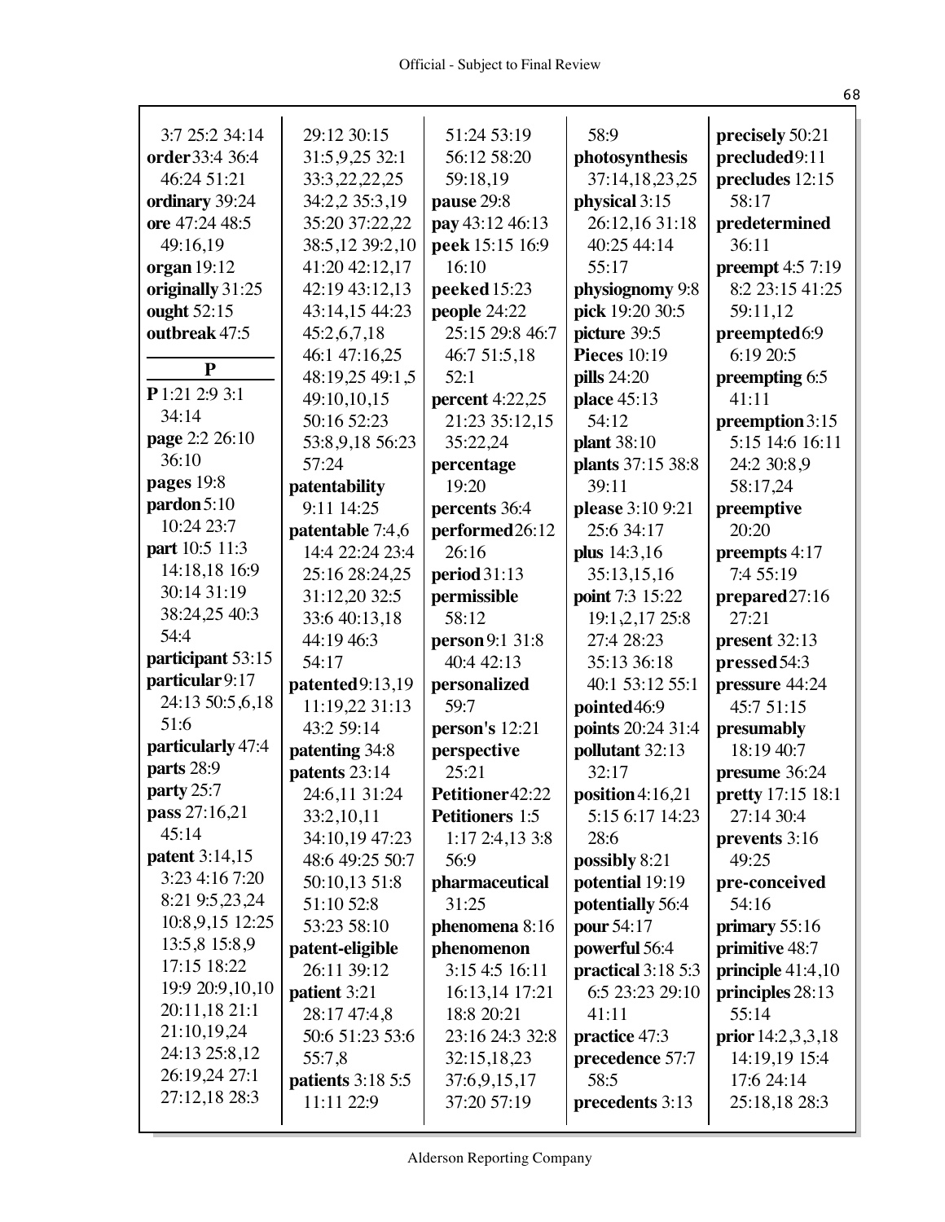3:7 25:2 34:14
**order** 33:4 36:4 46:24 51:21
**ordinary** 39:24
**ore** 47:24 48:5 49:16,19
**organ** 19:12
**originally** 31:25
**ought** 52:15
**outbreak** 47:5

## P

**P** 1:21 2:9 3:1 34:14
**page** 2:2 26:10 36:10
**pages** 19:8
**pardon** 5:10 10:24 23:7
**part** 10:5 11:3 14:18,18 16:9 30:14 31:19 38:24,25 40:3 54:4
**participant** 53:15
**particular** 9:17 24:13 50:5,6,18 51:6
**particularly** 47:4
**parts** 28:9
**party** 25:7
**pass** 27:16,21 45:14
**patent** 3:14,15 3:23 4:16 7:20 8:21 9:5,23,24 10:8,9,15 12:25 13:5,8 15:8,9 17:15 18:22 19:9 20:9,10,10 20:11,18 21:1 21:10,19,24 24:13 25:8,12 26:19,24 27:1 27:12,18 28:3 29:12 30:15 31:5,9,25 32:1 33:3,22,22,25 34:2,2 35:3,19 35:20 37:22,22 38:5,12 39:2,10 41:20 42:12,17 42:19 43:12,13 43:14,15 44:23 45:2,6,7,18 46:1 47:16,25 48:19,25 49:1,5 49:10,10,15 50:16 52:23 53:8,9,18 56:23 57:24
**patentability** 9:11 14:25
**patentable** 7:4,6 14:4 22:24 23:4 25:16 28:24,25 31:12,20 32:5 33:6 40:13,18 44:19 46:3 54:17
**patented** 9:13,19 11:19,22 31:13 43:2 59:14
**patenting** 34:8
**patents** 23:14 24:6,11 31:24 33:2,10,11 34:10,19 47:23 48:6 49:25 50:7 50:10,13 51:8 51:10 52:8 53:23 58:10
**patent-eligible** 26:11 39:12
**patient** 3:21 28:17 47:4,8 50:6 51:23 53:6 55:7,8
**patients** 3:18 5:5 11:11 22:9 51:24 53:19 56:12 58:20 59:18,19
**pause** 29:8
**pay** 43:12 46:13
**peek** 15:15 16:9 16:10
**peeked** 15:23
**people** 24:22 25:15 29:8 46:7 46:7 51:5,18 52:1
**percent** 4:22,25 21:23 35:12,15 35:22,24
**percentage** 19:20
**percents** 36:4
**performed** 26:12 26:16
**period** 31:13
**permissible** 58:12
**person** 9:1 31:8 40:4 42:13
**personalized** 59:7
**person's** 12:21
**perspective** 25:21
**Petitioner** 42:22
**Petitioners** 1:5 1:17 2:4,13 3:8 56:9
**pharmaceutical** 31:25
**phenomena** 8:16
**phenomenon** 3:15 4:5 16:11 16:13,14 17:21 18:8 20:21 23:16 24:3 32:8 32:15,18,23 37:6,9,15,17 37:20 57:19 58:9
**photosynthesis** 37:14,18,23,25
**physical** 3:15 26:12,16 31:18 40:25 44:14 55:17
**physiognomy** 9:8
**pick** 19:20 30:5
**picture** 39:5
**Pieces** 10:19
**pills** 24:20
**place** 45:13 54:12
**plant** 38:10
**plants** 37:15 38:8 39:11
**please** 3:10 9:21 25:6 34:17
**plus** 14:3,16 35:13,15,16
**point** 7:3 15:22 19:1,2,17 25:8 27:4 28:23 35:13 36:18 40:1 53:12 55:1
**pointed** 46:9
**points** 20:24 31:4
**pollutant** 32:13 32:17
**position** 4:16,21 5:15 6:17 14:23 28:6
**possibly** 8:21
**potential** 19:19
**potentially** 56:4
**pour** 54:17
**powerful** 56:4
**practical** 3:18 5:3 6:5 23:23 29:10 41:11
**practice** 47:3
**precedence** 57:7 58:5
**precedents** 3:13
**precisely** 50:21
**precluded** 9:11
**precludes** 12:15 58:17
**predetermined** 36:11
**preempt** 4:5 7:19 8:2 23:15 41:25 59:11,12
**preempted** 6:9 6:19 20:5
**preempting** 6:5 41:11
**preemption** 3:15 5:15 14:6 16:11 24:2 30:8,9 58:17,24
**preemptive** 20:20
**preempts** 4:17 7:4 55:19
**prepared** 27:16 27:21
**present** 32:13
**pressed** 54:3
**pressure** 44:24 45:7 51:15
**presumably** 18:19 40:7
**presume** 36:24
**pretty** 17:15 18:1 27:14 30:4
**prevents** 3:16 49:25
**pre-conceived** 54:16
**primary** 55:16
**primitive** 48:7
**principle** 41:4,10
**principles** 28:13 55:14
**prior** 14:2,3,3,18 14:19,19 15:4 17:6 24:14 25:18,18 28:3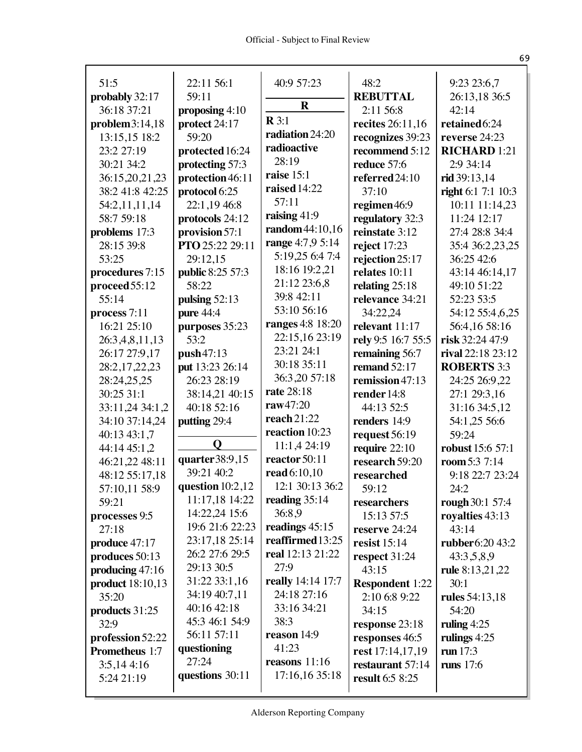51:5
**probably** 32:17 36:18 37:21
**problem** 3:14,18 13:15,15 18:2 23:2 27:19 30:21 34:2 36:15,20,21,23 38:2 41:8 42:25 54:2,11,11,14 58:7 59:18
**problems** 17:3 28:15 39:8 53:25
**procedures** 7:15
**proceed** 55:12 55:14
**process** 7:11 16:21 25:10 26:3,4,8,11,13 26:17 27:9,17 28:2,17,22,23 28:24,25,25 30:25 31:1 33:11,24 34:1,2 34:10 37:14,24 40:13 43:1,7 44:14 45:1,2 46:21,22 48:11 48:12 55:17,18 57:10,11 58:9 59:21
**processes** 9:5 27:18
**produce** 47:17
**produces** 50:13
**producing** 47:16
**product** 18:10,13 35:20
**products** 31:25 32:9
**profession** 52:22
**Prometheus** 1:7 3:5,14 4:16 5:24 21:19 22:11 56:1 59:11
**proposing** 4:10
**protect** 24:17 59:20
**protected** 16:24
**protecting** 57:3
**protection** 46:11
**protocol** 6:25 22:1,19 46:8
**protocols** 24:12
**provision** 57:1
**PTO** 25:22 29:11 29:12,15
**public** 8:25 57:3 58:22
**pulsing** 52:13
**pure** 44:4
**purposes** 35:23 53:2
**push** 47:13
**put** 13:23 26:14 26:23 28:19 38:14,21 40:15 40:18 52:16
**putting** 29:4

## Q

**quarter** 38:9,15 39:21 40:2
**question** 10:2,12 11:17,18 14:22 14:22,24 15:6 19:6 21:6 22:23 23:17,18 25:14 26:2 27:6 29:5 29:13 30:5 31:22 33:1,16 34:19 40:7,11 40:16 42:18 45:3 46:1 54:9 56:11 57:11
**questioning** 27:24
**questions** 30:11 40:9 57:23

## R

**R** 3:1
**radiation** 24:20
**radioactive** 28:19
**raise** 15:1
**raised** 14:22 57:11
**raising** 41:9
**random** 44:10,16
**range** 4:7,9 5:14 5:19,25 6:4 7:4 18:16 19:2,21 21:12 23:6,8 39:8 42:11 53:10 56:16
**ranges** 4:8 18:20 22:15,16 23:19 23:21 24:1 30:18 35:11 36:3,20 57:18
**rate** 28:18
**raw** 47:20
**reach** 21:22
**reaction** 10:23 11:1,4 24:19
**reactor** 50:11
**read** 6:10,10 12:1 30:13 36:2
**reading** 35:14 36:8,9
**readings** 45:15
**reaffirmed** 13:25
**real** 12:13 21:22 27:9
**really** 14:14 17:7 24:18 27:16 33:16 34:21 38:3
**reason** 14:9 41:23
**reasons** 11:16 17:16,16 35:18 48:2
**REBUTTAL** 2:11 56:8
**recites** 26:11,16
**recognizes** 39:23
**recommend** 5:12
**reduce** 57:6
**referred** 24:10 37:10
**regimen** 46:9
**regulatory** 32:3
**reinstate** 3:12
**reject** 17:23
**rejection** 25:17
**relates** 10:11
**relating** 25:18
**relevance** 34:21 34:22,24
**relevant** 11:17
**rely** 9:5 16:7 55:5
**remaining** 56:7
**remand** 52:17
**remission** 47:13
**render** 14:8 44:13 52:5
**renders** 14:9
**request** 56:19
**require** 22:10
**research** 59:20
**researched** 59:12
**researchers** 15:13 57:5
**reserve** 24:24
**resist** 15:14
**respect** 31:24 43:15
**Respondent** 1:22 2:10 6:8 9:22 34:15
**response** 23:18
**responses** 46:5
**rest** 17:14,17,19
**restaurant** 57:14
**result** 6:5 8:25 9:23 23:6,7 26:13,18 36:5 42:14
**retained** 6:24
**reverse** 24:23
**RICHARD** 1:21 2:9 34:14
**rid** 39:13,14
**right** 6:1 7:1 10:3 10:11 11:14,23 11:24 12:17 27:4 28:8 34:4 35:4 36:2,23,25 36:25 42:6 43:14 46:14,17 49:10 51:22 52:23 53:5 54:12 55:4,6,25 56:4,16 58:16
**risk** 32:24 47:9
**rival** 22:18 23:12
**ROBERTS** 3:3 24:25 26:9,22 27:1 29:3,16 31:16 34:5,12 54:1,25 56:6 59:24
**robust** 15:6 57:1
**room** 5:3 7:14 9:18 22:7 23:24 24:2
**rough** 30:1 57:4
**royalties** 43:13 43:14
**rubber** 6:20 43:2 43:3,5,8,9
**rule** 8:13,21,22 30:1
**rules** 54:13,18 54:20
**ruling** 4:25
**rulings** 4:25
**run** 17:3
**runs** 17:6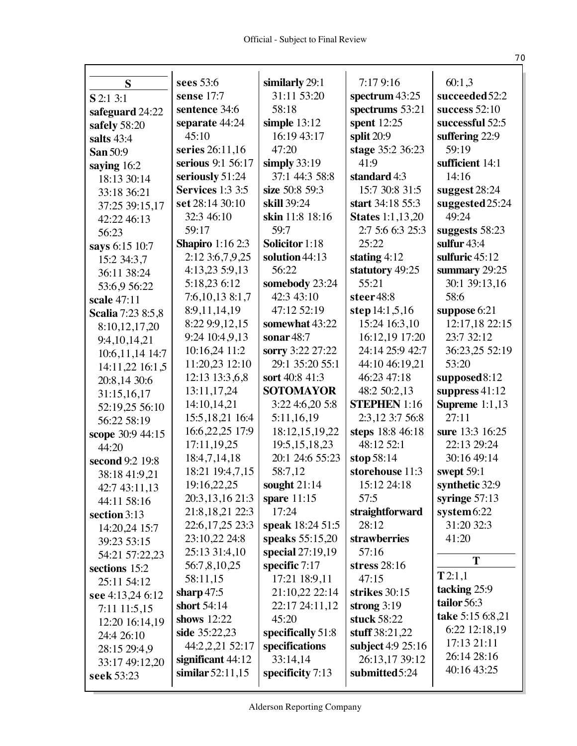## S

**S** 2:1 3:1
**safeguard** 24:22
**safely** 58:20
**salts** 43:4
**San** 50:9
**saying** 16:2 18:13 30:14 33:18 36:21 37:25 39:15,17 42:22 46:13 56:23
**says** 6:15 10:7 15:2 34:3,7 36:11 38:24 53:6,9 56:22
**scale** 47:11
**Scalia** 7:23 8:5,8 8:10,12,17,20 9:4,10,14,21 10:6,11,14 14:7 14:11,22 16:1,5 20:8,14 30:6 31:15,16,17 52:19,25 56:10 56:22 58:19
**scope** 30:9 44:15 44:20
**second** 9:2 19:8 38:18 41:9,21 42:7 43:11,13 44:11 58:16
**section** 3:13 14:20,24 15:7 39:23 53:15 54:21 57:22,23
**sections** 15:2 25:11 54:12
**see** 4:13,24 6:12 7:11 11:5,15 12:20 16:14,19 24:4 26:10 28:15 29:4,9 33:17 49:12,20
**seek** 53:23
**sees** 53:6
**sense** 17:7
**sentence** 34:6
**separate** 44:24 45:10
**series** 26:11,16
**serious** 9:1 56:17
**seriously** 51:24
**Services** 1:3 3:5
**set** 28:14 30:10 32:3 46:10 59:17
**Shapiro** 1:16 2:3 2:12 3:6,7,9,25 4:13,23 5:9,13 5:18,23 6:12 7:6,10,13 8:1,7 8:9,11,14,19 8:22 9:9,12,15 9:24 10:4,9,13 10:16,24 11:2 11:20,23 12:10 12:13 13:3,6,8 13:11,17,24 14:10,14,21 15:5,18,21 16:4 16:6,22,25 17:9 17:11,19,25 18:4,7,14,18 18:21 19:4,7,15 19:16,22,25 20:3,13,16 21:3 21:8,18,21 22:3 22:6,17,25 23:3 23:10,22 24:8 25:13 31:4,10 56:7,8,10,25 58:11,15
**sharp** 47:5
**short** 54:14
**shows** 12:22
**side** 35:22,23 44:2,2,21 52:17
**significant** 44:12
**similar** 52:11,15
**similarly** 29:1 31:11 53:20 58:18
**simple** 13:12 16:19 43:17 47:20
**simply** 33:19 37:1 44:3 58:8
**size** 50:8 59:3
**skill** 39:24
**skin** 11:8 18:16 59:7
**Solicitor** 1:18
**solution** 44:13 56:22
**somebody** 23:24 42:3 43:10 47:12 52:19
**somewhat** 43:22
**sonar** 48:7
**sorry** 3:22 27:22 29:1 35:20 55:1
**sort** 40:8 41:3
**SOTOMAYOR** 3:22 4:6,20 5:8 5:11,16,19 18:12,15,19,22 19:5,15,18,23 20:1 24:6 55:23 58:7,12
**sought** 21:14
**spare** 11:15 17:24
**speak** 18:24 51:5
**speaks** 55:15,20
**special** 27:19,19
**specific** 7:17 17:21 18:9,11 21:10,22 22:14 22:17 24:11,12 45:20
**specifically** 51:8
**specifications** 33:14,14
**specificity** 7:13
7:17 9:16
**spectrum** 43:25
**spectrums** 53:21
**spent** 12:25
**split** 20:9
**stage** 35:2 36:23 41:9
**standard** 4:3 15:7 30:8 31:5
**start** 34:18 55:3
**States** 1:1,13,20 2:7 5:6 6:3 25:3 25:22
**stating** 4:12
**statutory** 49:25 55:21
**steer** 48:8
**step** 14:1,5,16 15:24 16:3,10 16:12,19 17:20 24:14 25:9 42:7 44:10 46:19,21 46:23 47:18 48:2 50:2,13
**STEPHEN** 1:16 2:3,12 3:7 56:8
**steps** 18:8 46:18 48:12 52:1
**stop** 58:14
**storehouse** 11:3 15:12 24:18 57:5
**straightforward** 28:12
**strawberries** 57:16
**stress** 28:16 47:15
**strikes** 30:15
**strong** 3:19
**stuck** 58:22
**stuff** 38:21,22
**subject** 4:9 25:16 26:13,17 39:12
**submitted** 5:24
60:1,3
**succeeded** 52:2
**success** 52:10
**successful** 52:5
**suffering** 22:9 59:19
**sufficient** 14:1 14:16
**suggest** 28:24
**suggested** 25:24 49:24
**suggests** 58:23
**sulfur** 43:4
**sulfuric** 45:12
**summary** 29:25 30:1 39:13,16 58:6
**suppose** 6:21 12:17,18 22:15 23:7 32:12 36:23,25 52:19 53:20
**supposed** 8:12
**suppress** 41:12
**Supreme** 1:1,13 27:11
**sure** 13:3 16:25 22:13 29:24 30:16 49:14
**swept** 59:1
**synthetic** 32:9
**syringe** 57:13
**system** 6:22 31:20 32:3 41:20

## T

**T** 2:1,1
**tacking** 25:9
**tailor** 56:3
**take** 5:15 6:8,21 6:22 12:18,19 17:13 21:11 26:14 28:16 40:16 43:25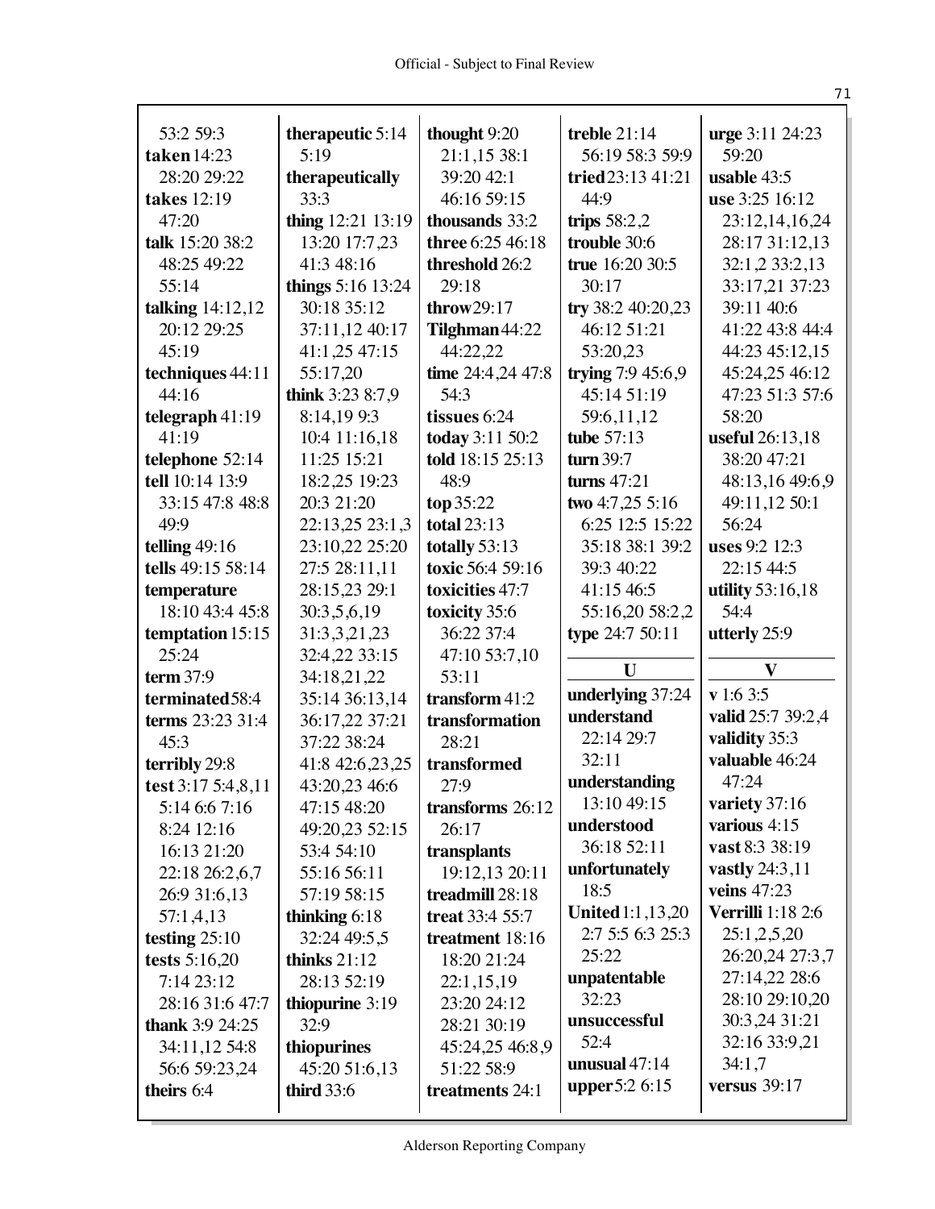53:2 59:3
**taken** 14:23 28:20 29:22
**takes** 12:19 47:20
**talk** 15:20 38:2 48:25 49:22 55:14
**talking** 14:12,12 20:12 29:25 45:19
**techniques** 44:11 44:16
**telegraph** 41:19 41:19
**telephone** 52:14
**tell** 10:14 13:9 33:15 47:8 48:8 49:9
**telling** 49:16
**tells** 49:15 58:14
**temperature** 18:10 43:4 45:8
**temptation** 15:15 25:24
**term** 37:9
**terminated** 58:4
**terms** 23:23 31:4 45:3
**terribly** 29:8
**test** 3:17 5:4,8,11 5:14 6:6 7:16 8:24 12:16 16:13 21:20 22:18 26:2,6,7 26:9 31:6,13 57:1,4,13
**testing** 25:10
**tests** 5:16,20 7:14 23:12 28:16 31:6 47:7
**thank** 3:9 24:25 34:11,12 54:8 56:6 59:23,24
**theirs** 6:4
**therapeutic** 5:14 5:19
**therapeutically** 33:3
**thing** 12:21 13:19 13:20 17:7,23 41:3 48:16
**things** 5:16 13:24 30:18 35:12 37:11,12 40:17 41:1,25 47:15 55:17,20
**think** 3:23 8:7,9 8:14,19 9:3 10:4 11:16,18 11:25 15:21 18:2,25 19:23 20:3 21:20 22:13,25 23:1,3 23:10,22 25:20 27:5 28:11,11 28:15,23 29:1 30:3,5,6,19 31:3,3,21,23 32:4,22 33:15 34:18,21,22 35:14 36:13,14 36:17,22 37:21 37:22 38:24 41:8 42:6,23,25 43:20,23 46:6 47:15 48:20 49:20,23 52:15 53:4 54:10 55:16 56:11 57:19 58:15
**thinking** 6:18 32:24 49:5,5
**thinks** 21:12 28:13 52:19
**thiopurine** 3:19 32:9
**thiopurines** 45:20 51:6,13
**third** 33:6
**thought** 9:20 21:1,15 38:1 39:20 42:1 46:16 59:15
**thousands** 33:2
**three** 6:25 46:18
**threshold** 26:2 29:18
**throw** 29:17
**Tilghman** 44:22 44:22,22
**time** 24:4,24 47:8 54:3
**tissues** 6:24
**today** 3:11 50:2
**told** 18:15 25:13 48:9
**top** 35:22
**total** 23:13
**totally** 53:13
**toxic** 56:4 59:16
**toxicities** 47:7
**toxicity** 35:6 36:22 37:4 47:10 53:7,10 53:11
**transform** 41:2
**transformation** 28:21
**transformed** 27:9
**transforms** 26:12 26:17
**transplants** 19:12,13 20:11
**treadmill** 28:18
**treat** 33:4 55:7
**treatment** 18:16 18:20 21:24 22:1,15,19 23:20 24:12 28:21 30:19 45:24,25 46:8,9 51:22 58:9
**treatments** 24:1
**treble** 21:14 56:19 58:3 59:9
**tried** 23:13 41:21 44:9
**trips** 58:2,2
**trouble** 30:6
**true** 16:20 30:5 30:17
**try** 38:2 40:20,23 46:12 51:21 53:20,23
**trying** 7:9 45:6,9 45:14 51:19 59:6,11,12
**tube** 57:13
**turn** 39:7
**turns** 47:21
**two** 4:7,25 5:16 6:25 12:5 15:22 35:18 38:1 39:2 39:3 40:22 41:15 46:5 55:16,20 58:2,2
**type** 24:7 50:11

## U

**underlying** 37:24
**understand** 22:14 29:7 32:11
**understanding** 13:10 49:15
**understood** 36:18 52:11
**unfortunately** 18:5
**United** 1:1,13,20 2:7 5:5 6:3 25:3 25:22
**unpatentable** 32:23
**unsuccessful** 52:4
**unusual** 47:14
**upper** 5:2 6:15
**urge** 3:11 24:23 59:20
**usable** 43:5
**use** 3:25 16:12 23:12,14,16,24 28:17 31:12,13 32:1,2 33:2,13 33:17,21 37:23 39:11 40:6 41:22 43:8 44:4 44:23 45:12,15 45:24,25 46:12 47:23 51:3 57:6 58:20
**useful** 26:13,18 38:20 47:21 48:13,16 49:6,9 49:11,12 50:1 56:24
**uses** 9:2 12:3 22:15 44:5
**utility** 53:16,18 54:4
**utterly** 25:9

## V

**v** 1:6 3:5
**valid** 25:7 39:2,4
**validity** 35:3
**valuable** 46:24 47:24
**variety** 37:16
**various** 4:15
**vast** 8:3 38:19
**vastly** 24:3,11
**veins** 47:23
**Verrilli** 1:18 2:6 25:1,2,5,20 26:20,24 27:3,7 27:14,22 28:6 28:10 29:10,20 30:3,24 31:21 32:16 33:9,21 34:1,7
**versus** 39:17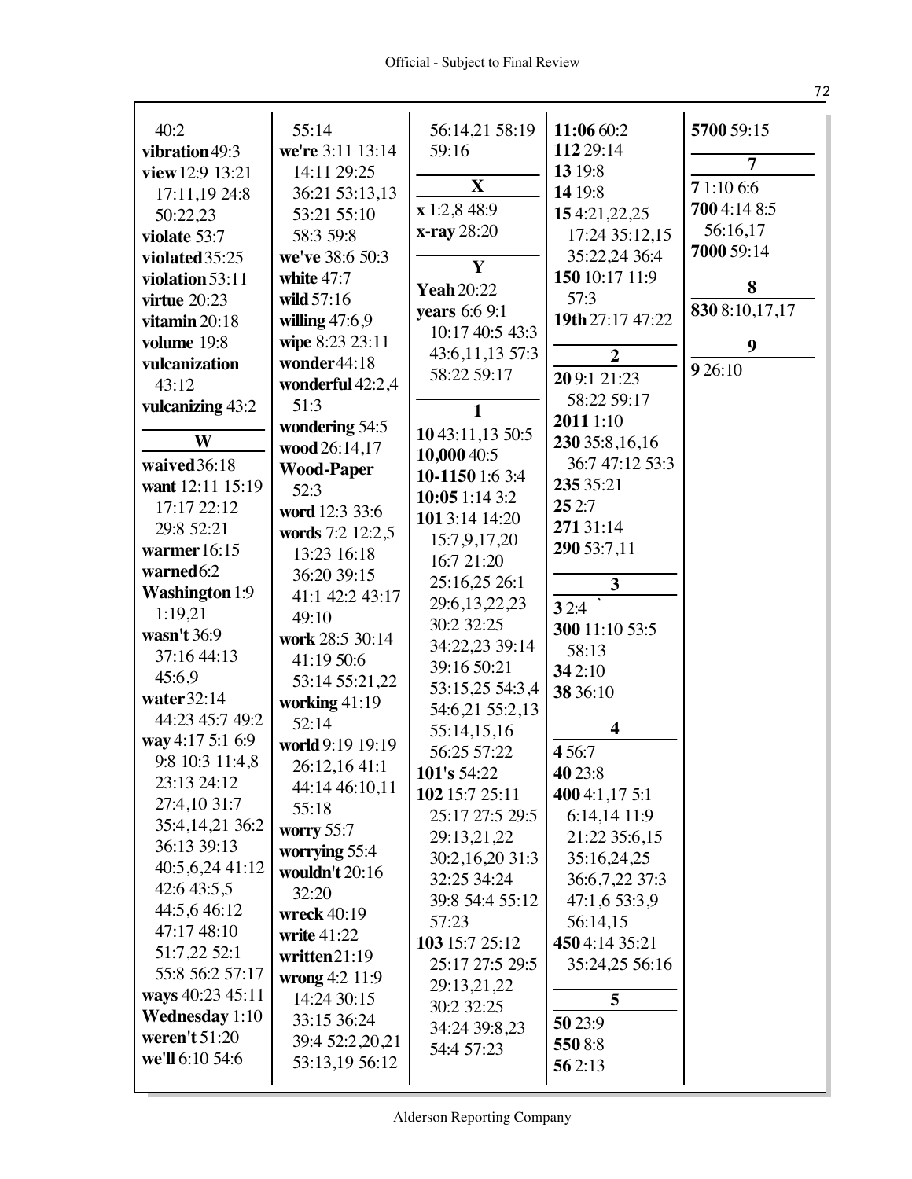40:2
**vibration** 49:3
**view** 12:9 13:21 17:11,19 24:8 50:22,23
**violate** 53:7
**violated** 35:25
**violation** 53:11
**virtue** 20:23
**vitamin** 20:18
**volume** 19:8
**vulcanization** 43:12
**vulcanizing** 43:2

**W**

**waived** 36:18
**want** 12:11 15:19 17:17 22:12 29:8 52:21
**warmer** 16:15
**warned** 6:2
**Washington** 1:9 1:19,21
**wasn't** 36:9 37:16 44:13 45:6,9
**water** 32:14 44:23 45:7 49:2
**way** 4:17 5:1 6:9 9:8 10:3 11:4,8 23:13 24:12 27:4,10 31:7 35:4,14,21 36:2 36:13 39:13 40:5,6,24 41:12 42:6 43:5,5 44:5,6 46:12 47:17 48:10 51:7,22 52:1 55:8 56:2 57:17
**ways** 40:23 45:11
**Wednesday** 1:10
**weren't** 51:20
**we'll** 6:10 54:6
55:14
**we're** 3:11 13:14 14:11 29:25 36:21 53:13,13 53:21 55:10 58:3 59:8
**we've** 38:6 50:3
**white** 47:7
**wild** 57:16
**willing** 47:6,9
**wipe** 8:23 23:11
**wonder** 44:18
**wonderful** 42:2,4 51:3
**wondering** 54:5
**wood** 26:14,17
**Wood-Paper** 52:3
**word** 12:3 33:6
**words** 7:2 12:2,5 13:23 16:18 36:20 39:15 41:1 42:2 43:17 49:10
**work** 28:5 30:14 41:19 50:6 53:14 55:21,22
**working** 41:19 52:14
**world** 9:19 19:19 26:12,16 41:1 44:14 46:10,11 55:18
**worry** 55:7
**worrying** 55:4
**wouldn't** 20:16 32:20
**wreck** 40:19
**write** 41:22
**written** 21:19
**wrong** 4:2 11:9 14:24 30:15 33:15 36:24 39:4 52:2,20,21 53:13,19 56:12
56:14,21 58:19 59:16

**X**

**x** 1:2,8 48:9
**x-ray** 28:20

**Y**

**Yeah** 20:22
**years** 6:6 9:1 10:17 40:5 43:3 43:6,11,13 57:3 58:22 59:17

**1**

**10** 43:11,13 50:5
**10,000** 40:5
**10-1150** 1:6 3:4
**10:05** 1:14 3:2
**101** 3:14 14:20 15:7,9,17,20 16:7 21:20 25:16,25 26:1 29:6,13,22,23 30:2 32:25 34:22,23 39:14 39:16 50:21 53:15,25 54:3,4 54:6,21 55:2,13 55:14,15,16 56:25 57:22
**101's** 54:22
**102** 15:7 25:11 25:17 27:5 29:5 29:13,21,22 30:2,16,20 31:3 32:25 34:24 39:8 54:4 55:12 57:23
**103** 15:7 25:12 25:17 27:5 29:5 29:13,21,22 30:2 32:25 34:24 39:8,23 54:4 57:23
**11:06** 60:2
**112** 29:14
**13** 19:8
**14** 19:8
**15** 4:21,22,25 17:24 35:12,15 35:22,24 36:4
**150** 10:17 11:9 57:3
**19th** 27:17 47:22

**2**

**20** 9:1 21:23 58:22 59:17
**2011** 1:10
**230** 35:8,16,16 36:7 47:12 53:3
**235** 35:21
**25** 2:7
**271** 31:14
**290** 53:7,11

**3**

**3** 2:4
**300** 11:10 53:5 58:13
**34** 2:10
**38** 36:10

**4**

**4** 56:7
**40** 23:8
**400** 4:1,17 5:1 6:14,14 11:9 21:22 35:6,15 35:16,24,25 36:6,7,22 37:3 47:1,6 53:3,9 56:14,15
**450** 4:14 35:21 35:24,25 56:16

**5**

**50** 23:9
**550** 8:8
**56** 2:13
**5700** 59:15

**7**

**7** 1:10 6:6
**700** 4:14 8:5 56:16,17
**7000** 59:14

**8**

**830** 8:10,17,17

**9**

**9** 26:10